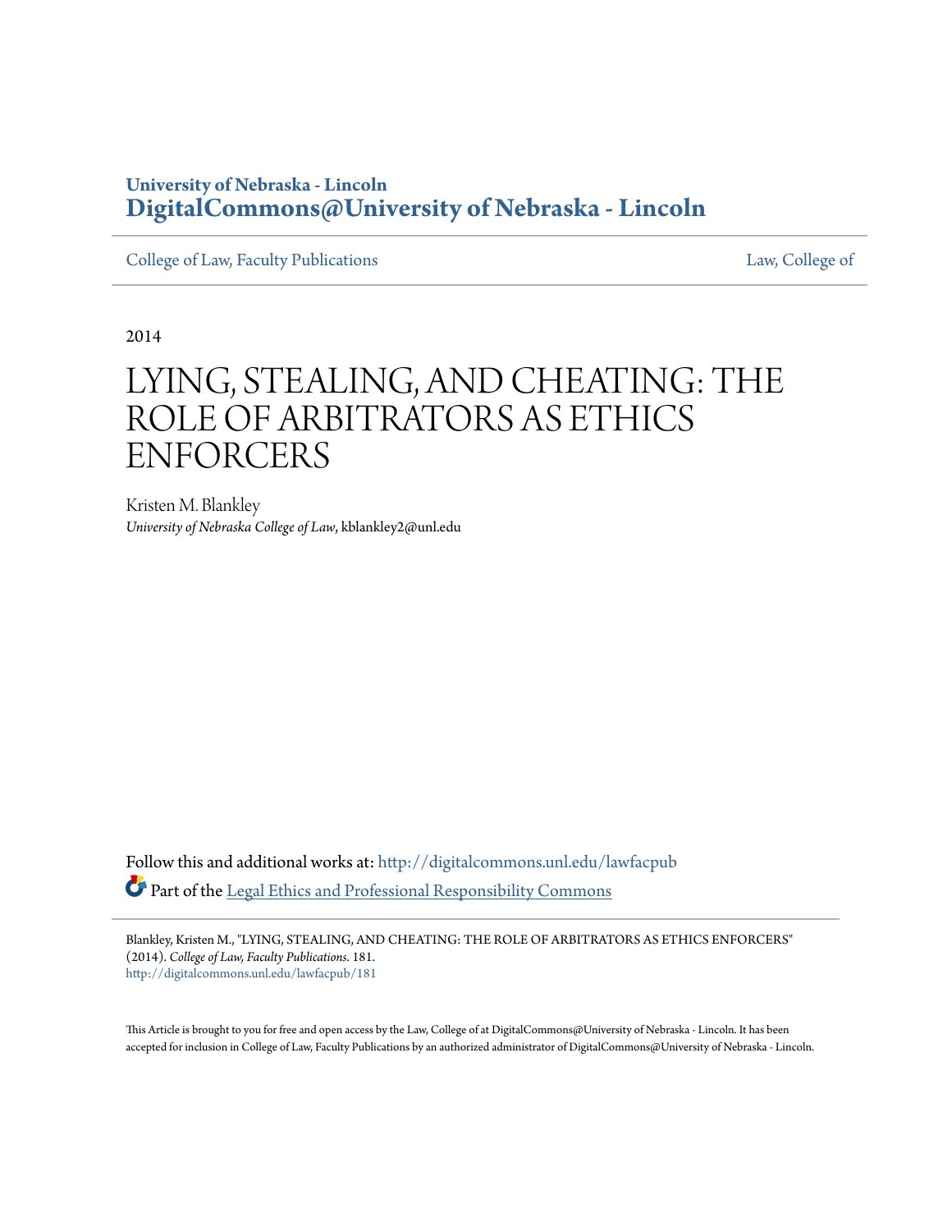University of Nebraska - Lincoln
**DigitalCommons@University of Nebraska - Lincoln**

College of Law, Faculty Publications | Law, College of

2014

# LYING, STEALING, AND CHEATING: THE ROLE OF ARBITRATORS AS ETHICS ENFORCERS

Kristen M. Blankley
*University of Nebraska College of Law*, kblankley2@unl.edu

Follow this and additional works at: http://digitalcommons.unl.edu/lawfacpub

Part of the Legal Ethics and Professional Responsibility Commons

Blankley, Kristen M., "LYING, STEALING, AND CHEATING: THE ROLE OF ARBITRATORS AS ETHICS ENFORCERS" (2014). *College of Law, Faculty Publications*. 181.
http://digitalcommons.unl.edu/lawfacpub/181

This Article is brought to you for free and open access by the Law, College of at DigitalCommons@University of Nebraska - Lincoln. It has been accepted for inclusion in College of Law, Faculty Publications by an authorized administrator of DigitalCommons@University of Nebraska - Lincoln.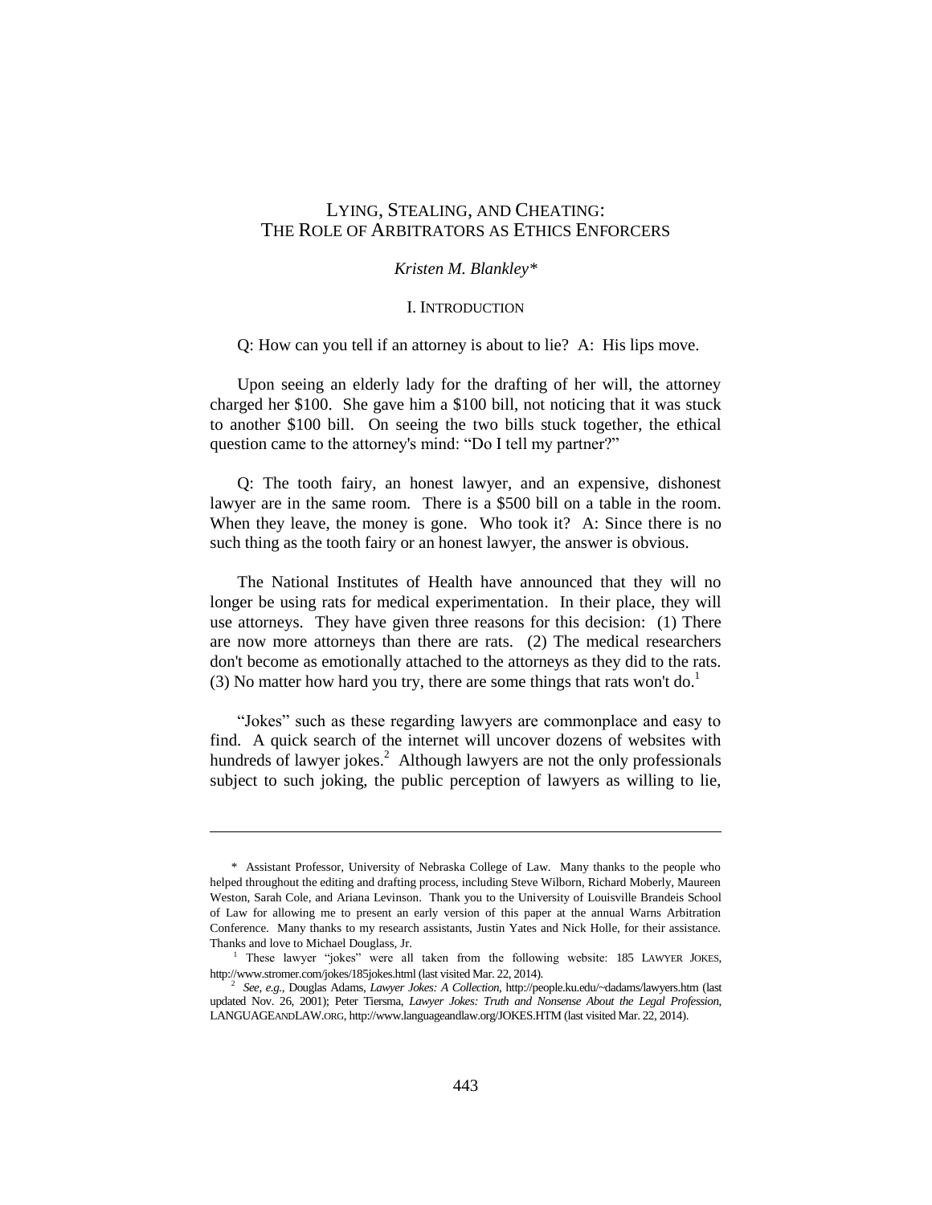# LYING, STEALING, AND CHEATING: THE ROLE OF ARBITRATORS AS ETHICS ENFORCERS

*Kristen M. Blankley**

## I. INTRODUCTION

Q: How can you tell if an attorney is about to lie? A: His lips move.

Upon seeing an elderly lady for the drafting of her will, the attorney charged her $100. She gave him a $100 bill, not noticing that it was stuck to another $100 bill. On seeing the two bills stuck together, the ethical question came to the attorney's mind: "Do I tell my partner?"

Q: The tooth fairy, an honest lawyer, and an expensive, dishonest lawyer are in the same room. There is a $500 bill on a table in the room. When they leave, the money is gone. Who took it? A: Since there is no such thing as the tooth fairy or an honest lawyer, the answer is obvious.

The National Institutes of Health have announced that they will no longer be using rats for medical experimentation. In their place, they will use attorneys. They have given three reasons for this decision: (1) There are now more attorneys than there are rats. (2) The medical researchers don't become as emotionally attached to the attorneys as they did to the rats. (3) No matter how hard you try, there are some things that rats won't do.[1]

"Jokes" such as these regarding lawyers are commonplace and easy to find. A quick search of the internet will uncover dozens of websites with hundreds of lawyer jokes.[2] Although lawyers are not the only professionals subject to such joking, the public perception of lawyers as willing to lie,

---

\* Assistant Professor, University of Nebraska College of Law. Many thanks to the people who helped throughout the editing and drafting process, including Steve Wilborn, Richard Moberly, Maureen Weston, Sarah Cole, and Ariana Levinson. Thank you to the University of Louisville Brandeis School of Law for allowing me to present an early version of this paper at the annual Warns Arbitration Conference. Many thanks to my research assistants, Justin Yates and Nick Holle, for their assistance. Thanks and love to Michael Douglass, Jr.

[1] These lawyer "jokes" were all taken from the following website: 185 LAWYER JOKES, http://www.stromer.com/jokes/185jokes.html (last visited Mar. 22, 2014).

[2] *See, e.g.*, Douglas Adams, *Lawyer Jokes: A Collection*, http://people.ku.edu/~dadams/lawyers.htm (last updated Nov. 26, 2001); Peter Tiersma, *Lawyer Jokes: Truth and Nonsense About the Legal Profession*, LANGUAGEANDLAW.ORG, http://www.languageandlaw.org/JOKES.HTM (last visited Mar. 22, 2014).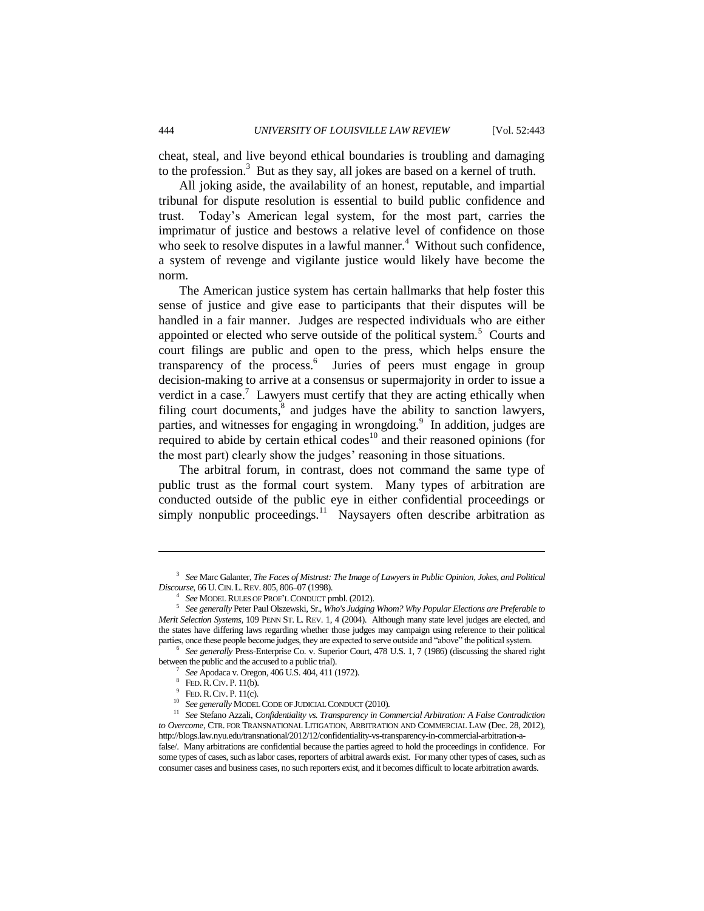cheat, steal, and live beyond ethical boundaries is troubling and damaging to the profession.[3] But as they say, all jokes are based on a kernel of truth.

All joking aside, the availability of an honest, reputable, and impartial tribunal for dispute resolution is essential to build public confidence and trust. Today's American legal system, for the most part, carries the imprimatur of justice and bestows a relative level of confidence on those who seek to resolve disputes in a lawful manner.[4] Without such confidence, a system of revenge and vigilante justice would likely have become the norm.

The American justice system has certain hallmarks that help foster this sense of justice and give ease to participants that their disputes will be handled in a fair manner. Judges are respected individuals who are either appointed or elected who serve outside of the political system.[5] Courts and court filings are public and open to the press, which helps ensure the transparency of the process.[6] Juries of peers must engage in group decision-making to arrive at a consensus or supermajority in order to issue a verdict in a case.[7] Lawyers must certify that they are acting ethically when filing court documents,[8] and judges have the ability to sanction lawyers, parties, and witnesses for engaging in wrongdoing.[9] In addition, judges are required to abide by certain ethical codes[10] and their reasoned opinions (for the most part) clearly show the judges' reasoning in those situations.

The arbitral forum, in contrast, does not command the same type of public trust as the formal court system. Many types of arbitration are conducted outside of the public eye in either confidential proceedings or simply nonpublic proceedings.[11] Naysayers often describe arbitration as

---

[3] *See* Marc Galanter, *The Faces of Mistrust: The Image of Lawyers in Public Opinion, Jokes, and Political Discourse*, 66 U. CIN. L. REV. 805, 806–07 (1998).

[4] *See* MODEL RULES OF PROF'L CONDUCT pmbl. (2012).

[5] *See generally* Peter Paul Olszewski, Sr., *Who's Judging Whom? Why Popular Elections are Preferable to Merit Selection Systems*, 109 PENN ST. L. REV. 1, 4 (2004). Although many state level judges are elected, and the states have differing laws regarding whether those judges may campaign using reference to their political parties, once these people become judges, they are expected to serve outside and "above" the political system.

[6] *See generally* Press-Enterprise Co. v. Superior Court, 478 U.S. 1, 7 (1986) (discussing the shared right between the public and the accused to a public trial).

[7] *See* Apodaca v. Oregon, 406 U.S. 404, 411 (1972).

[8] FED. R. CIV. P. 11(b).

[9] FED. R. CIV. P. 11(c).

[10] *See generally* MODEL CODE OF JUDICIAL CONDUCT (2010).

[11] *See* Stefano Azzali, *Confidentiality vs. Transparency in Commercial Arbitration: A False Contradiction to Overcome*, CTR. FOR TRANSNATIONAL LITIGATION, ARBITRATION AND COMMERCIAL LAW (Dec. 28, 2012), http://blogs.law.nyu.edu/transnational/2012/12/confidentiality-vs-transparency-in-commercial-arbitration-a-false/. Many arbitrations are confidential because the parties agreed to hold the proceedings in confidence. For some types of cases, such as labor cases, reporters of arbitral awards exist. For many other types of cases, such as consumer cases and business cases, no such reporters exist, and it becomes difficult to locate arbitration awards.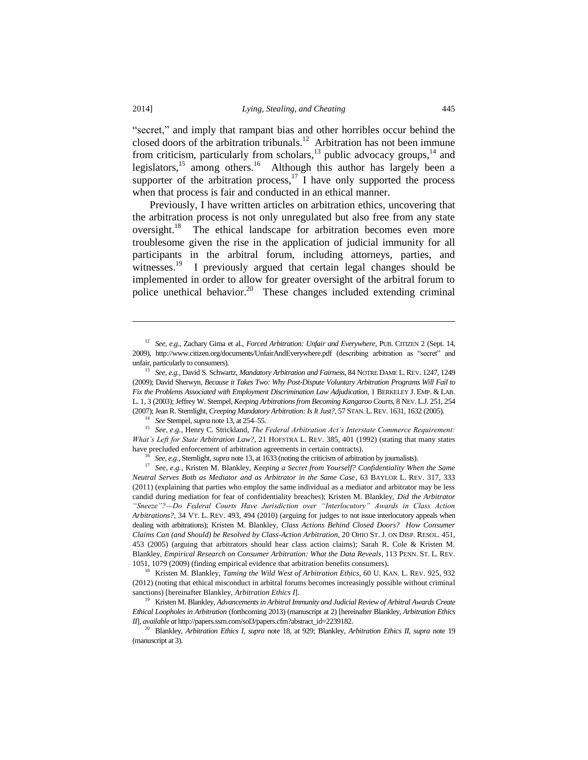"secret," and imply that rampant bias and other horribles occur behind the closed doors of the arbitration tribunals.[12] Arbitration has not been immune from criticism, particularly from scholars,[13] public advocacy groups,[14] and legislators,[15] among others.[16] Although this author has largely been a supporter of the arbitration process,[17] I have only supported the process when that process is fair and conducted in an ethical manner.

Previously, I have written articles on arbitration ethics, uncovering that the arbitration process is not only unregulated but also free from any state oversight.[18] The ethical landscape for arbitration becomes even more troublesome given the rise in the application of judicial immunity for all participants in the arbitral forum, including attorneys, parties, and witnesses.[19] I previously argued that certain legal changes should be implemented in order to allow for greater oversight of the arbitral forum to police unethical behavior.[20] These changes included extending criminal

---

[12] *See, e.g.*, Zachary Gima et al., *Forced Arbitration: Unfair and Everywhere*, PUB. CITIZEN 2 (Sept. 14, 2009), http://www.citizen.org/documents/UnfairAndEverywhere.pdf (describing arbitration as "secret" and unfair, particularly to consumers).

[13] *See, e.g.*, David S. Schwartz, *Mandatory Arbitration and Fairness*, 84 NOTRE DAME L. REV. 1247, 1249 (2009); David Sherwyn, *Because it Takes Two: Why Post-Dispute Voluntary Arbitration Programs Will Fail to Fix the Problems Associated with Employment Discrimination Law Adjudication*, 1 BERKELEY J. EMP. & LAB. L. 1, 3 (2003); Jeffrey W. Stempel, *Keeping Arbitrations from Becoming Kangaroo Courts*, 8 NEV. L.J. 251, 254 (2007); Jean R. Sternlight, *Creeping Mandatory Arbitration: Is It Just?*, 57 STAN. L. REV. 1631, 1632 (2005).

[14] *See* Stempel, *supra* note 13, at 254–55.

[15] *See, e.g.*, Henry C. Strickland, *The Federal Arbitration Act's Interstate Commerce Requirement: What's Left for State Arbitration Law?*, 21 HOFSTRA L. REV. 385, 401 (1992) (stating that many states have precluded enforcement of arbitration agreements in certain contracts).

[16] *See, e.g.*, Sternlight, *supra* note 13, at 1633 (noting the criticism of arbitration by journalists).

[17] *See, e.g.*, Kristen M. Blankley, *Keeping a Secret from Yourself? Confidentiality When the Same Neutral Serves Both as Mediator and as Arbitrator in the Same Case*, 63 BAYLOR L. REV. 317, 333 (2011) (explaining that parties who employ the same individual as a mediator and arbitrator may be less candid during mediation for fear of confidentiality breaches); Kristen M. Blankley, *Did the Arbitrator "Sneeze"?—Do Federal Courts Have Jurisdiction over "Interlocutory" Awards in Class Action Arbitrations?*, 34 VT. L. REV. 493, 494 (2010) (arguing for judges to not issue interlocutory appeals when dealing with arbitrations); Kristen M. Blankley, *Class Actions Behind Closed Doors? How Consumer Claims Can (and Should) be Resolved by Class-Action Arbitration*, 20 OHIO ST. J. ON DISP. RESOL. 451, 453 (2005) (arguing that arbitrators should hear class action claims); Sarah R. Cole & Kristen M. Blankley, *Empirical Research on Consumer Arbitration: What the Data Reveals*, 113 PENN. ST. L. REV. 1051, 1079 (2009) (finding empirical evidence that arbitration benefits consumers).

[18] Kristen M. Blankley, *Taming the Wild West of Arbitration Ethics*, 60 U. KAN. L. REV. 925, 932 (2012) (noting that ethical misconduct in arbitral forums becomes increasingly possible without criminal sanctions) [hereinafter Blankley, *Arbitration Ethics I*].

[19] Kristen M. Blankley, *Advancements in Arbitral Immunity and Judicial Review of Arbitral Awards Create Ethical Loopholes in Arbitration* (forthcoming 2013) (manuscript at 2) [hereinafter Blankley, *Arbitration Ethics II*], *available at* http://papers.ssrn.com/sol3/papers.cfm?abstract_id=2239182.

[20] Blankley, *Arbitration Ethics I*, *supra* note 18, at 929; Blankley, *Arbitration Ethics II*, *supra* note 19 (manuscript at 3).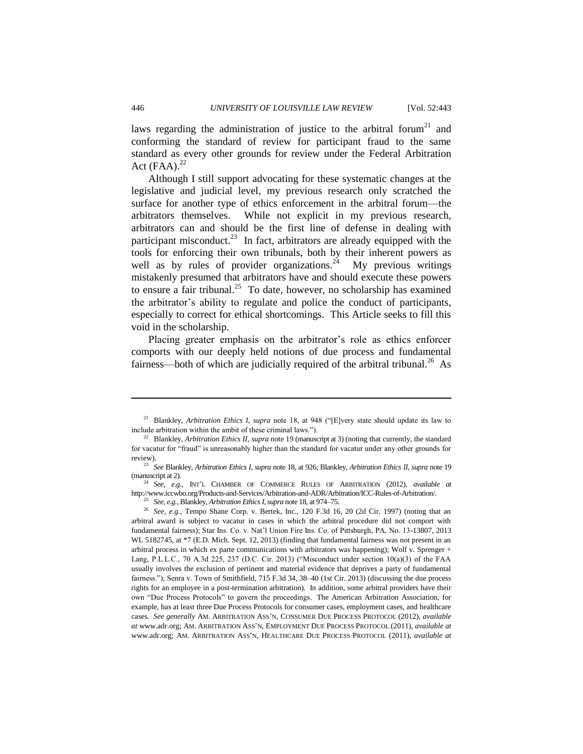laws regarding the administration of justice to the arbitral forum[21] and conforming the standard of review for participant fraud to the same standard as every other grounds for review under the Federal Arbitration Act (FAA).[22]

Although I still support advocating for these systematic changes at the legislative and judicial level, my previous research only scratched the surface for another type of ethics enforcement in the arbitral forum—the arbitrators themselves. While not explicit in my previous research, arbitrators can and should be the first line of defense in dealing with participant misconduct.[23] In fact, arbitrators are already equipped with the tools for enforcing their own tribunals, both by their inherent powers as well as by rules of provider organizations.[24] My previous writings mistakenly presumed that arbitrators have and should execute these powers to ensure a fair tribunal.[25] To date, however, no scholarship has examined the arbitrator's ability to regulate and police the conduct of participants, especially to correct for ethical shortcomings. This Article seeks to fill this void in the scholarship.

Placing greater emphasis on the arbitrator's role as ethics enforcer comports with our deeply held notions of due process and fundamental fairness—both of which are judicially required of the arbitral tribunal.[26] As

---

[21] Blankley, *Arbitration Ethics I*, *supra* note 18, at 948 ("[E]very state should update its law to include arbitration within the ambit of these criminal laws.").

[22] Blankley, *Arbitration Ethics II*, *supra* note 19 (manuscript at 3) (noting that currently, the standard for vacatur for "fraud" is unreasonably higher than the standard for vacatur under any other grounds for review).

[23] *See* Blankley, *Arbitration Ethics I*, *supra* note 18, at 926; Blankley, *Arbitration Ethics II*, *supra* note 19 (manuscript at 2).

[24] *See, e.g.*, INT'L CHAMBER OF COMMERCE RULES OF ARBITRATION (2012), *available at* http://www.iccwbo.org/Products-and-Services/Arbitration-and-ADR/Arbitration/ICC-Rules-of-Arbitration/.

[25] *See, e.g.*, Blankley, *Arbitration Ethics I*, *supra* note 18, at 974–75.

[26] *See, e.g.*, Tempo Shane Corp. v. Bertek, Inc., 120 F.3d 16, 20 (2d Cir. 1997) (noting that an arbitral award is subject to vacatur in cases in which the arbitral procedure did not comport with fundamental fairness); Star Ins. Co. v. Nat'l Union Fire Ins. Co. of Pittsburgh, PA, No. 13-13807, 2013 WL 5182745, at *7 (E.D. Mich. Sept. 12, 2013) (finding that fundamental fairness was not present in an arbitral process in which ex parte communications with arbitrators was happening); Wolf v. Sprenger + Lang, P.L.L.C., 70 A.3d 225, 237 (D.C. Cir. 2013) ("Misconduct under section 10(a)(3) of the FAA usually involves the exclusion of pertinent and material evidence that deprives a party of fundamental fairness."); Senra v. Town of Smithfield, 715 F.3d 34, 38–40 (1st Cir. 2013) (discussing the due process rights for an employee in a post-termination arbitration). In addition, some arbitral providers have their own "Due Process Protocols" to govern the proceedings. The American Arbitration Association, for example, has at least three Due Process Protocols for consumer cases, employment cases, and healthcare cases. *See generally* AM. ARBITRATION ASS'N, CONSUMER DUE PROCESS PROTOCOL (2012), *available at* www.adr.org; AM. ARBITRATION ASS'N, EMPLOYMENT DUE PROCESS PROTOCOL (2011), *available at* www.adr.org; AM. ARBITRATION ASS'N, HEALTHCARE DUE PROCESS PROTOCOL (2011), *available at*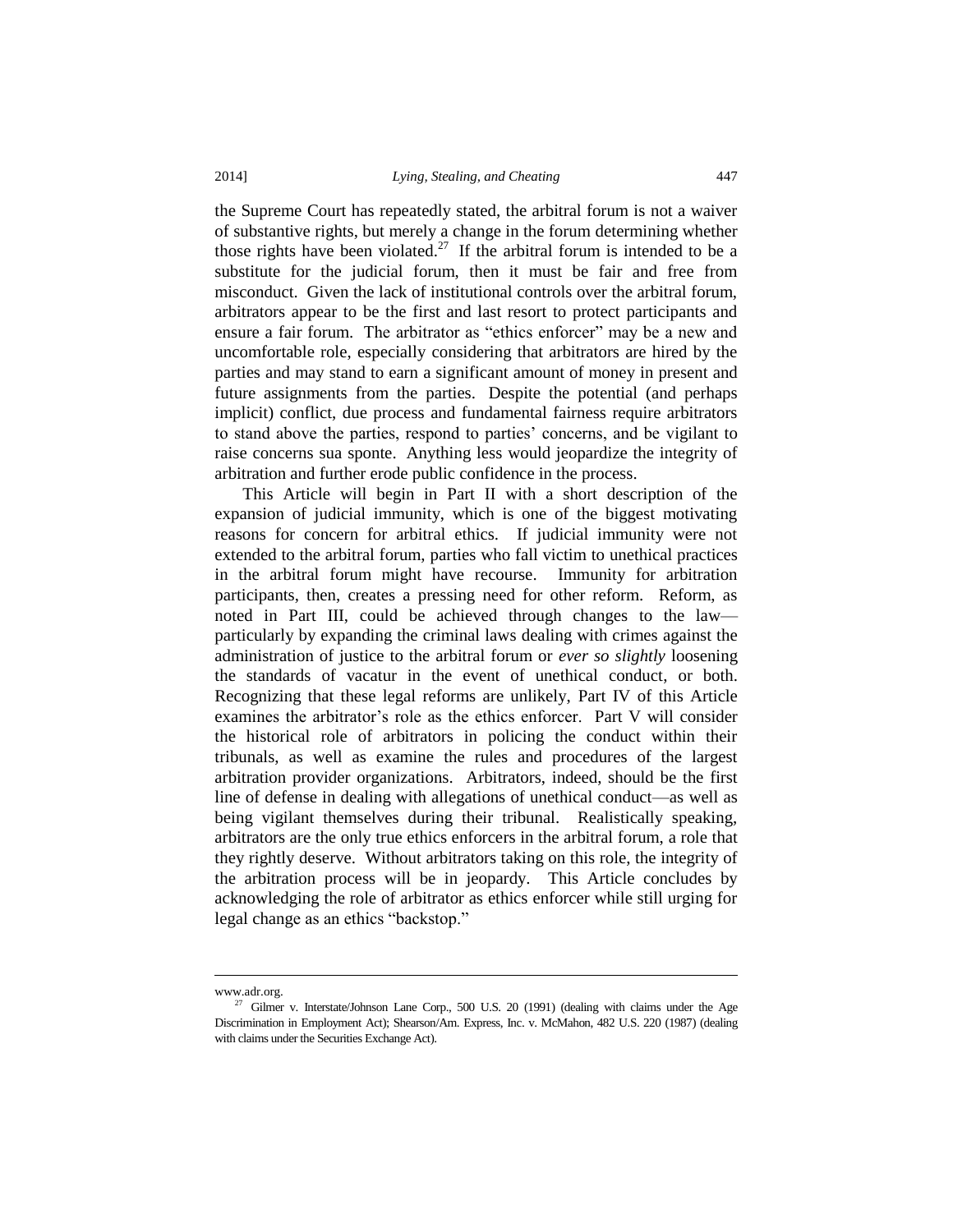the Supreme Court has repeatedly stated, the arbitral forum is not a waiver of substantive rights, but merely a change in the forum determining whether those rights have been violated.[27] If the arbitral forum is intended to be a substitute for the judicial forum, then it must be fair and free from misconduct. Given the lack of institutional controls over the arbitral forum, arbitrators appear to be the first and last resort to protect participants and ensure a fair forum. The arbitrator as "ethics enforcer" may be a new and uncomfortable role, especially considering that arbitrators are hired by the parties and may stand to earn a significant amount of money in present and future assignments from the parties. Despite the potential (and perhaps implicit) conflict, due process and fundamental fairness require arbitrators to stand above the parties, respond to parties' concerns, and be vigilant to raise concerns sua sponte. Anything less would jeopardize the integrity of arbitration and further erode public confidence in the process.

This Article will begin in Part II with a short description of the expansion of judicial immunity, which is one of the biggest motivating reasons for concern for arbitral ethics. If judicial immunity were not extended to the arbitral forum, parties who fall victim to unethical practices in the arbitral forum might have recourse. Immunity for arbitration participants, then, creates a pressing need for other reform. Reform, as noted in Part III, could be achieved through changes to the law—particularly by expanding the criminal laws dealing with crimes against the administration of justice to the arbitral forum or *ever so slightly* loosening the standards of vacatur in the event of unethical conduct, or both. Recognizing that these legal reforms are unlikely, Part IV of this Article examines the arbitrator's role as the ethics enforcer. Part V will consider the historical role of arbitrators in policing the conduct within their tribunals, as well as examine the rules and procedures of the largest arbitration provider organizations. Arbitrators, indeed, should be the first line of defense in dealing with allegations of unethical conduct—as well as being vigilant themselves during their tribunal. Realistically speaking, arbitrators are the only true ethics enforcers in the arbitral forum, a role that they rightly deserve. Without arbitrators taking on this role, the integrity of the arbitration process will be in jeopardy. This Article concludes by acknowledging the role of arbitrator as ethics enforcer while still urging for legal change as an ethics "backstop."

---

www.adr.org.

[27] Gilmer v. Interstate/Johnson Lane Corp., 500 U.S. 20 (1991) (dealing with claims under the Age Discrimination in Employment Act); Shearson/Am. Express, Inc. v. McMahon, 482 U.S. 220 (1987) (dealing with claims under the Securities Exchange Act).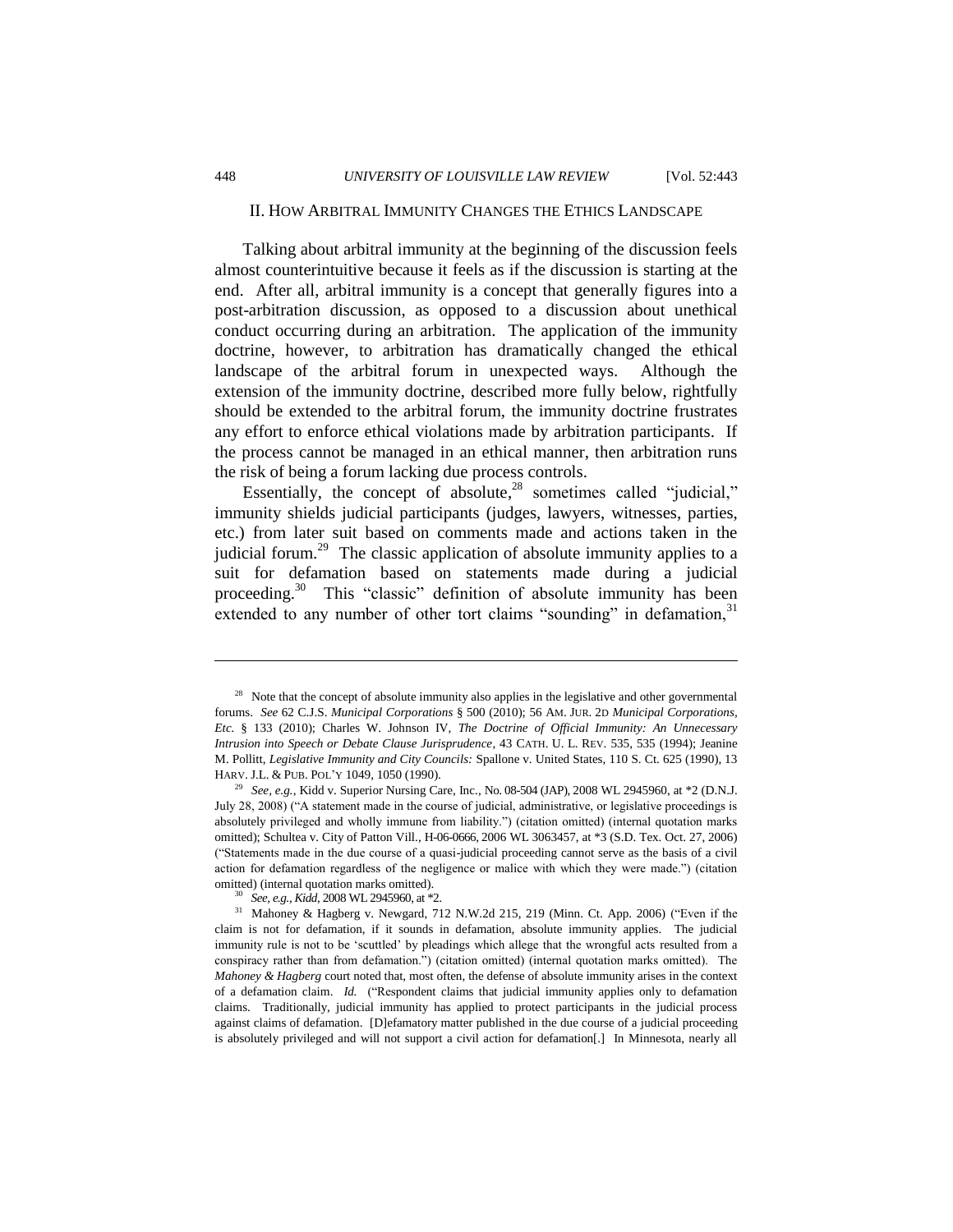## II. How Arbitral Immunity Changes the Ethics Landscape

Talking about arbitral immunity at the beginning of the discussion feels almost counterintuitive because it feels as if the discussion is starting at the end. After all, arbitral immunity is a concept that generally figures into a post-arbitration discussion, as opposed to a discussion about unethical conduct occurring during an arbitration. The application of the immunity doctrine, however, to arbitration has dramatically changed the ethical landscape of the arbitral forum in unexpected ways. Although the extension of the immunity doctrine, described more fully below, rightfully should be extended to the arbitral forum, the immunity doctrine frustrates any effort to enforce ethical violations made by arbitration participants. If the process cannot be managed in an ethical manner, then arbitration runs the risk of being a forum lacking due process controls.

Essentially, the concept of absolute,[28] sometimes called "judicial," immunity shields judicial participants (judges, lawyers, witnesses, parties, etc.) from later suit based on comments made and actions taken in the judicial forum.[29] The classic application of absolute immunity applies to a suit for defamation based on statements made during a judicial proceeding.[30] This "classic" definition of absolute immunity has been extended to any number of other tort claims "sounding" in defamation,[31]

---

[28] Note that the concept of absolute immunity also applies in the legislative and other governmental forums. *See* 62 C.J.S. *Municipal Corporations* § 500 (2010); 56 AM. JUR. 2D *Municipal Corporations, Etc.* § 133 (2010); Charles W. Johnson IV, *The Doctrine of Official Immunity: An Unnecessary Intrusion into Speech or Debate Clause Jurisprudence*, 43 CATH. U. L. REV. 535, 535 (1994); Jeanine M. Pollitt, *Legislative Immunity and City Councils:* Spallone v. United States, 110 S. Ct. 625 (1990), 13 HARV. J.L. & PUB. POL'Y 1049, 1050 (1990).

[29] *See, e.g.*, Kidd v. Superior Nursing Care, Inc., No. 08-504 (JAP), 2008 WL 2945960, at *2 (D.N.J. July 28, 2008) ("A statement made in the course of judicial, administrative, or legislative proceedings is absolutely privileged and wholly immune from liability.") (citation omitted) (internal quotation marks omitted); Schultea v. City of Patton Vill., H-06-0666, 2006 WL 3063457, at *3 (S.D. Tex. Oct. 27, 2006) ("Statements made in the due course of a quasi-judicial proceeding cannot serve as the basis of a civil action for defamation regardless of the negligence or malice with which they were made.") (citation omitted) (internal quotation marks omitted).

[30] *See, e.g.*, *Kidd*, 2008 WL 2945960, at *2.

[31] Mahoney & Hagberg v. Newgard, 712 N.W.2d 215, 219 (Minn. Ct. App. 2006) ("Even if the claim is not for defamation, if it sounds in defamation, absolute immunity applies. The judicial immunity rule is not to be 'scuttled' by pleadings which allege that the wrongful acts resulted from a conspiracy rather than from defamation.") (citation omitted) (internal quotation marks omitted). The *Mahoney & Hagberg* court noted that, most often, the defense of absolute immunity arises in the context of a defamation claim. *Id.* ("Respondent claims that judicial immunity applies only to defamation claims. Traditionally, judicial immunity has applied to protect participants in the judicial process against claims of defamation. [D]efamatory matter published in the due course of a judicial proceeding is absolutely privileged and will not support a civil action for defamation[.] In Minnesota, nearly all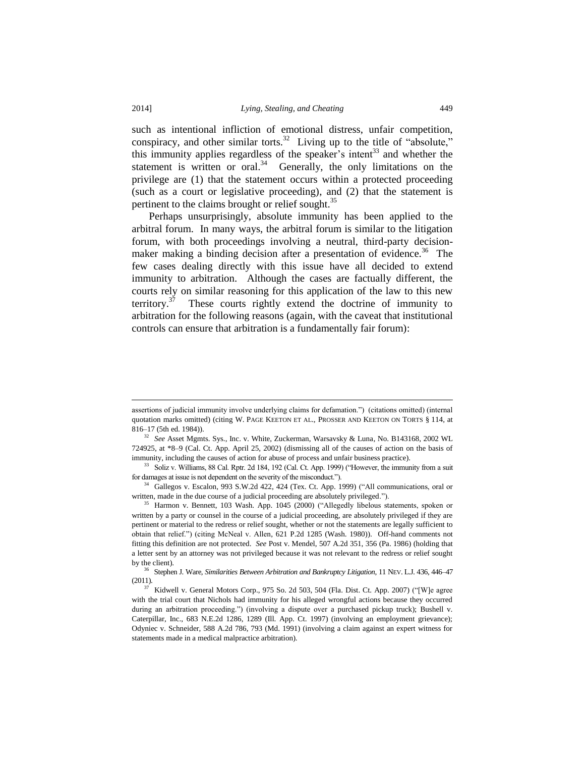such as intentional infliction of emotional distress, unfair competition, conspiracy, and other similar torts.[32] Living up to the title of "absolute," this immunity applies regardless of the speaker's intent[33] and whether the statement is written or oral.[34] Generally, the only limitations on the privilege are (1) that the statement occurs within a protected proceeding (such as a court or legislative proceeding), and (2) that the statement is pertinent to the claims brought or relief sought.[35]

Perhaps unsurprisingly, absolute immunity has been applied to the arbitral forum. In many ways, the arbitral forum is similar to the litigation forum, with both proceedings involving a neutral, third-party decision-maker making a binding decision after a presentation of evidence.[36] The few cases dealing directly with this issue have all decided to extend immunity to arbitration. Although the cases are factually different, the courts rely on similar reasoning for this application of the law to this new territory.[37] These courts rightly extend the doctrine of immunity to arbitration for the following reasons (again, with the caveat that institutional controls can ensure that arbitration is a fundamentally fair forum):

---

assertions of judicial immunity involve underlying claims for defamation.") (citations omitted) (internal quotation marks omitted) (citing W. PAGE KEETON ET AL., PROSSER AND KEETON ON TORTS § 114, at 816–17 (5th ed. 1984)).

[32] *See* Asset Mgmts. Sys., Inc. v. White, Zuckerman, Warsavsky & Luna, No. B143168, 2002 WL 724925, at *8–9 (Cal. Ct. App. April 25, 2002) (dismissing all of the causes of action on the basis of immunity, including the causes of action for abuse of process and unfair business practice).

[33] Soliz v. Williams, 88 Cal. Rptr. 2d 184, 192 (Cal. Ct. App. 1999) ("However, the immunity from a suit for damages at issue is not dependent on the severity of the misconduct.").

[34] Gallegos v. Escalon, 993 S.W.2d 422, 424 (Tex. Ct. App. 1999) ("All communications, oral or written, made in the due course of a judicial proceeding are absolutely privileged.").

[35] Harmon v. Bennett, 103 Wash. App. 1045 (2000) ("Allegedly libelous statements, spoken or written by a party or counsel in the course of a judicial proceeding, are absolutely privileged if they are pertinent or material to the redress or relief sought, whether or not the statements are legally sufficient to obtain that relief.") (citing McNeal v. Allen, 621 P.2d 1285 (Wash. 1980)). Off-hand comments not fitting this definition are not protected. *See* Post v. Mendel, 507 A.2d 351, 356 (Pa. 1986) (holding that a letter sent by an attorney was not privileged because it was not relevant to the redress or relief sought by the client).

[36] Stephen J. Ware, *Similarities Between Arbitration and Bankruptcy Litigation*, 11 NEV. L.J. 436, 446–47 (2011).

[37] Kidwell v. General Motors Corp., 975 So. 2d 503, 504 (Fla. Dist. Ct. App. 2007) ("[W]e agree with the trial court that Nichols had immunity for his alleged wrongful actions because they occurred during an arbitration proceeding.") (involving a dispute over a purchased pickup truck); Bushell v. Caterpillar, Inc., 683 N.E.2d 1286, 1289 (Ill. App. Ct. 1997) (involving an employment grievance); Odyniec v. Schneider, 588 A.2d 786, 793 (Md. 1991) (involving a claim against an expert witness for statements made in a medical malpractice arbitration).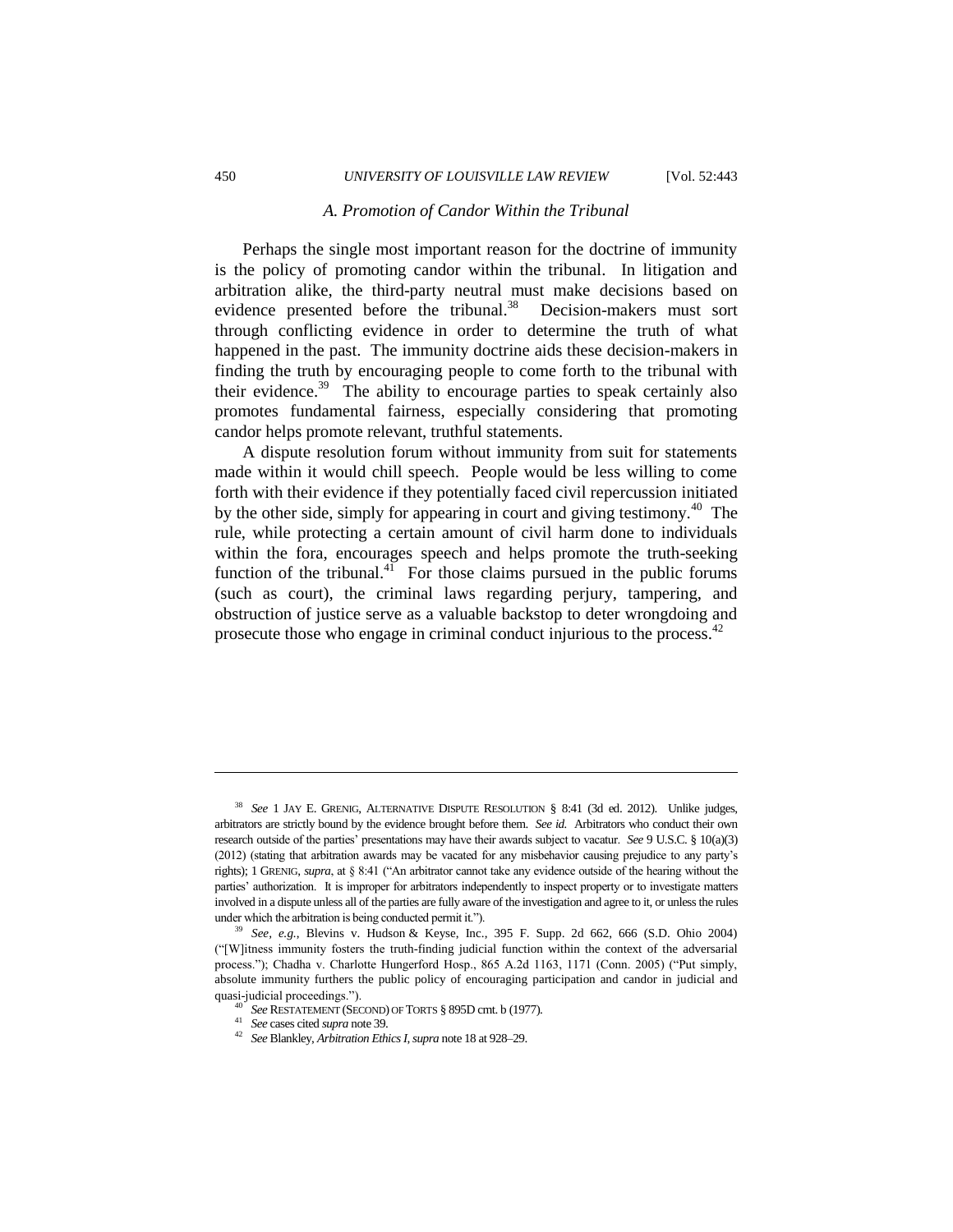### *A. Promotion of Candor Within the Tribunal*

Perhaps the single most important reason for the doctrine of immunity is the policy of promoting candor within the tribunal. In litigation and arbitration alike, the third-party neutral must make decisions based on evidence presented before the tribunal.[38] Decision-makers must sort through conflicting evidence in order to determine the truth of what happened in the past. The immunity doctrine aids these decision-makers in finding the truth by encouraging people to come forth to the tribunal with their evidence.[39] The ability to encourage parties to speak certainly also promotes fundamental fairness, especially considering that promoting candor helps promote relevant, truthful statements.

A dispute resolution forum without immunity from suit for statements made within it would chill speech. People would be less willing to come forth with their evidence if they potentially faced civil repercussion initiated by the other side, simply for appearing in court and giving testimony.[40] The rule, while protecting a certain amount of civil harm done to individuals within the fora, encourages speech and helps promote the truth-seeking function of the tribunal.[41] For those claims pursued in the public forums (such as court), the criminal laws regarding perjury, tampering, and obstruction of justice serve as a valuable backstop to deter wrongdoing and prosecute those who engage in criminal conduct injurious to the process.[42]

---

[38] *See* 1 JAY E. GRENIG, ALTERNATIVE DISPUTE RESOLUTION § 8:41 (3d ed. 2012). Unlike judges, arbitrators are strictly bound by the evidence brought before them. *See id.* Arbitrators who conduct their own research outside of the parties' presentations may have their awards subject to vacatur. *See* 9 U.S.C. § 10(a)(3) (2012) (stating that arbitration awards may be vacated for any misbehavior causing prejudice to any party's rights); 1 GRENIG, *supra*, at § 8:41 ("An arbitrator cannot take any evidence outside of the hearing without the parties' authorization. It is improper for arbitrators independently to inspect property or to investigate matters involved in a dispute unless all of the parties are fully aware of the investigation and agree to it, or unless the rules under which the arbitration is being conducted permit it.").

[39] *See, e.g.*, Blevins v. Hudson & Keyse, Inc., 395 F. Supp. 2d 662, 666 (S.D. Ohio 2004) ("[W]itness immunity fosters the truth-finding judicial function within the context of the adversarial process."); Chadha v. Charlotte Hungerford Hosp., 865 A.2d 1163, 1171 (Conn. 2005) ("Put simply, absolute immunity furthers the public policy of encouraging participation and candor in judicial and quasi-judicial proceedings.").

[40] *See* RESTATEMENT (SECOND) OF TORTS § 895D cmt. b (1977).

[41] *See* cases cited *supra* note 39.

[42] *See* Blankley, *Arbitration Ethics I*, *supra* note 18 at 928–29.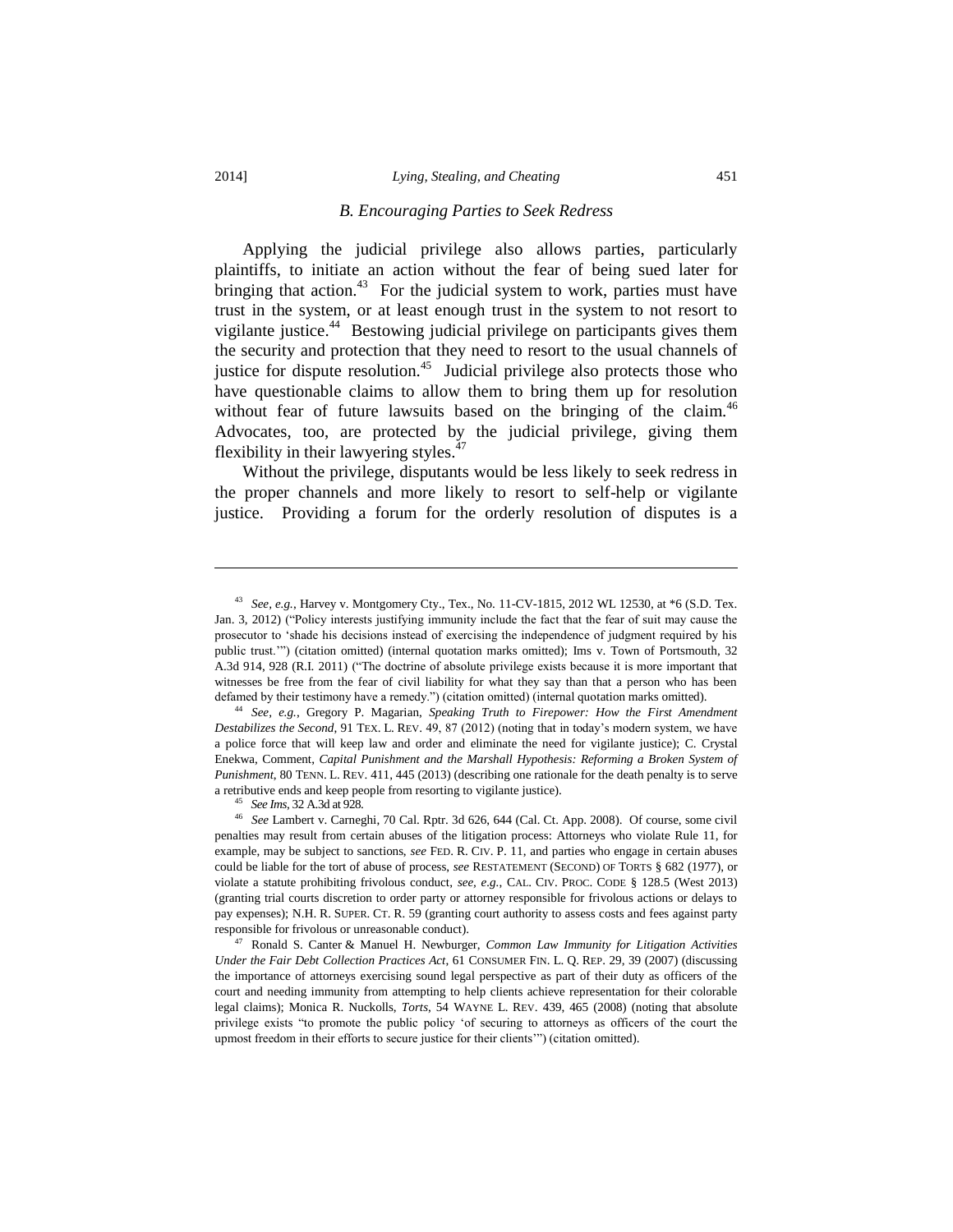### *B. Encouraging Parties to Seek Redress*

Applying the judicial privilege also allows parties, particularly plaintiffs, to initiate an action without the fear of being sued later for bringing that action.[43] For the judicial system to work, parties must have trust in the system, or at least enough trust in the system to not resort to vigilante justice.[44] Bestowing judicial privilege on participants gives them the security and protection that they need to resort to the usual channels of justice for dispute resolution.[45] Judicial privilege also protects those who have questionable claims to allow them to bring them up for resolution without fear of future lawsuits based on the bringing of the claim.[46] Advocates, too, are protected by the judicial privilege, giving them flexibility in their lawyering styles.[47]

Without the privilege, disputants would be less likely to seek redress in the proper channels and more likely to resort to self-help or vigilante justice. Providing a forum for the orderly resolution of disputes is a

---

[43] *See, e.g.*, Harvey v. Montgomery Cty., Tex., No. 11-CV-1815, 2012 WL 12530, at *6 (S.D. Tex. Jan. 3, 2012) ("Policy interests justifying immunity include the fact that the fear of suit may cause the prosecutor to 'shade his decisions instead of exercising the independence of judgment required by his public trust.'") (citation omitted) (internal quotation marks omitted); Ims v. Town of Portsmouth, 32 A.3d 914, 928 (R.I. 2011) ("The doctrine of absolute privilege exists because it is more important that witnesses be free from the fear of civil liability for what they say than that a person who has been defamed by their testimony have a remedy.") (citation omitted) (internal quotation marks omitted).

[44] *See, e.g.*, Gregory P. Magarian, *Speaking Truth to Firepower: How the First Amendment Destabilizes the Second*, 91 TEX. L. REV. 49, 87 (2012) (noting that in today's modern system, we have a police force that will keep law and order and eliminate the need for vigilante justice); C. Crystal Enekwa, Comment, *Capital Punishment and the Marshall Hypothesis: Reforming a Broken System of Punishment*, 80 TENN. L. REV. 411, 445 (2013) (describing one rationale for the death penalty is to serve a retributive ends and keep people from resorting to vigilante justice).

[45] *See Ims*, 32 A.3d at 928.

[46] *See* Lambert v. Carneghi, 70 Cal. Rptr. 3d 626, 644 (Cal. Ct. App. 2008). Of course, some civil penalties may result from certain abuses of the litigation process: Attorneys who violate Rule 11, for example, may be subject to sanctions, *see* FED. R. CIV. P. 11, and parties who engage in certain abuses could be liable for the tort of abuse of process, *see* RESTATEMENT (SECOND) OF TORTS § 682 (1977), or violate a statute prohibiting frivolous conduct, *see, e.g.*, CAL. CIV. PROC. CODE § 128.5 (West 2013) (granting trial courts discretion to order party or attorney responsible for frivolous actions or delays to pay expenses); N.H. R. SUPER. CT. R. 59 (granting court authority to assess costs and fees against party responsible for frivolous or unreasonable conduct).

[47] Ronald S. Canter & Manuel H. Newburger, *Common Law Immunity for Litigation Activities Under the Fair Debt Collection Practices Act*, 61 CONSUMER FIN. L. Q. REP. 29, 39 (2007) (discussing the importance of attorneys exercising sound legal perspective as part of their duty as officers of the court and needing immunity from attempting to help clients achieve representation for their colorable legal claims); Monica R. Nuckolls, *Torts*, 54 WAYNE L. REV. 439, 465 (2008) (noting that absolute privilege exists "to promote the public policy 'of securing to attorneys as officers of the court the upmost freedom in their efforts to secure justice for their clients'") (citation omitted).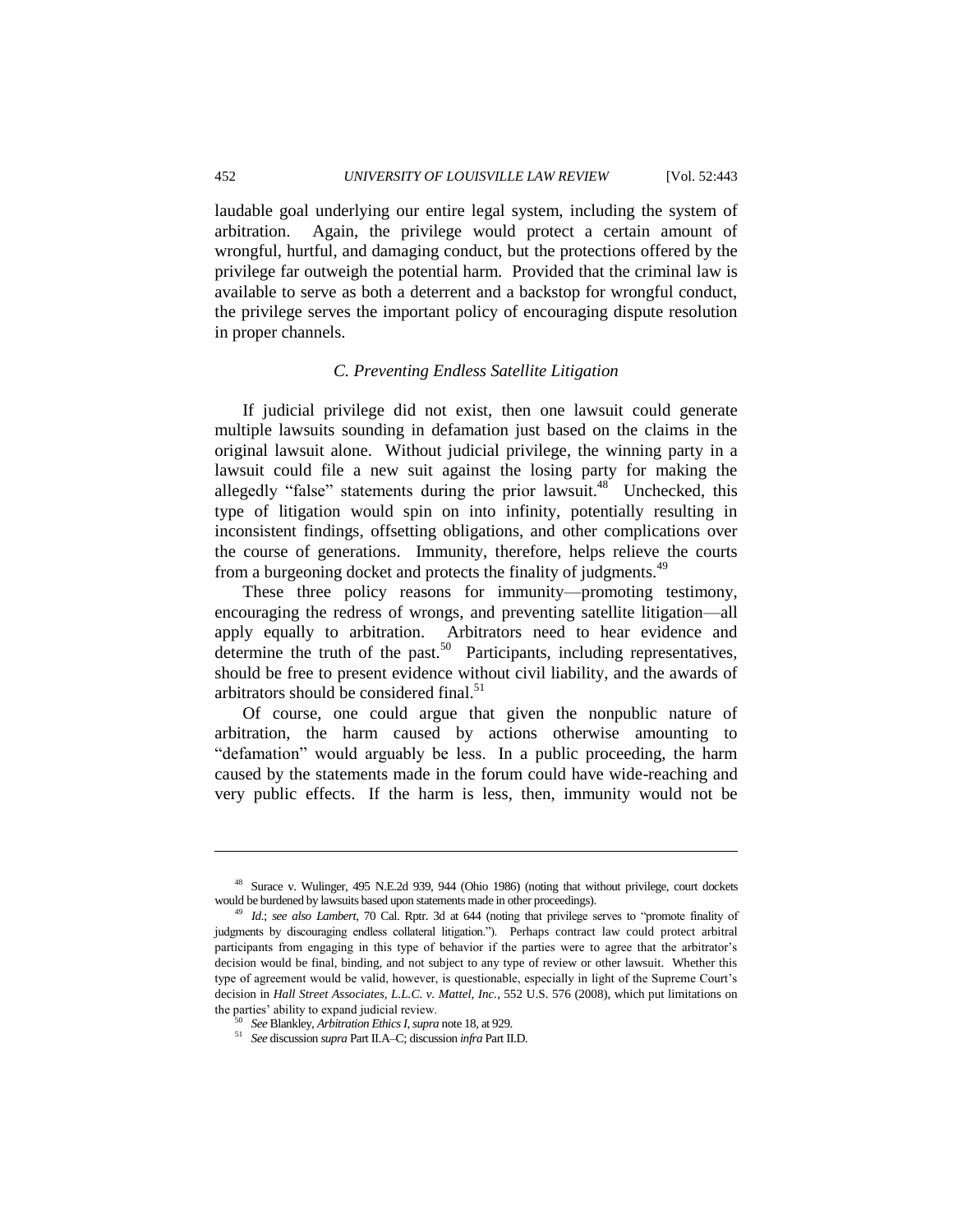laudable goal underlying our entire legal system, including the system of arbitration. Again, the privilege would protect a certain amount of wrongful, hurtful, and damaging conduct, but the protections offered by the privilege far outweigh the potential harm. Provided that the criminal law is available to serve as both a deterrent and a backstop for wrongful conduct, the privilege serves the important policy of encouraging dispute resolution in proper channels.

### *C. Preventing Endless Satellite Litigation*

If judicial privilege did not exist, then one lawsuit could generate multiple lawsuits sounding in defamation just based on the claims in the original lawsuit alone. Without judicial privilege, the winning party in a lawsuit could file a new suit against the losing party for making the allegedly "false" statements during the prior lawsuit.[48] Unchecked, this type of litigation would spin on into infinity, potentially resulting in inconsistent findings, offsetting obligations, and other complications over the course of generations. Immunity, therefore, helps relieve the courts from a burgeoning docket and protects the finality of judgments.[49]

These three policy reasons for immunity—promoting testimony, encouraging the redress of wrongs, and preventing satellite litigation—all apply equally to arbitration. Arbitrators need to hear evidence and determine the truth of the past.[50] Participants, including representatives, should be free to present evidence without civil liability, and the awards of arbitrators should be considered final.[51]

Of course, one could argue that given the nonpublic nature of arbitration, the harm caused by actions otherwise amounting to "defamation" would arguably be less. In a public proceeding, the harm caused by the statements made in the forum could have wide-reaching and very public effects. If the harm is less, then, immunity would not be

---

[48] Surace v. Wulinger, 495 N.E.2d 939, 944 (Ohio 1986) (noting that without privilege, court dockets would be burdened by lawsuits based upon statements made in other proceedings).

[49] *Id.*; *see also Lambert*, 70 Cal. Rptr. 3d at 644 (noting that privilege serves to "promote finality of judgments by discouraging endless collateral litigation."). Perhaps contract law could protect arbitral participants from engaging in this type of behavior if the parties were to agree that the arbitrator's decision would be final, binding, and not subject to any type of review or other lawsuit. Whether this type of agreement would be valid, however, is questionable, especially in light of the Supreme Court's decision in *Hall Street Associates, L.L.C. v. Mattel, Inc.*, 552 U.S. 576 (2008), which put limitations on the parties' ability to expand judicial review.

[50] *See* Blankley, *Arbitration Ethics I*, *supra* note 18, at 929.

[51] *See* discussion *supra* Part II.A–C; discussion *infra* Part II.D.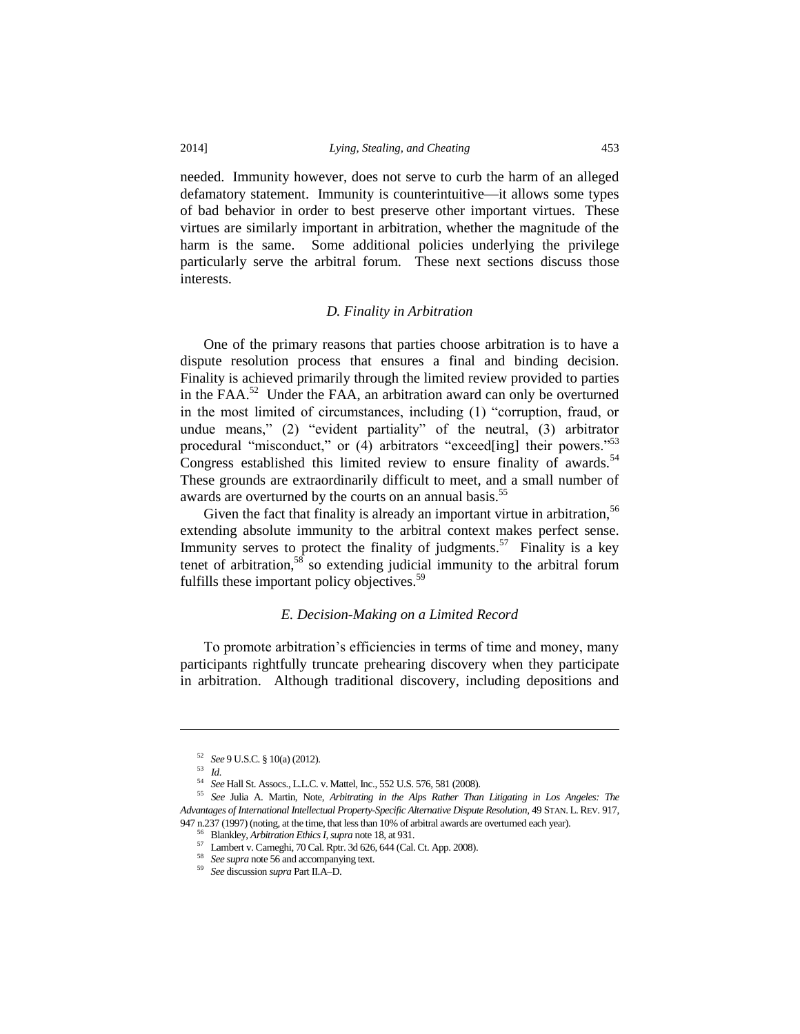needed. Immunity however, does not serve to curb the harm of an alleged defamatory statement. Immunity is counterintuitive—it allows some types of bad behavior in order to best preserve other important virtues. These virtues are similarly important in arbitration, whether the magnitude of the harm is the same. Some additional policies underlying the privilege particularly serve the arbitral forum. These next sections discuss those interests.

### *D. Finality in Arbitration*

One of the primary reasons that parties choose arbitration is to have a dispute resolution process that ensures a final and binding decision. Finality is achieved primarily through the limited review provided to parties in the FAA.[52] Under the FAA, an arbitration award can only be overturned in the most limited of circumstances, including (1) "corruption, fraud, or undue means," (2) "evident partiality" of the neutral, (3) arbitrator procedural "misconduct," or (4) arbitrators "exceed[ing] their powers."[53] Congress established this limited review to ensure finality of awards.[54] These grounds are extraordinarily difficult to meet, and a small number of awards are overturned by the courts on an annual basis.[55]

Given the fact that finality is already an important virtue in arbitration,[56] extending absolute immunity to the arbitral context makes perfect sense. Immunity serves to protect the finality of judgments.[57] Finality is a key tenet of arbitration,[58] so extending judicial immunity to the arbitral forum fulfills these important policy objectives.[59]

### *E. Decision-Making on a Limited Record*

To promote arbitration's efficiencies in terms of time and money, many participants rightfully truncate prehearing discovery when they participate in arbitration. Although traditional discovery, including depositions and

---

[52] *See* 9 U.S.C. § 10(a) (2012).

[53] *Id.*

[54] *See* Hall St. Assocs., L.L.C. v. Mattel, Inc., 552 U.S. 576, 581 (2008).

[55] *See* Julia A. Martin, Note, *Arbitrating in the Alps Rather Than Litigating in Los Angeles: The Advantages of International Intellectual Property-Specific Alternative Dispute Resolution*, 49 STAN. L. REV. 917, 947 n.237 (1997) (noting, at the time, that less than 10% of arbitral awards are overturned each year).

[56] Blankley, *Arbitration Ethics I*, *supra* note 18, at 931.

[57] Lambert v. Carneghi, 70 Cal. Rptr. 3d 626, 644 (Cal. Ct. App. 2008).

[58] *See supra* note 56 and accompanying text.

[59] *See* discussion *supra* Part II.A–D.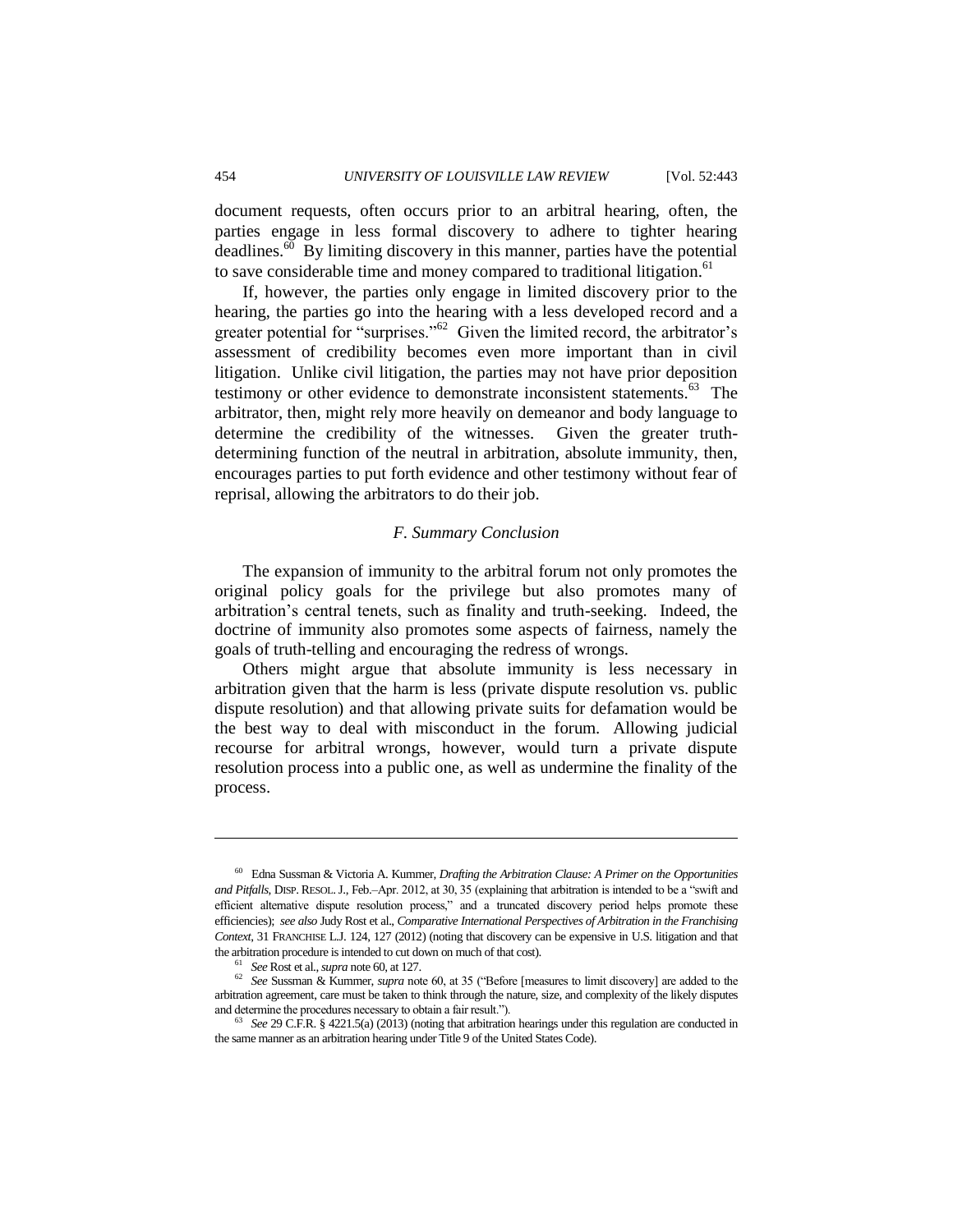document requests, often occurs prior to an arbitral hearing, often, the parties engage in less formal discovery to adhere to tighter hearing deadlines.[60] By limiting discovery in this manner, parties have the potential to save considerable time and money compared to traditional litigation.[61]

If, however, the parties only engage in limited discovery prior to the hearing, the parties go into the hearing with a less developed record and a greater potential for "surprises."[62] Given the limited record, the arbitrator's assessment of credibility becomes even more important than in civil litigation. Unlike civil litigation, the parties may not have prior deposition testimony or other evidence to demonstrate inconsistent statements.[63] The arbitrator, then, might rely more heavily on demeanor and body language to determine the credibility of the witnesses. Given the greater truth-determining function of the neutral in arbitration, absolute immunity, then, encourages parties to put forth evidence and other testimony without fear of reprisal, allowing the arbitrators to do their job.

### *F. Summary Conclusion*

The expansion of immunity to the arbitral forum not only promotes the original policy goals for the privilege but also promotes many of arbitration's central tenets, such as finality and truth-seeking. Indeed, the doctrine of immunity also promotes some aspects of fairness, namely the goals of truth-telling and encouraging the redress of wrongs.

Others might argue that absolute immunity is less necessary in arbitration given that the harm is less (private dispute resolution vs. public dispute resolution) and that allowing private suits for defamation would be the best way to deal with misconduct in the forum. Allowing judicial recourse for arbitral wrongs, however, would turn a private dispute resolution process into a public one, as well as undermine the finality of the process.

---

[60] Edna Sussman & Victoria A. Kummer, *Drafting the Arbitration Clause: A Primer on the Opportunities and Pitfalls*, DISP. RESOL. J., Feb.–Apr. 2012, at 30, 35 (explaining that arbitration is intended to be a "swift and efficient alternative dispute resolution process," and a truncated discovery period helps promote these efficiencies); *see also* Judy Rost et al., *Comparative International Perspectives of Arbitration in the Franchising Context*, 31 FRANCHISE L.J. 124, 127 (2012) (noting that discovery can be expensive in U.S. litigation and that the arbitration procedure is intended to cut down on much of that cost).

[61] *See* Rost et al., *supra* note 60, at 127.

[62] *See* Sussman & Kummer, *supra* note 60, at 35 ("Before [measures to limit discovery] are added to the arbitration agreement, care must be taken to think through the nature, size, and complexity of the likely disputes and determine the procedures necessary to obtain a fair result.").

[63] *See* 29 C.F.R. § 4221.5(a) (2013) (noting that arbitration hearings under this regulation are conducted in the same manner as an arbitration hearing under Title 9 of the United States Code).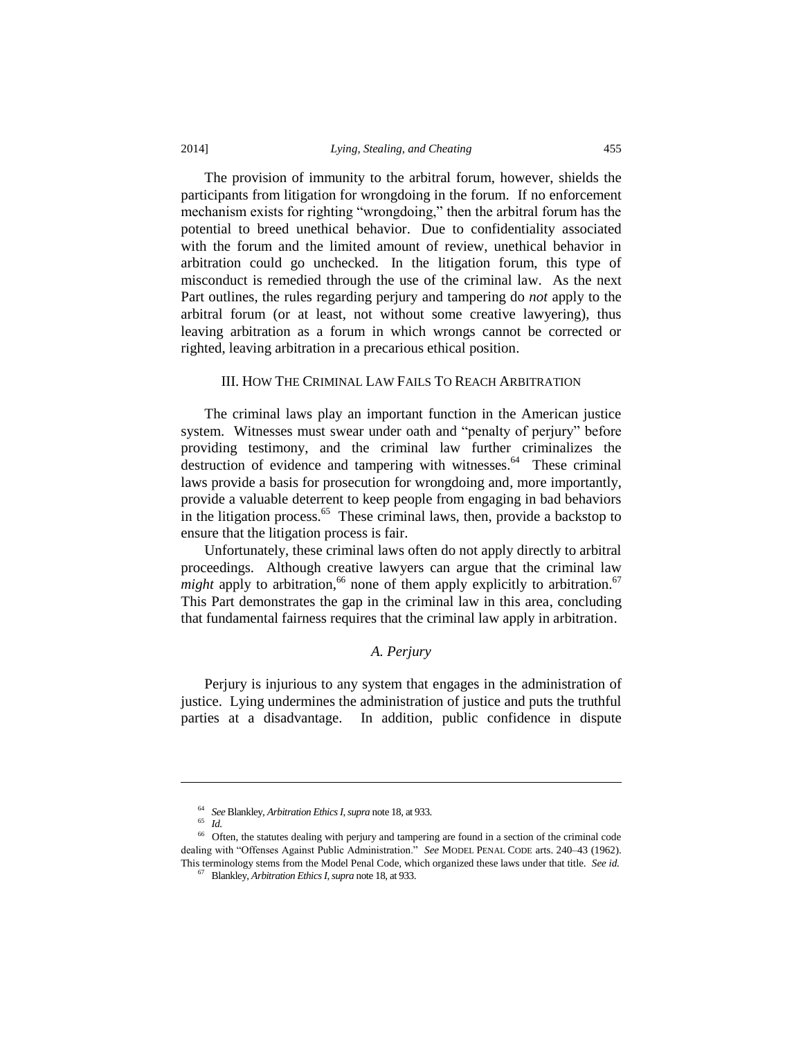The provision of immunity to the arbitral forum, however, shields the participants from litigation for wrongdoing in the forum. If no enforcement mechanism exists for righting "wrongdoing," then the arbitral forum has the potential to breed unethical behavior. Due to confidentiality associated with the forum and the limited amount of review, unethical behavior in arbitration could go unchecked. In the litigation forum, this type of misconduct is remedied through the use of the criminal law. As the next Part outlines, the rules regarding perjury and tampering do *not* apply to the arbitral forum (or at least, not without some creative lawyering), thus leaving arbitration as a forum in which wrongs cannot be corrected or righted, leaving arbitration in a precarious ethical position.

## III. How The Criminal Law Fails To Reach Arbitration

The criminal laws play an important function in the American justice system. Witnesses must swear under oath and "penalty of perjury" before providing testimony, and the criminal law further criminalizes the destruction of evidence and tampering with witnesses.[64] These criminal laws provide a basis for prosecution for wrongdoing and, more importantly, provide a valuable deterrent to keep people from engaging in bad behaviors in the litigation process.[65] These criminal laws, then, provide a backstop to ensure that the litigation process is fair.

Unfortunately, these criminal laws often do not apply directly to arbitral proceedings. Although creative lawyers can argue that the criminal law *might* apply to arbitration,[66] none of them apply explicitly to arbitration.[67] This Part demonstrates the gap in the criminal law in this area, concluding that fundamental fairness requires that the criminal law apply in arbitration.

### *A. Perjury*

Perjury is injurious to any system that engages in the administration of justice. Lying undermines the administration of justice and puts the truthful parties at a disadvantage. In addition, public confidence in dispute

---

[64] *See* Blankley, *Arbitration Ethics I*, *supra* note 18, at 933.

[65] *Id.*

[66] Often, the statutes dealing with perjury and tampering are found in a section of the criminal code dealing with "Offenses Against Public Administration." *See* MODEL PENAL CODE arts. 240–43 (1962). This terminology stems from the Model Penal Code, which organized these laws under that title. *See id.*

[67] Blankley, *Arbitration Ethics I*, *supra* note 18, at 933.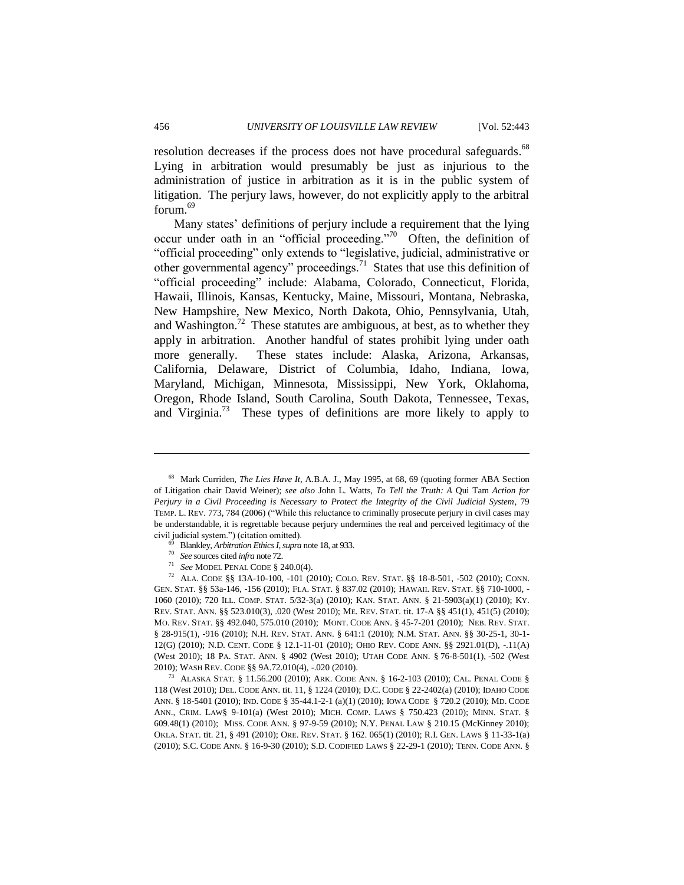resolution decreases if the process does not have procedural safeguards.[68] Lying in arbitration would presumably be just as injurious to the administration of justice in arbitration as it is in the public system of litigation. The perjury laws, however, do not explicitly apply to the arbitral forum.[69]

Many states' definitions of perjury include a requirement that the lying occur under oath in an "official proceeding."[70] Often, the definition of "official proceeding" only extends to "legislative, judicial, administrative or other governmental agency" proceedings.[71] States that use this definition of "official proceeding" include: Alabama, Colorado, Connecticut, Florida, Hawaii, Illinois, Kansas, Kentucky, Maine, Missouri, Montana, Nebraska, New Hampshire, New Mexico, North Dakota, Ohio, Pennsylvania, Utah, and Washington.[72] These statutes are ambiguous, at best, as to whether they apply in arbitration. Another handful of states prohibit lying under oath more generally. These states include: Alaska, Arizona, Arkansas, California, Delaware, District of Columbia, Idaho, Indiana, Iowa, Maryland, Michigan, Minnesota, Mississippi, New York, Oklahoma, Oregon, Rhode Island, South Carolina, South Dakota, Tennessee, Texas, and Virginia.[73] These types of definitions are more likely to apply to

---

[68] Mark Curriden, *The Lies Have It*, A.B.A. J., May 1995, at 68, 69 (quoting former ABA Section of Litigation chair David Weiner); *see also* John L. Watts, *To Tell the Truth: A* Qui Tam *Action for Perjury in a Civil Proceeding is Necessary to Protect the Integrity of the Civil Judicial System*, 79 TEMP. L. REV. 773, 784 (2006) ("While this reluctance to criminally prosecute perjury in civil cases may be understandable, it is regrettable because perjury undermines the real and perceived legitimacy of the civil judicial system.") (citation omitted).

[69] Blankley, *Arbitration Ethics I*, *supra* note 18, at 933.

[70] *See* sources cited *infra* note 72.

[71] *See* MODEL PENAL CODE § 240.0(4).

[72] ALA. CODE §§ 13A-10-100, -101 (2010); COLO. REV. STAT. §§ 18-8-501, -502 (2010); CONN. GEN. STAT. §§ 53a-146, -156 (2010); FLA. STAT. § 837.02 (2010); HAWAII. REV. STAT. §§ 710-1000, -1060 (2010); 720 ILL. COMP. STAT. 5/32-3(a) (2010); KAN. STAT. ANN. § 21-5903(a)(1) (2010); KY. REV. STAT. ANN. §§ 523.010(3), .020 (West 2010); ME. REV. STAT. tit. 17-A §§ 451(1), 451(5) (2010); MO. REV. STAT. §§ 492.040, 575.010 (2010); MONT. CODE ANN. § 45-7-201 (2010); NEB. REV. STAT. § 28-915(1), -916 (2010); N.H. REV. STAT. ANN. § 641:1 (2010); N.M. STAT. ANN. §§ 30-25-1, 30-1-12(G) (2010); N.D. CENT. CODE § 12.1-11-01 (2010); OHIO REV. CODE ANN. §§ 2921.01(D), -.11(A) (West 2010); 18 PA. STAT. ANN. § 4902 (West 2010); UTAH CODE ANN. § 76-8-501(1), -502 (West 2010); WASH REV. CODE §§ 9A.72.010(4), -.020 (2010).

[73] ALASKA STAT. § 11.56.200 (2010); ARK. CODE ANN. § 16-2-103 (2010); CAL. PENAL CODE § 118 (West 2010); DEL. CODE ANN. tit. 11, § 1224 (2010); D.C. CODE § 22-2402(a) (2010); IDAHO CODE ANN. § 18-5401 (2010); IND. CODE § 35-44.1-2-1 (a)(1) (2010); IOWA CODE § 720.2 (2010); MD. CODE ANN., CRIM. LAW§ 9-101(a) (West 2010); MICH. COMP. LAWS § 750.423 (2010); MINN. STAT. § 609.48(1) (2010); MISS. CODE ANN. § 97-9-59 (2010); N.Y. PENAL LAW § 210.15 (McKinney 2010); OKLA. STAT. tit. 21, § 491 (2010); ORE. REV. STAT. § 162. 065(1) (2010); R.I. GEN. LAWS § 11-33-1(a) (2010); S.C. CODE ANN. § 16-9-30 (2010); S.D. CODIFIED LAWS § 22-29-1 (2010); TENN. CODE ANN. §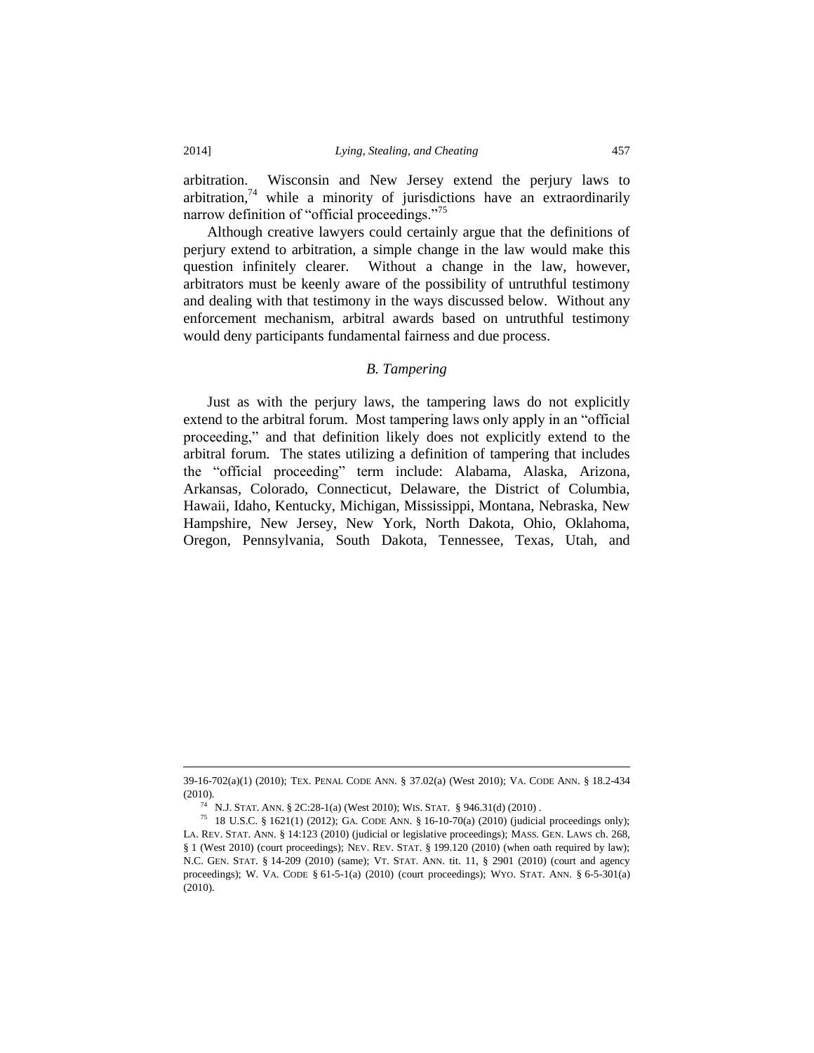arbitration. Wisconsin and New Jersey extend the perjury laws to arbitration,[74] while a minority of jurisdictions have an extraordinarily narrow definition of "official proceedings."[75]

Although creative lawyers could certainly argue that the definitions of perjury extend to arbitration, a simple change in the law would make this question infinitely clearer. Without a change in the law, however, arbitrators must be keenly aware of the possibility of untruthful testimony and dealing with that testimony in the ways discussed below. Without any enforcement mechanism, arbitral awards based on untruthful testimony would deny participants fundamental fairness and due process.

### *B. Tampering*

Just as with the perjury laws, the tampering laws do not explicitly extend to the arbitral forum. Most tampering laws only apply in an "official proceeding," and that definition likely does not explicitly extend to the arbitral forum. The states utilizing a definition of tampering that includes the "official proceeding" term include: Alabama, Alaska, Arizona, Arkansas, Colorado, Connecticut, Delaware, the District of Columbia, Hawaii, Idaho, Kentucky, Michigan, Mississippi, Montana, Nebraska, New Hampshire, New Jersey, New York, North Dakota, Ohio, Oklahoma, Oregon, Pennsylvania, South Dakota, Tennessee, Texas, Utah, and

---

39-16-702(a)(1) (2010); TEX. PENAL CODE ANN. § 37.02(a) (West 2010); VA. CODE ANN. § 18.2-434 (2010).

[74] N.J. STAT. ANN. § 2C:28-1(a) (West 2010); WIS. STAT. § 946.31(d) (2010).

[75] 18 U.S.C. § 1621(1) (2012); GA. CODE ANN. § 16-10-70(a) (2010) (judicial proceedings only); LA. REV. STAT. ANN. § 14:123 (2010) (judicial or legislative proceedings); MASS. GEN. LAWS ch. 268, § 1 (West 2010) (court proceedings); NEV. REV. STAT. § 199.120 (2010) (when oath required by law); N.C. GEN. STAT. § 14-209 (2010) (same); VT. STAT. ANN. tit. 11, § 2901 (2010) (court and agency proceedings); W. VA. CODE § 61-5-1(a) (2010) (court proceedings); WYO. STAT. ANN. § 6-5-301(a) (2010).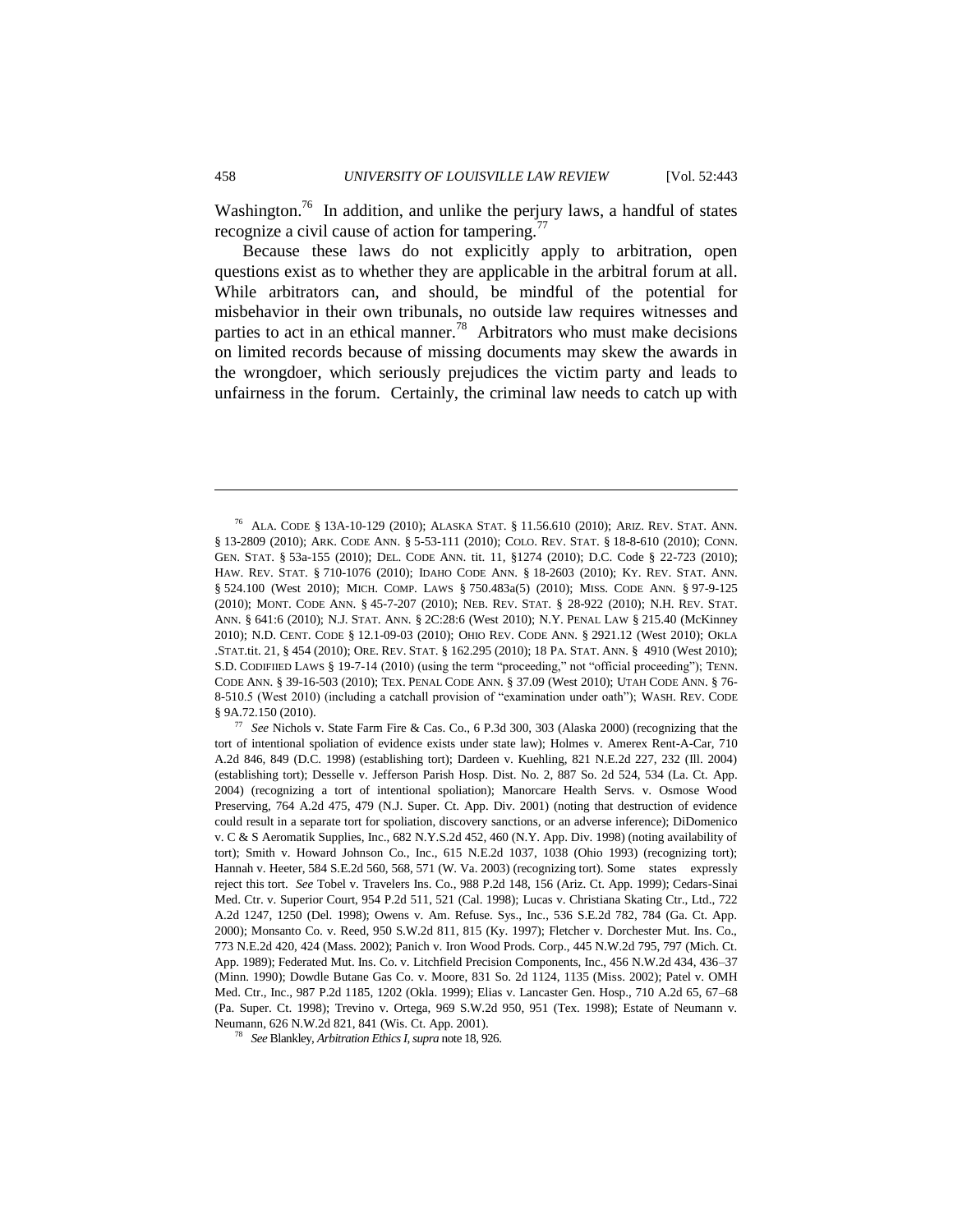Washington.[76] In addition, and unlike the perjury laws, a handful of states recognize a civil cause of action for tampering.[77]

Because these laws do not explicitly apply to arbitration, open questions exist as to whether they are applicable in the arbitral forum at all. While arbitrators can, and should, be mindful of the potential for misbehavior in their own tribunals, no outside law requires witnesses and parties to act in an ethical manner.[78] Arbitrators who must make decisions on limited records because of missing documents may skew the awards in the wrongdoer, which seriously prejudices the victim party and leads to unfairness in the forum. Certainly, the criminal law needs to catch up with

---

[76] ALA. CODE § 13A-10-129 (2010); ALASKA STAT. § 11.56.610 (2010); ARIZ. REV. STAT. ANN. § 13-2809 (2010); ARK. CODE ANN. § 5-53-111 (2010); COLO. REV. STAT. § 18-8-610 (2010); CONN. GEN. STAT. § 53a-155 (2010); DEL. CODE ANN. tit. 11, §1274 (2010); D.C. Code § 22-723 (2010); HAW. REV. STAT. § 710-1076 (2010); IDAHO CODE ANN. § 18-2603 (2010); KY. REV. STAT. ANN. § 524.100 (West 2010); MICH. COMP. LAWS § 750.483a(5) (2010); MISS. CODE ANN. § 97-9-125 (2010); MONT. CODE ANN. § 45-7-207 (2010); NEB. REV. STAT. § 28-922 (2010); N.H. REV. STAT. ANN. § 641:6 (2010); N.J. STAT. ANN. § 2C:28:6 (West 2010); N.Y. PENAL LAW § 215.40 (McKinney 2010); N.D. CENT. CODE § 12.1-09-03 (2010); OHIO REV. CODE ANN. § 2921.12 (West 2010); OKLA .STAT.tit. 21, § 454 (2010); ORE. REV. STAT. § 162.295 (2010); 18 PA. STAT. ANN. § 4910 (West 2010); S.D. CODIFIIED LAWS § 19-7-14 (2010) (using the term "proceeding," not "official proceeding"); TENN. CODE ANN. § 39-16-503 (2010); TEX. PENAL CODE ANN. § 37.09 (West 2010); UTAH CODE ANN. § 76-8-510.5 (West 2010) (including a catchall provision of "examination under oath"); WASH. REV. CODE § 9A.72.150 (2010).

[77] *See* Nichols v. State Farm Fire & Cas. Co., 6 P.3d 300, 303 (Alaska 2000) (recognizing that the tort of intentional spoliation of evidence exists under state law); Holmes v. Amerex Rent-A-Car, 710 A.2d 846, 849 (D.C. 1998) (establishing tort); Dardeen v. Kuehling, 821 N.E.2d 227, 232 (Ill. 2004) (establishing tort); Desselle v. Jefferson Parish Hosp. Dist. No. 2, 887 So. 2d 524, 534 (La. Ct. App. 2004) (recognizing a tort of intentional spoliation); Manorcare Health Servs. v. Osmose Wood Preserving, 764 A.2d 475, 479 (N.J. Super. Ct. App. Div. 2001) (noting that destruction of evidence could result in a separate tort for spoliation, discovery sanctions, or an adverse inference); DiDomenico v. C & S Aeromatik Supplies, Inc., 682 N.Y.S.2d 452, 460 (N.Y. App. Div. 1998) (noting availability of tort); Smith v. Howard Johnson Co., Inc., 615 N.E.2d 1037, 1038 (Ohio 1993) (recognizing tort); Hannah v. Heeter, 584 S.E.2d 560, 568, 571 (W. Va. 2003) (recognizing tort). Some states expressly reject this tort. *See* Tobel v. Travelers Ins. Co., 988 P.2d 148, 156 (Ariz. Ct. App. 1999); Cedars-Sinai Med. Ctr. v. Superior Court, 954 P.2d 511, 521 (Cal. 1998); Lucas v. Christiana Skating Ctr., Ltd., 722 A.2d 1247, 1250 (Del. 1998); Owens v. Am. Refuse. Sys., Inc., 536 S.E.2d 782, 784 (Ga. Ct. App. 2000); Monsanto Co. v. Reed, 950 S.W.2d 811, 815 (Ky. 1997); Fletcher v. Dorchester Mut. Ins. Co., 773 N.E.2d 420, 424 (Mass. 2002); Panich v. Iron Wood Prods. Corp., 445 N.W.2d 795, 797 (Mich. Ct. App. 1989); Federated Mut. Ins. Co. v. Litchfield Precision Components, Inc., 456 N.W.2d 434, 436–37 (Minn. 1990); Dowdle Butane Gas Co. v. Moore, 831 So. 2d 1124, 1135 (Miss. 2002); Patel v. OMH Med. Ctr., Inc., 987 P.2d 1185, 1202 (Okla. 1999); Elias v. Lancaster Gen. Hosp., 710 A.2d 65, 67–68 (Pa. Super. Ct. 1998); Trevino v. Ortega, 969 S.W.2d 950, 951 (Tex. 1998); Estate of Neumann v. Neumann, 626 N.W.2d 821, 841 (Wis. Ct. App. 2001).

[78] *See* Blankley, *Arbitration Ethics I*, *supra* note 18, 926.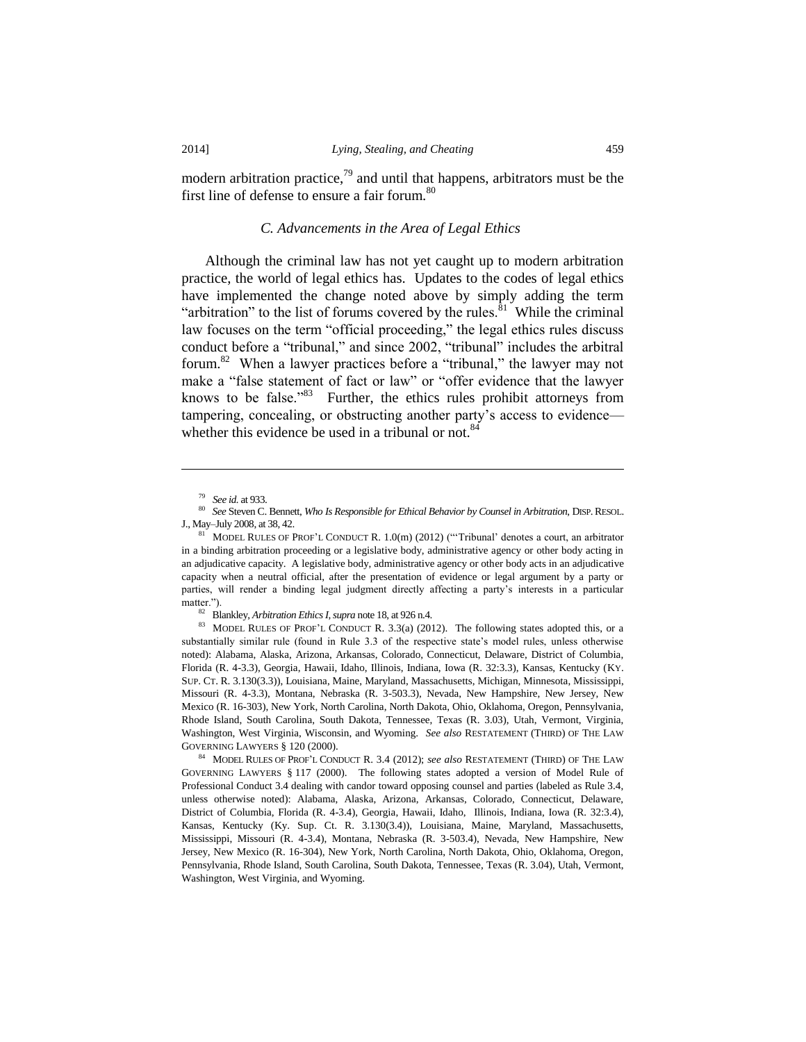modern arbitration practice,[79] and until that happens, arbitrators must be the first line of defense to ensure a fair forum.[80]

### *C. Advancements in the Area of Legal Ethics*

Although the criminal law has not yet caught up to modern arbitration practice, the world of legal ethics has. Updates to the codes of legal ethics have implemented the change noted above by simply adding the term "arbitration" to the list of forums covered by the rules.[81] While the criminal law focuses on the term "official proceeding," the legal ethics rules discuss conduct before a "tribunal," and since 2002, "tribunal" includes the arbitral forum.[82] When a lawyer practices before a "tribunal," the lawyer may not make a "false statement of fact or law" or "offer evidence that the lawyer knows to be false."[83] Further, the ethics rules prohibit attorneys from tampering, concealing, or obstructing another party's access to evidence—whether this evidence be used in a tribunal or not.[84]

---

[79] *See id.* at 933.

[80] *See* Steven C. Bennett, *Who Is Responsible for Ethical Behavior by Counsel in Arbitration*, DISP. RESOL. J., May–July 2008, at 38, 42.

[81] MODEL RULES OF PROF'L CONDUCT R. 1.0(m) (2012) ("'Tribunal' denotes a court, an arbitrator in a binding arbitration proceeding or a legislative body, administrative agency or other body acting in an adjudicative capacity. A legislative body, administrative agency or other body acts in an adjudicative capacity when a neutral official, after the presentation of evidence or legal argument by a party or parties, will render a binding legal judgment directly affecting a party's interests in a particular matter.").

[82] Blankley, *Arbitration Ethics I*, *supra* note 18, at 926 n.4.

[83] MODEL RULES OF PROF'L CONDUCT R. 3.3(a) (2012). The following states adopted this, or a substantially similar rule (found in Rule 3.3 of the respective state's model rules, unless otherwise noted): Alabama, Alaska, Arizona, Arkansas, Colorado, Connecticut, Delaware, District of Columbia, Florida (R. 4-3.3), Georgia, Hawaii, Idaho, Illinois, Indiana, Iowa (R. 32:3.3), Kansas, Kentucky (KY. SUP. CT. R. 3.130(3.3)), Louisiana, Maine, Maryland, Massachusetts, Michigan, Minnesota, Mississippi, Missouri (R. 4-3.3), Montana, Nebraska (R. 3-503.3), Nevada, New Hampshire, New Jersey, New Mexico (R. 16-303), New York, North Carolina, North Dakota, Ohio, Oklahoma, Oregon, Pennsylvania, Rhode Island, South Carolina, South Dakota, Tennessee, Texas (R. 3.03), Utah, Vermont, Virginia, Washington, West Virginia, Wisconsin, and Wyoming. *See also* RESTATEMENT (THIRD) OF THE LAW GOVERNING LAWYERS § 120 (2000).

[84] MODEL RULES OF PROF'L CONDUCT R. 3.4 (2012); *see also* RESTATEMENT (THIRD) OF THE LAW GOVERNING LAWYERS § 117 (2000). The following states adopted a version of Model Rule of Professional Conduct 3.4 dealing with candor toward opposing counsel and parties (labeled as Rule 3.4, unless otherwise noted): Alabama, Alaska, Arizona, Arkansas, Colorado, Connecticut, Delaware, District of Columbia, Florida (R. 4-3.4), Georgia, Hawaii, Idaho, Illinois, Indiana, Iowa (R. 32:3.4), Kansas, Kentucky (Ky. Sup. Ct. R. 3.130(3.4)), Louisiana, Maine, Maryland, Massachusetts, Mississippi, Missouri (R. 4-3.4), Montana, Nebraska (R. 3-503.4), Nevada, New Hampshire, New Jersey, New Mexico (R. 16-304), New York, North Carolina, North Dakota, Ohio, Oklahoma, Oregon, Pennsylvania, Rhode Island, South Carolina, South Dakota, Tennessee, Texas (R. 3.04), Utah, Vermont, Washington, West Virginia, and Wyoming.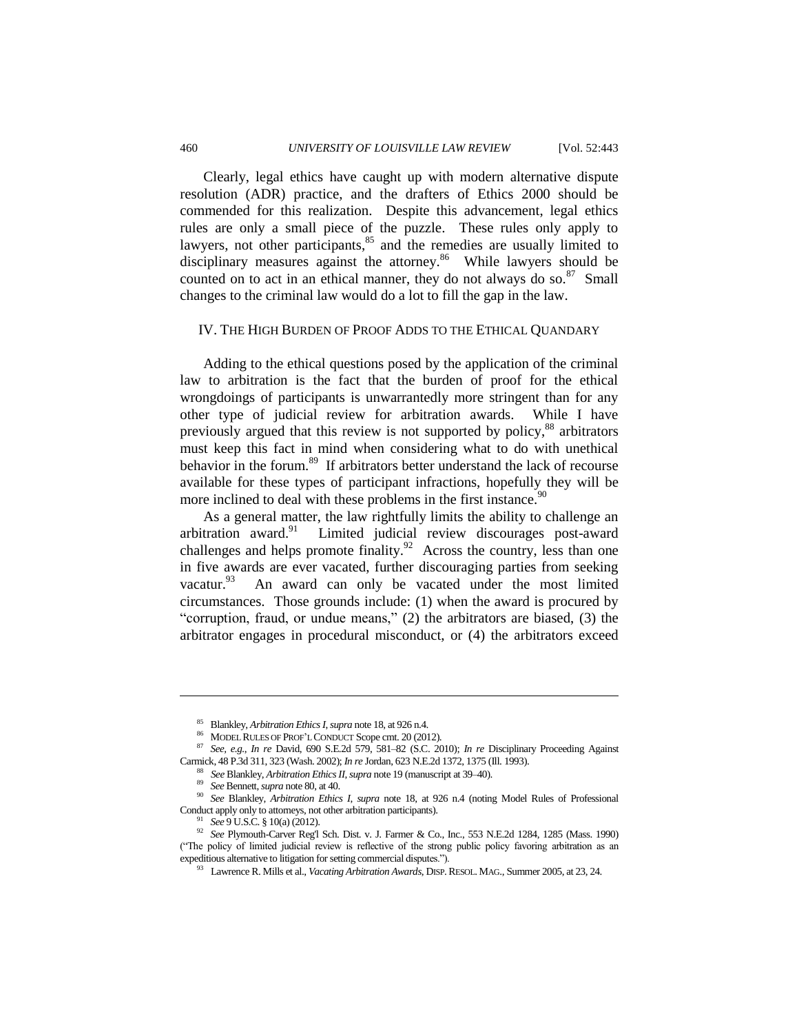Clearly, legal ethics have caught up with modern alternative dispute resolution (ADR) practice, and the drafters of Ethics 2000 should be commended for this realization. Despite this advancement, legal ethics rules are only a small piece of the puzzle. These rules only apply to lawyers, not other participants,[85] and the remedies are usually limited to disciplinary measures against the attorney.[86] While lawyers should be counted on to act in an ethical manner, they do not always do so.[87] Small changes to the criminal law would do a lot to fill the gap in the law.

## IV. The High Burden of Proof Adds to the Ethical Quandary

Adding to the ethical questions posed by the application of the criminal law to arbitration is the fact that the burden of proof for the ethical wrongdoings of participants is unwarrantedly more stringent than for any other type of judicial review for arbitration awards. While I have previously argued that this review is not supported by policy,[88] arbitrators must keep this fact in mind when considering what to do with unethical behavior in the forum.[89] If arbitrators better understand the lack of recourse available for these types of participant infractions, hopefully they will be more inclined to deal with these problems in the first instance.[90]

As a general matter, the law rightfully limits the ability to challenge an arbitration award.[91] Limited judicial review discourages post-award challenges and helps promote finality.[92] Across the country, less than one in five awards are ever vacated, further discouraging parties from seeking vacatur.[93] An award can only be vacated under the most limited circumstances. Those grounds include: (1) when the award is procured by "corruption, fraud, or undue means," (2) the arbitrators are biased, (3) the arbitrator engages in procedural misconduct, or (4) the arbitrators exceed

---

[85] Blankley, *Arbitration Ethics I*, *supra* note 18, at 926 n.4.

[86] MODEL RULES OF PROF'L CONDUCT Scope cmt. 20 (2012).

[87] *See, e.g.*, *In re* David, 690 S.E.2d 579, 581–82 (S.C. 2010); *In re* Disciplinary Proceeding Against Carmick, 48 P.3d 311, 323 (Wash. 2002); *In re* Jordan, 623 N.E.2d 1372, 1375 (Ill. 1993).

[88] *See* Blankley, *Arbitration Ethics II*, *supra* note 19 (manuscript at 39–40).

[89] *See* Bennett, *supra* note 80, at 40.

[90] *See* Blankley, *Arbitration Ethics I*, *supra* note 18, at 926 n.4 (noting Model Rules of Professional Conduct apply only to attorneys, not other arbitration participants).

[91] *See* 9 U.S.C. § 10(a) (2012).

[92] *See* Plymouth-Carver Reg'l Sch. Dist. v. J. Farmer & Co., Inc., 553 N.E.2d 1284, 1285 (Mass. 1990) ("The policy of limited judicial review is reflective of the strong public policy favoring arbitration as an expeditious alternative to litigation for setting commercial disputes.").

[93] Lawrence R. Mills et al., *Vacating Arbitration Awards*, DISP. RESOL. MAG., Summer 2005, at 23, 24.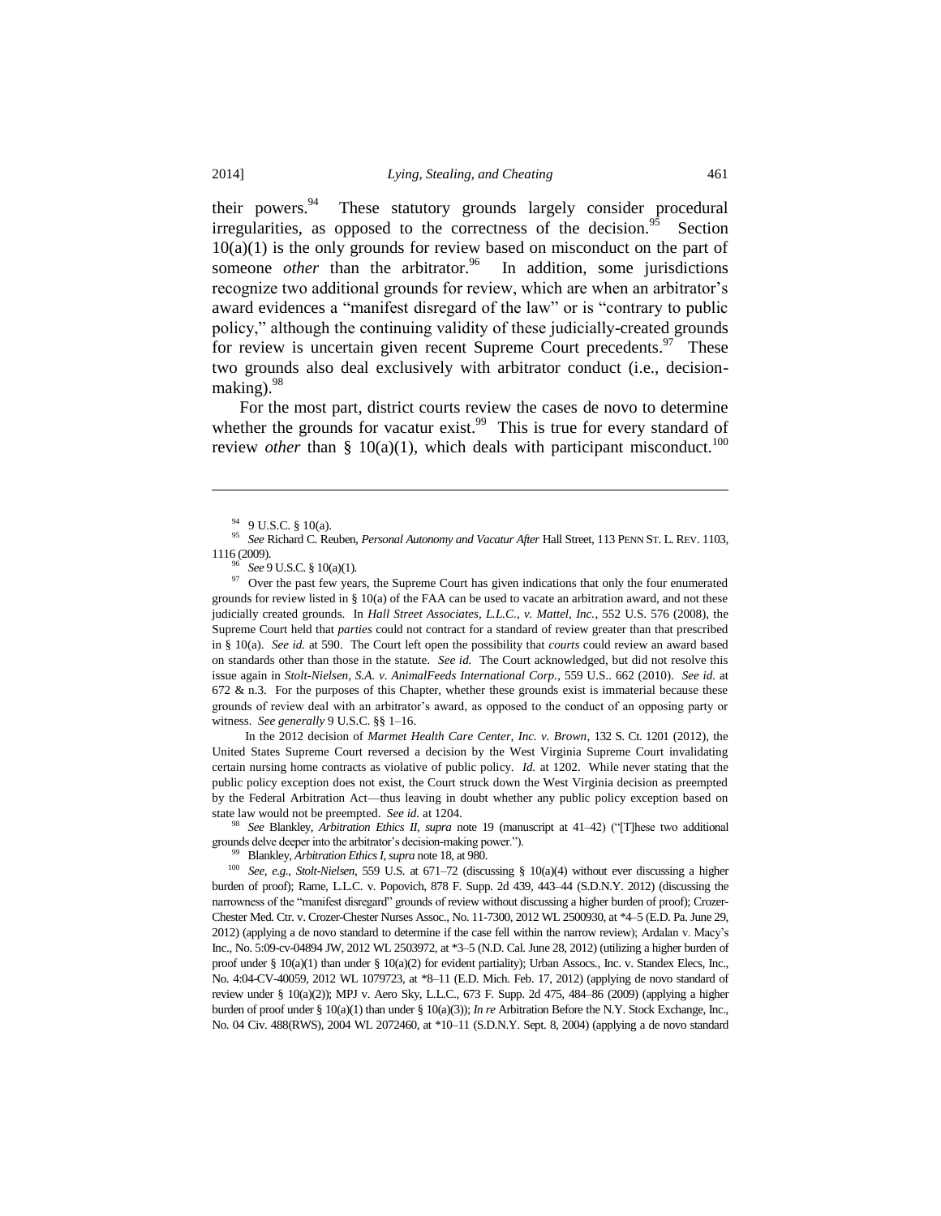their powers.[94] These statutory grounds largely consider procedural irregularities, as opposed to the correctness of the decision.[95] Section 10(a)(1) is the only grounds for review based on misconduct on the part of someone *other* than the arbitrator.[96] In addition, some jurisdictions recognize two additional grounds for review, which are when an arbitrator's award evidences a "manifest disregard of the law" or is "contrary to public policy," although the continuing validity of these judicially-created grounds for review is uncertain given recent Supreme Court precedents.[97] These two grounds also deal exclusively with arbitrator conduct (i.e., decision-making).[98]

For the most part, district courts review the cases de novo to determine whether the grounds for vacatur exist.[99] This is true for every standard of review *other* than § 10(a)(1), which deals with participant misconduct.[100]

---

[94] 9 U.S.C. § 10(a).

[95] *See* Richard C. Reuben, *Personal Autonomy and Vacatur After* Hall Street, 113 PENN ST. L. REV. 1103, 1116 (2009).

[96] *See* 9 U.S.C. § 10(a)(1).

[97] Over the past few years, the Supreme Court has given indications that only the four enumerated grounds for review listed in § 10(a) of the FAA can be used to vacate an arbitration award, and not these judicially created grounds. In *Hall Street Associates, L.L.C., v. Mattel, Inc.*, 552 U.S. 576 (2008), the Supreme Court held that *parties* could not contract for a standard of review greater than that prescribed in § 10(a). *See id.* at 590. The Court left open the possibility that *courts* could review an award based on standards other than those in the statute. *See id.* The Court acknowledged, but did not resolve this issue again in *Stolt-Nielsen, S.A. v. AnimalFeeds International Corp.*, 559 U.S.. 662 (2010). *See id.* at 672 & n.3. For the purposes of this Chapter, whether these grounds exist is immaterial because these grounds of review deal with an arbitrator's award, as opposed to the conduct of an opposing party or witness. *See generally* 9 U.S.C. §§ 1–16.

In the 2012 decision of *Marmet Health Care Center, Inc. v. Brown*, 132 S. Ct. 1201 (2012), the United States Supreme Court reversed a decision by the West Virginia Supreme Court invalidating certain nursing home contracts as violative of public policy. *Id.* at 1202. While never stating that the public policy exception does not exist, the Court struck down the West Virginia decision as preempted by the Federal Arbitration Act—thus leaving in doubt whether any public policy exception based on state law would not be preempted. *See id.* at 1204.

[98] *See* Blankley, *Arbitration Ethics II*, *supra* note 19 (manuscript at 41–42) ("[T]hese two additional grounds delve deeper into the arbitrator's decision-making power.").

[99] Blankley, *Arbitration Ethics I*, *supra* note 18, at 980.

[100] *See, e.g.*, *Stolt-Nielsen*, 559 U.S. at 671–72 (discussing § 10(a)(4) without ever discussing a higher burden of proof); Rame, L.L.C. v. Popovich, 878 F. Supp. 2d 439, 443–44 (S.D.N.Y. 2012) (discussing the narrowness of the "manifest disregard" grounds of review without discussing a higher burden of proof); Crozer-Chester Med. Ctr. v. Crozer-Chester Nurses Assoc., No. 11-7300, 2012 WL 2500930, at *4–5 (E.D. Pa. June 29, 2012) (applying a de novo standard to determine if the case fell within the narrow review); Ardalan v. Macy's Inc., No. 5:09-cv-04894 JW, 2012 WL 2503972, at *3–5 (N.D. Cal. June 28, 2012) (utilizing a higher burden of proof under § 10(a)(1) than under § 10(a)(2) for evident partiality); Urban Assocs., Inc. v. Standex Elecs, Inc., No. 4:04-CV-40059, 2012 WL 1079723, at *8–11 (E.D. Mich. Feb. 17, 2012) (applying de novo standard of review under § 10(a)(2)); MPJ v. Aero Sky, L.L.C., 673 F. Supp. 2d 475, 484–86 (2009) (applying a higher burden of proof under § 10(a)(1) than under § 10(a)(3)); *In re* Arbitration Before the N.Y. Stock Exchange, Inc., No. 04 Civ. 488(RWS), 2004 WL 2072460, at *10–11 (S.D.N.Y. Sept. 8, 2004) (applying a de novo standard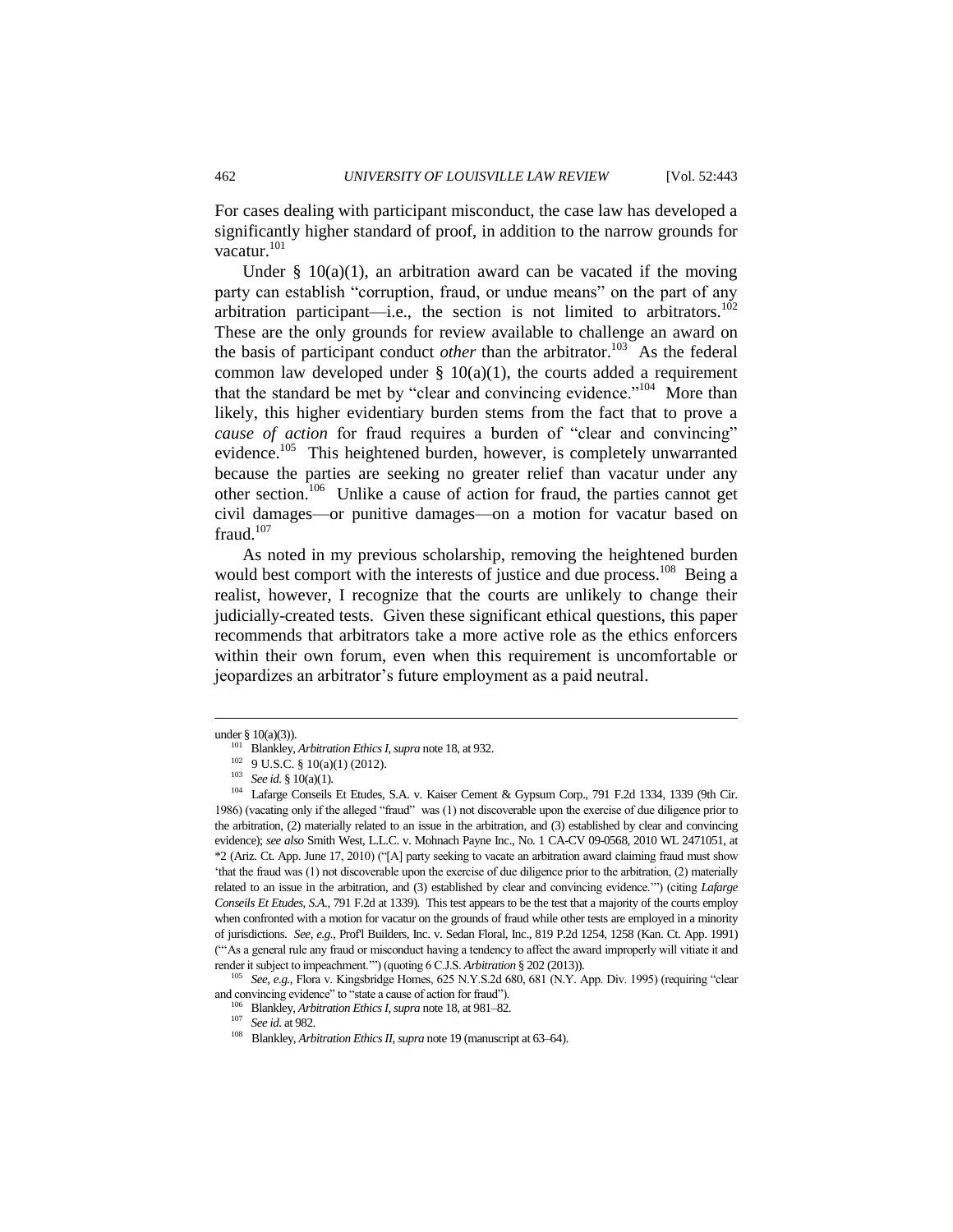For cases dealing with participant misconduct, the case law has developed a significantly higher standard of proof, in addition to the narrow grounds for vacatur.[101]

Under § 10(a)(1), an arbitration award can be vacated if the moving party can establish "corruption, fraud, or undue means" on the part of any arbitration participant—i.e., the section is not limited to arbitrators.[102] These are the only grounds for review available to challenge an award on the basis of participant conduct *other* than the arbitrator.[103] As the federal common law developed under § 10(a)(1), the courts added a requirement that the standard be met by "clear and convincing evidence."[104] More than likely, this higher evidentiary burden stems from the fact that to prove a *cause of action* for fraud requires a burden of "clear and convincing" evidence.[105] This heightened burden, however, is completely unwarranted because the parties are seeking no greater relief than vacatur under any other section.[106] Unlike a cause of action for fraud, the parties cannot get civil damages—or punitive damages—on a motion for vacatur based on fraud.[107]

As noted in my previous scholarship, removing the heightened burden would best comport with the interests of justice and due process.[108] Being a realist, however, I recognize that the courts are unlikely to change their judicially-created tests. Given these significant ethical questions, this paper recommends that arbitrators take a more active role as the ethics enforcers within their own forum, even when this requirement is uncomfortable or jeopardizes an arbitrator's future employment as a paid neutral.

---

under § 10(a)(3)).

[101] Blankley, *Arbitration Ethics I*, *supra* note 18, at 932.

[102] 9 U.S.C. § 10(a)(1) (2012).

[103] *See id.* § 10(a)(1).

[104] Lafarge Conseils Et Etudes, S.A. v. Kaiser Cement & Gypsum Corp., 791 F.2d 1334, 1339 (9th Cir. 1986) (vacating only if the alleged "fraud" was (1) not discoverable upon the exercise of due diligence prior to the arbitration, (2) materially related to an issue in the arbitration, and (3) established by clear and convincing evidence); *see also* Smith West, L.L.C. v. Mohnach Payne Inc., No. 1 CA-CV 09-0568, 2010 WL 2471051, at \*2 (Ariz. Ct. App. June 17, 2010) ("[A] party seeking to vacate an arbitration award claiming fraud must show 'that the fraud was (1) not discoverable upon the exercise of due diligence prior to the arbitration, (2) materially related to an issue in the arbitration, and (3) established by clear and convincing evidence.'") (citing *Lafarge Conseils Et Etudes, S.A.*, 791 F.2d at 1339). This test appears to be the test that a majority of the courts employ when confronted with a motion for vacatur on the grounds of fraud while other tests are employed in a minority of jurisdictions. *See, e.g.*, Prof'l Builders, Inc. v. Sedan Floral, Inc., 819 P.2d 1254, 1258 (Kan. Ct. App. 1991) ("'As a general rule any fraud or misconduct having a tendency to affect the award improperly will vitiate it and render it subject to impeachment.'") (quoting 6 C.J.S. *Arbitration* § 202 (2013)).

[105] *See, e.g.*, Flora v. Kingsbridge Homes, 625 N.Y.S.2d 680, 681 (N.Y. App. Div. 1995) (requiring "clear and convincing evidence" to "state a cause of action for fraud").

[106] Blankley, *Arbitration Ethics I*, *supra* note 18, at 981–82.

[107] *See id.* at 982.

[108] Blankley, *Arbitration Ethics II*, *supra* note 19 (manuscript at 63–64).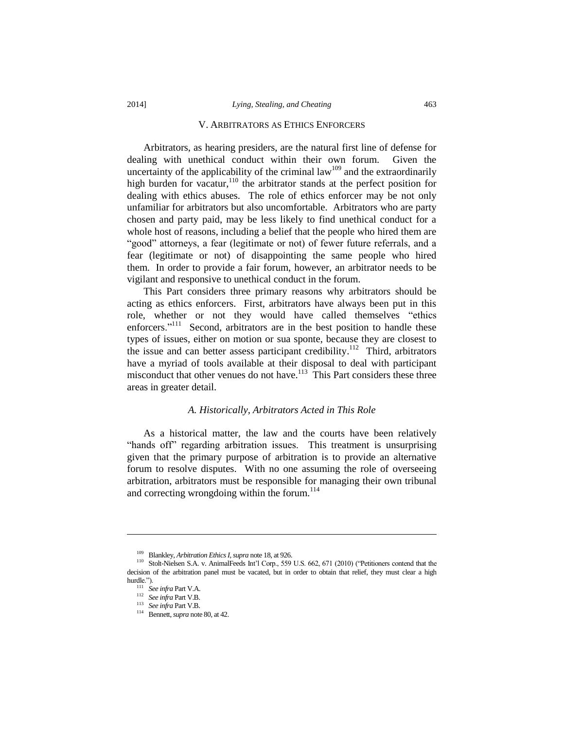## V. ARBITRATORS AS ETHICS ENFORCERS

Arbitrators, as hearing presiders, are the natural first line of defense for dealing with unethical conduct within their own forum. Given the uncertainty of the applicability of the criminal law[109] and the extraordinarily high burden for vacatur,[110] the arbitrator stands at the perfect position for dealing with ethics abuses. The role of ethics enforcer may be not only unfamiliar for arbitrators but also uncomfortable. Arbitrators who are party chosen and party paid, may be less likely to find unethical conduct for a whole host of reasons, including a belief that the people who hired them are "good" attorneys, a fear (legitimate or not) of fewer future referrals, and a fear (legitimate or not) of disappointing the same people who hired them. In order to provide a fair forum, however, an arbitrator needs to be vigilant and responsive to unethical conduct in the forum.

This Part considers three primary reasons why arbitrators should be acting as ethics enforcers. First, arbitrators have always been put in this role, whether or not they would have called themselves "ethics enforcers."[111] Second, arbitrators are in the best position to handle these types of issues, either on motion or sua sponte, because they are closest to the issue and can better assess participant credibility.[112] Third, arbitrators have a myriad of tools available at their disposal to deal with participant misconduct that other venues do not have.[113] This Part considers these three areas in greater detail.

### *A. Historically, Arbitrators Acted in This Role*

As a historical matter, the law and the courts have been relatively "hands off" regarding arbitration issues. This treatment is unsurprising given that the primary purpose of arbitration is to provide an alternative forum to resolve disputes. With no one assuming the role of overseeing arbitration, arbitrators must be responsible for managing their own tribunal and correcting wrongdoing within the forum.[114]

---

[109] Blankley, *Arbitration Ethics I*, *supra* note 18, at 926.

[110] Stolt-Nielsen S.A. v. AnimalFeeds Int'l Corp., 559 U.S. 662, 671 (2010) ("Petitioners contend that the decision of the arbitration panel must be vacated, but in order to obtain that relief, they must clear a high hurdle.").

[111] *See infra* Part V.A.

[112] *See infra* Part V.B.

[113] *See infra* Part V.B.

[114] Bennett, *supra* note 80, at 42.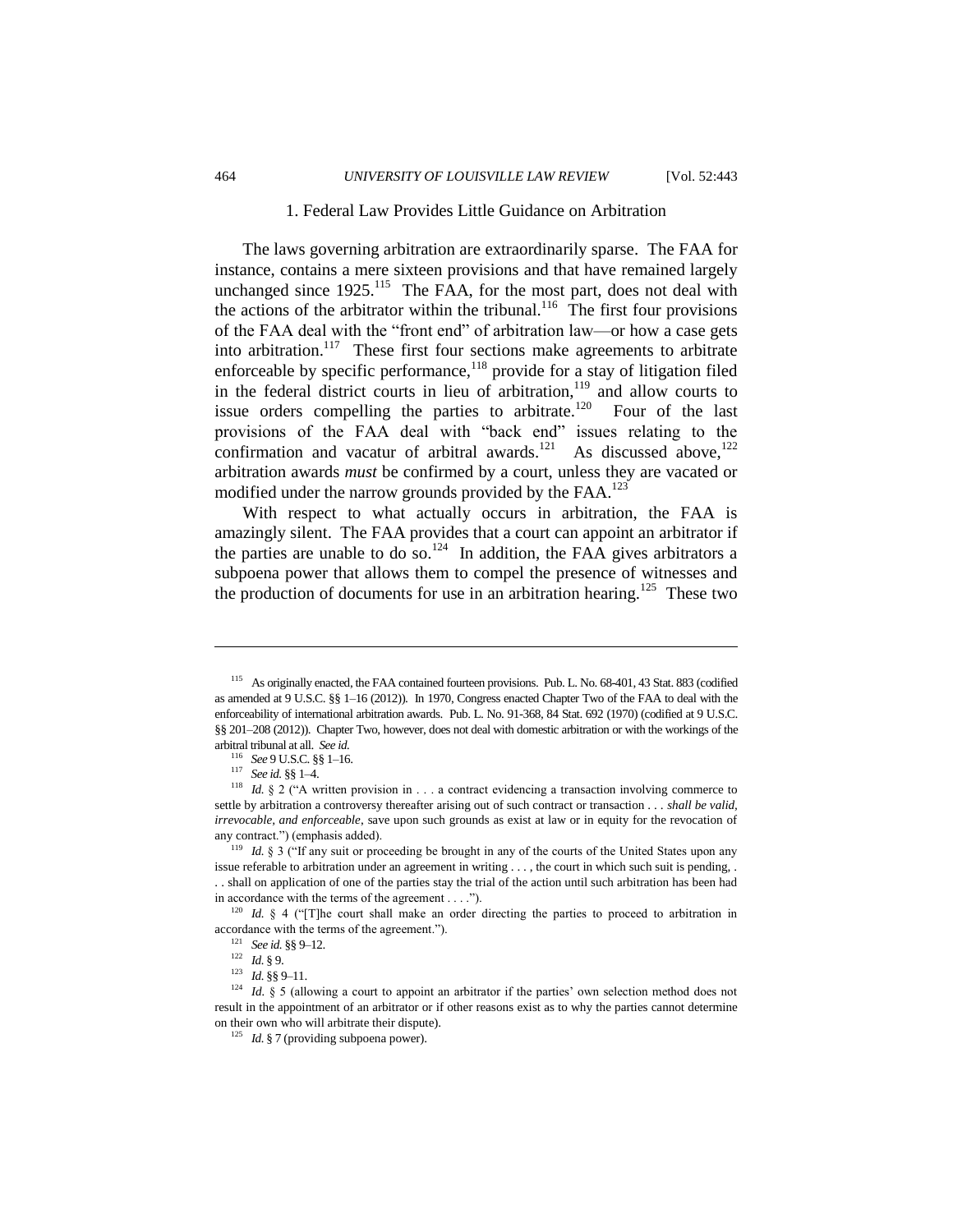### 1. Federal Law Provides Little Guidance on Arbitration

The laws governing arbitration are extraordinarily sparse. The FAA for instance, contains a mere sixteen provisions and that have remained largely unchanged since 1925.[115] The FAA, for the most part, does not deal with the actions of the arbitrator within the tribunal.[116] The first four provisions of the FAA deal with the "front end" of arbitration law—or how a case gets into arbitration.[117] These first four sections make agreements to arbitrate enforceable by specific performance,[118] provide for a stay of litigation filed in the federal district courts in lieu of arbitration,[119] and allow courts to issue orders compelling the parties to arbitrate.[120] Four of the last provisions of the FAA deal with "back end" issues relating to the confirmation and vacatur of arbitral awards.[121] As discussed above,[122] arbitration awards *must* be confirmed by a court, unless they are vacated or modified under the narrow grounds provided by the FAA.[123]

With respect to what actually occurs in arbitration, the FAA is amazingly silent. The FAA provides that a court can appoint an arbitrator if the parties are unable to do so.[124] In addition, the FAA gives arbitrators a subpoena power that allows them to compel the presence of witnesses and the production of documents for use in an arbitration hearing.[125] These two

---

[115] As originally enacted, the FAA contained fourteen provisions. Pub. L. No. 68-401, 43 Stat. 883 (codified as amended at 9 U.S.C. §§ 1–16 (2012)). In 1970, Congress enacted Chapter Two of the FAA to deal with the enforceability of international arbitration awards. Pub. L. No. 91-368, 84 Stat. 692 (1970) (codified at 9 U.S.C. §§ 201–208 (2012)). Chapter Two, however, does not deal with domestic arbitration or with the workings of the arbitral tribunal at all. *See id.*

[116] *See* 9 U.S.C. §§ 1–16.

[117] *See id.* §§ 1–4.

[118] *Id.* § 2 ("A written provision in . . . a contract evidencing a transaction involving commerce to settle by arbitration a controversy thereafter arising out of such contract or transaction . . . *shall be valid, irrevocable, and enforceable*, save upon such grounds as exist at law or in equity for the revocation of any contract.") (emphasis added).

[119] *Id.* § 3 ("If any suit or proceeding be brought in any of the courts of the United States upon any issue referable to arbitration under an agreement in writing . . . , the court in which such suit is pending, . . . shall on application of one of the parties stay the trial of the action until such arbitration has been had in accordance with the terms of the agreement . . . .").

[120] *Id.* § 4 ("[T]he court shall make an order directing the parties to proceed to arbitration in accordance with the terms of the agreement.").

[121] *See id.* §§ 9–12.

[122] *Id.* § 9.

[123] *Id.* §§ 9–11.

[124] *Id.* § 5 (allowing a court to appoint an arbitrator if the parties' own selection method does not result in the appointment of an arbitrator or if other reasons exist as to why the parties cannot determine on their own who will arbitrate their dispute).

[125] *Id.* § 7 (providing subpoena power).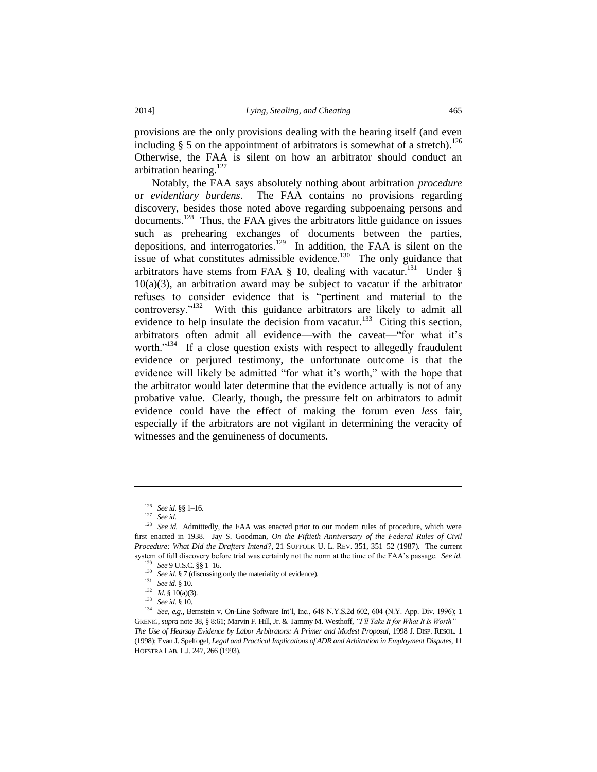provisions are the only provisions dealing with the hearing itself (and even including § 5 on the appointment of arbitrators is somewhat of a stretch).[126] Otherwise, the FAA is silent on how an arbitrator should conduct an arbitration hearing.[127]

Notably, the FAA says absolutely nothing about arbitration *procedure* or *evidentiary burdens*. The FAA contains no provisions regarding discovery, besides those noted above regarding subpoenaing persons and documents.[128] Thus, the FAA gives the arbitrators little guidance on issues such as prehearing exchanges of documents between the parties, depositions, and interrogatories.[129] In addition, the FAA is silent on the issue of what constitutes admissible evidence.[130] The only guidance that arbitrators have stems from FAA § 10, dealing with vacatur.[131] Under § 10(a)(3), an arbitration award may be subject to vacatur if the arbitrator refuses to consider evidence that is "pertinent and material to the controversy."[132] With this guidance arbitrators are likely to admit all evidence to help insulate the decision from vacatur.[133] Citing this section, arbitrators often admit all evidence—with the caveat—"for what it's worth."[134] If a close question exists with respect to allegedly fraudulent evidence or perjured testimony, the unfortunate outcome is that the evidence will likely be admitted "for what it's worth," with the hope that the arbitrator would later determine that the evidence actually is not of any probative value. Clearly, though, the pressure felt on arbitrators to admit evidence could have the effect of making the forum even *less* fair, especially if the arbitrators are not vigilant in determining the veracity of witnesses and the genuineness of documents.

---

[126] *See id.* §§ 1–16.

[127] *See id.*

[128] *See id.* Admittedly, the FAA was enacted prior to our modern rules of procedure, which were first enacted in 1938. Jay S. Goodman, *On the Fiftieth Anniversary of the Federal Rules of Civil Procedure: What Did the Drafters Intend?*, 21 SUFFOLK U. L. REV. 351, 351–52 (1987). The current system of full discovery before trial was certainly not the norm at the time of the FAA's passage. *See id.*

[129] *See* 9 U.S.C. §§ 1–16.

[130] *See id.* § 7 (discussing only the materiality of evidence).

[131] *See id.* § 10.

[132] *Id.* § 10(a)(3).

[133] *See id.* § 10.

[134] *See, e.g.*, Bernstein v. On-Line Software Int'l, Inc., 648 N.Y.S.2d 602, 604 (N.Y. App. Div. 1996); 1 GRENIG, *supra* note 38, § 8:61; Marvin F. Hill, Jr. & Tammy M. Westhoff, *"I'll Take It for What It Is Worth"—The Use of Hearsay Evidence by Labor Arbitrators: A Primer and Modest Proposal*, 1998 J. DISP. RESOL. 1 (1998); Evan J. Spelfogel, *Legal and Practical Implications of ADR and Arbitration in Employment Disputes*, 11 HOFSTRA LAB. L.J. 247, 266 (1993).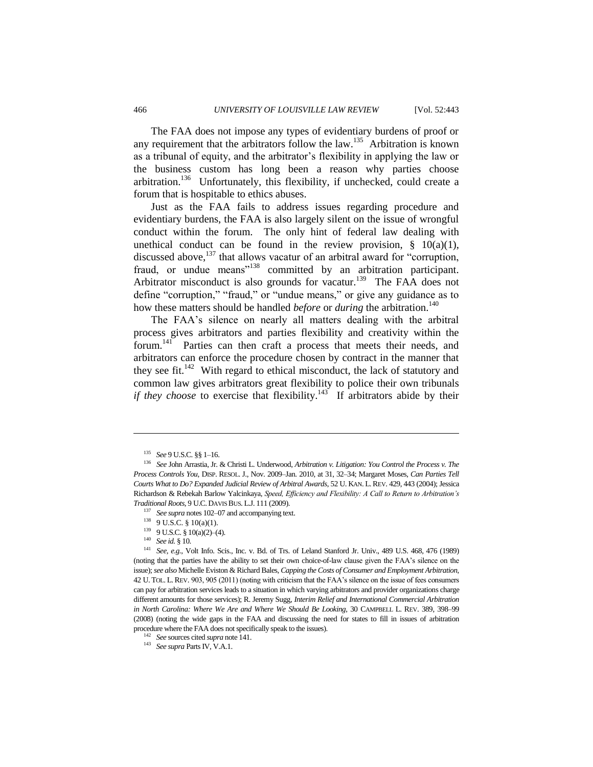The FAA does not impose any types of evidentiary burdens of proof or any requirement that the arbitrators follow the law.[135] Arbitration is known as a tribunal of equity, and the arbitrator's flexibility in applying the law or the business custom has long been a reason why parties choose arbitration.[136] Unfortunately, this flexibility, if unchecked, could create a forum that is hospitable to ethics abuses.

Just as the FAA fails to address issues regarding procedure and evidentiary burdens, the FAA is also largely silent on the issue of wrongful conduct within the forum. The only hint of federal law dealing with unethical conduct can be found in the review provision, § 10(a)(1), discussed above,[137] that allows vacatur of an arbitral award for "corruption, fraud, or undue means"[138] committed by an arbitration participant. Arbitrator misconduct is also grounds for vacatur.[139] The FAA does not define "corruption," "fraud," or "undue means," or give any guidance as to how these matters should be handled *before* or *during* the arbitration.[140]

The FAA's silence on nearly all matters dealing with the arbitral process gives arbitrators and parties flexibility and creativity within the forum.[141] Parties can then craft a process that meets their needs, and arbitrators can enforce the procedure chosen by contract in the manner that they see fit.[142] With regard to ethical misconduct, the lack of statutory and common law gives arbitrators great flexibility to police their own tribunals *if they choose* to exercise that flexibility.[143] If arbitrators abide by their

---

[135] *See* 9 U.S.C. §§ 1–16.

[136] *See* John Arrastia, Jr. & Christi L. Underwood, *Arbitration v. Litigation: You Control the Process v. The Process Controls You*, DISP. RESOL. J., Nov. 2009–Jan. 2010, at 31, 32–34; Margaret Moses, *Can Parties Tell Courts What to Do? Expanded Judicial Review of Arbitral Awards*, 52 U. KAN. L. REV. 429, 443 (2004); Jessica Richardson & Rebekah Barlow Yalcinkaya, *Speed, Efficiency and Flexibility: A Call to Return to Arbitration's Traditional Roots*, 9 U.C. DAVIS BUS. L.J. 111 (2009).

[137] *See supra* notes 102–07 and accompanying text.

[138] 9 U.S.C. § 10(a)(1).

[139] 9 U.S.C. § 10(a)(2)–(4).

[140] *See id.* § 10.

[141] *See, e.g.*, Volt Info. Scis., Inc. v. Bd. of Trs. of Leland Stanford Jr. Univ., 489 U.S. 468, 476 (1989) (noting that the parties have the ability to set their own choice-of-law clause given the FAA's silence on the issue); *see also* Michelle Eviston & Richard Bales, *Capping the Costs of Consumer and Employment Arbitration*, 42 U. TOL. L. REV. 903, 905 (2011) (noting with criticism that the FAA's silence on the issue of fees consumers can pay for arbitration services leads to a situation in which varying arbitrators and provider organizations charge different amounts for those services); R. Jeremy Sugg, *Interim Relief and International Commercial Arbitration in North Carolina: Where We Are and Where We Should Be Looking*, 30 CAMPBELL L. REV. 389, 398–99 (2008) (noting the wide gaps in the FAA and discussing the need for states to fill in issues of arbitration procedure where the FAA does not specifically speak to the issues).

[142] *See* sources cited *supra* note 141.

[143] *See supra* Parts IV, V.A.1.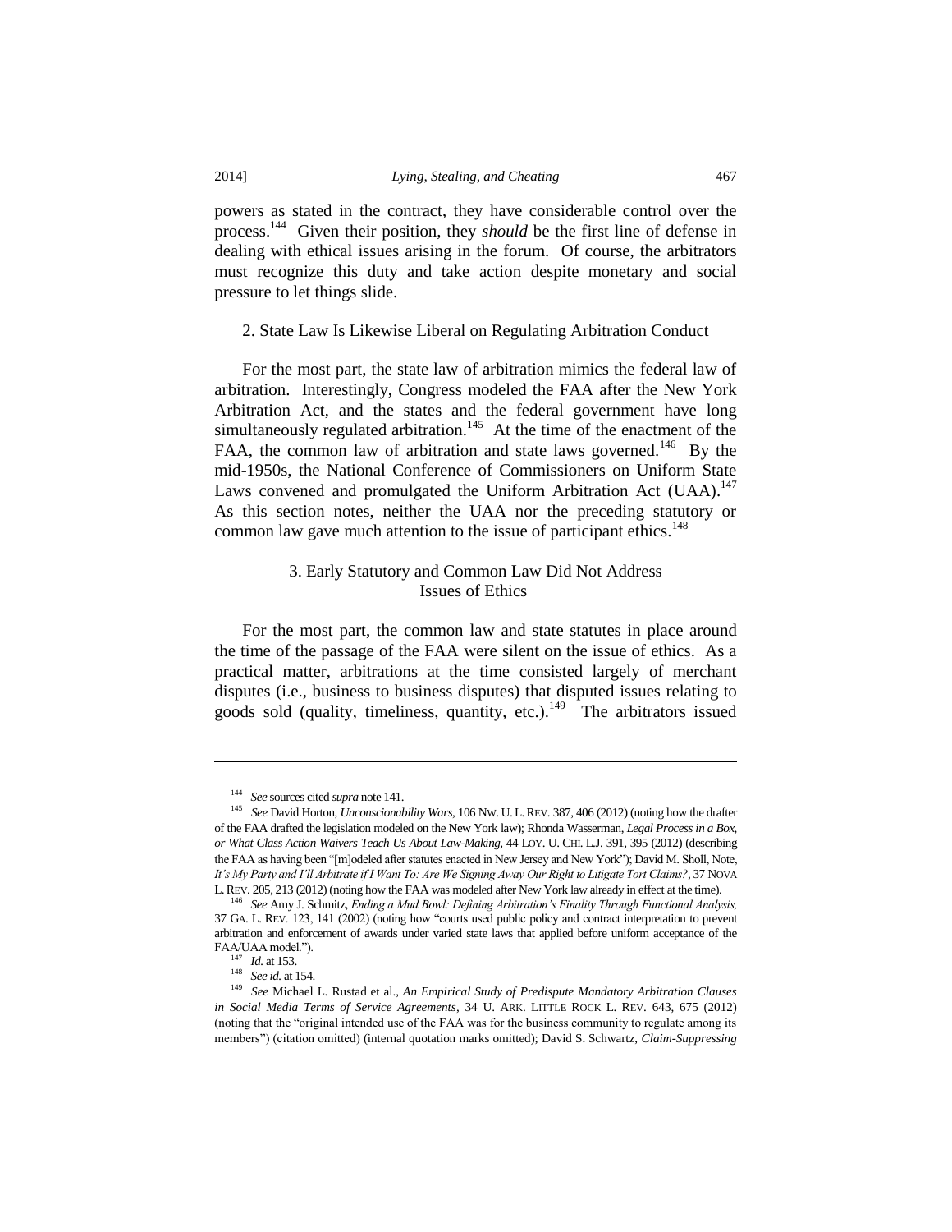powers as stated in the contract, they have considerable control over the process.[144] Given their position, they *should* be the first line of defense in dealing with ethical issues arising in the forum. Of course, the arbitrators must recognize this duty and take action despite monetary and social pressure to let things slide.

### 2. State Law Is Likewise Liberal on Regulating Arbitration Conduct

For the most part, the state law of arbitration mimics the federal law of arbitration. Interestingly, Congress modeled the FAA after the New York Arbitration Act, and the states and the federal government have long simultaneously regulated arbitration.[145] At the time of the enactment of the FAA, the common law of arbitration and state laws governed.[146] By the mid-1950s, the National Conference of Commissioners on Uniform State Laws convened and promulgated the Uniform Arbitration Act (UAA).[147] As this section notes, neither the UAA nor the preceding statutory or common law gave much attention to the issue of participant ethics.[148]

### 3. Early Statutory and Common Law Did Not Address Issues of Ethics

For the most part, the common law and state statutes in place around the time of the passage of the FAA were silent on the issue of ethics. As a practical matter, arbitrations at the time consisted largely of merchant disputes (i.e., business to business disputes) that disputed issues relating to goods sold (quality, timeliness, quantity, etc.).[149] The arbitrators issued

---

[144] *See* sources cited *supra* note 141.

[145] *See* David Horton, *Unconscionability Wars*, 106 NW. U. L. REV. 387, 406 (2012) (noting how the drafter of the FAA drafted the legislation modeled on the New York law); Rhonda Wasserman, *Legal Process in a Box, or What Class Action Waivers Teach Us About Law-Making*, 44 LOY. U. CHI. L.J. 391, 395 (2012) (describing the FAA as having been "[m]odeled after statutes enacted in New Jersey and New York"); David M. Sholl, Note, *It's My Party and I'll Arbitrate if I Want To: Are We Signing Away Our Right to Litigate Tort Claims?*, 37 NOVA L. REV. 205, 213 (2012) (noting how the FAA was modeled after New York law already in effect at the time).

[146] *See* Amy J. Schmitz, *Ending a Mud Bowl: Defining Arbitration's Finality Through Functional Analysis*, 37 GA. L. REV. 123, 141 (2002) (noting how "courts used public policy and contract interpretation to prevent arbitration and enforcement of awards under varied state laws that applied before uniform acceptance of the FAA/UAA model.").

[147] *Id.* at 153.

[148] *See id.* at 154.

[149] *See* Michael L. Rustad et al., *An Empirical Study of Predispute Mandatory Arbitration Clauses in Social Media Terms of Service Agreements*, 34 U. ARK. LITTLE ROCK L. REV. 643, 675 (2012) (noting that the "original intended use of the FAA was for the business community to regulate among its members") (citation omitted) (internal quotation marks omitted); David S. Schwartz, *Claim-Suppressing*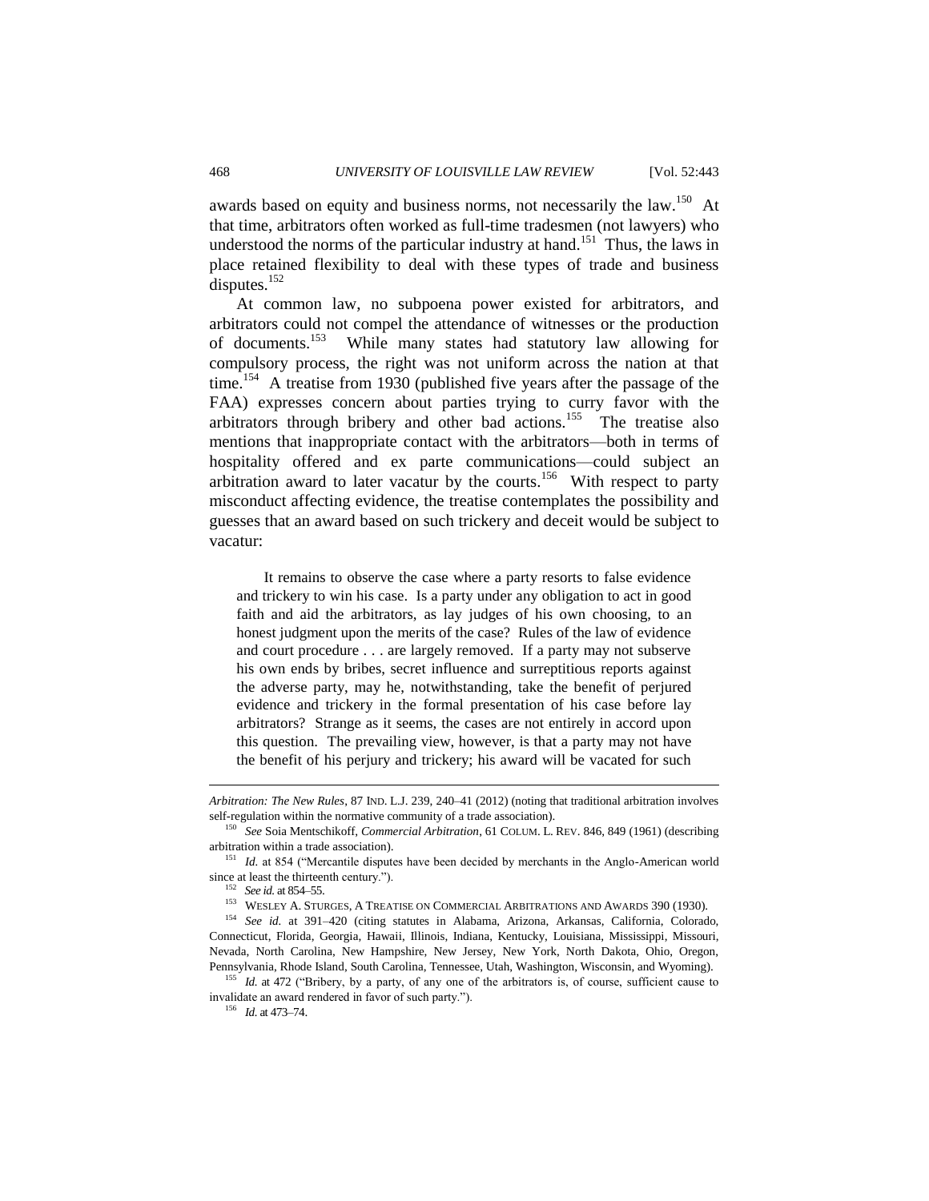awards based on equity and business norms, not necessarily the law.[150] At that time, arbitrators often worked as full-time tradesmen (not lawyers) who understood the norms of the particular industry at hand.[151] Thus, the laws in place retained flexibility to deal with these types of trade and business disputes.[152]

At common law, no subpoena power existed for arbitrators, and arbitrators could not compel the attendance of witnesses or the production of documents.[153] While many states had statutory law allowing for compulsory process, the right was not uniform across the nation at that time.[154] A treatise from 1930 (published five years after the passage of the FAA) expresses concern about parties trying to curry favor with the arbitrators through bribery and other bad actions.[155] The treatise also mentions that inappropriate contact with the arbitrators—both in terms of hospitality offered and ex parte communications—could subject an arbitration award to later vacatur by the courts.[156] With respect to party misconduct affecting evidence, the treatise contemplates the possibility and guesses that an award based on such trickery and deceit would be subject to vacatur:

> It remains to observe the case where a party resorts to false evidence and trickery to win his case. Is a party under any obligation to act in good faith and aid the arbitrators, as lay judges of his own choosing, to an honest judgment upon the merits of the case? Rules of the law of evidence and court procedure . . . are largely removed. If a party may not subserve his own ends by bribes, secret influence and surreptitious reports against the adverse party, may he, notwithstanding, take the benefit of perjured evidence and trickery in the formal presentation of his case before lay arbitrators? Strange as it seems, the cases are not entirely in accord upon this question. The prevailing view, however, is that a party may not have the benefit of his perjury and trickery; his award will be vacated for such

---

*Arbitration: The New Rules*, 87 IND. L.J. 239, 240–41 (2012) (noting that traditional arbitration involves self-regulation within the normative community of a trade association).

[150] *See* Soia Mentschikoff, *Commercial Arbitration*, 61 COLUM. L. REV. 846, 849 (1961) (describing arbitration within a trade association).

[151] *Id.* at 854 ("Mercantile disputes have been decided by merchants in the Anglo-American world since at least the thirteenth century.").

[152] *See id.* at 854–55.

[153] WESLEY A. STURGES, A TREATISE ON COMMERCIAL ARBITRATIONS AND AWARDS 390 (1930).

[154] *See id.* at 391–420 (citing statutes in Alabama, Arizona, Arkansas, California, Colorado, Connecticut, Florida, Georgia, Hawaii, Illinois, Indiana, Kentucky, Louisiana, Mississippi, Missouri, Nevada, North Carolina, New Hampshire, New Jersey, New York, North Dakota, Ohio, Oregon, Pennsylvania, Rhode Island, South Carolina, Tennessee, Utah, Washington, Wisconsin, and Wyoming).

[155] *Id.* at 472 ("Bribery, by a party, of any one of the arbitrators is, of course, sufficient cause to invalidate an award rendered in favor of such party.").

[156] *Id.* at 473–74.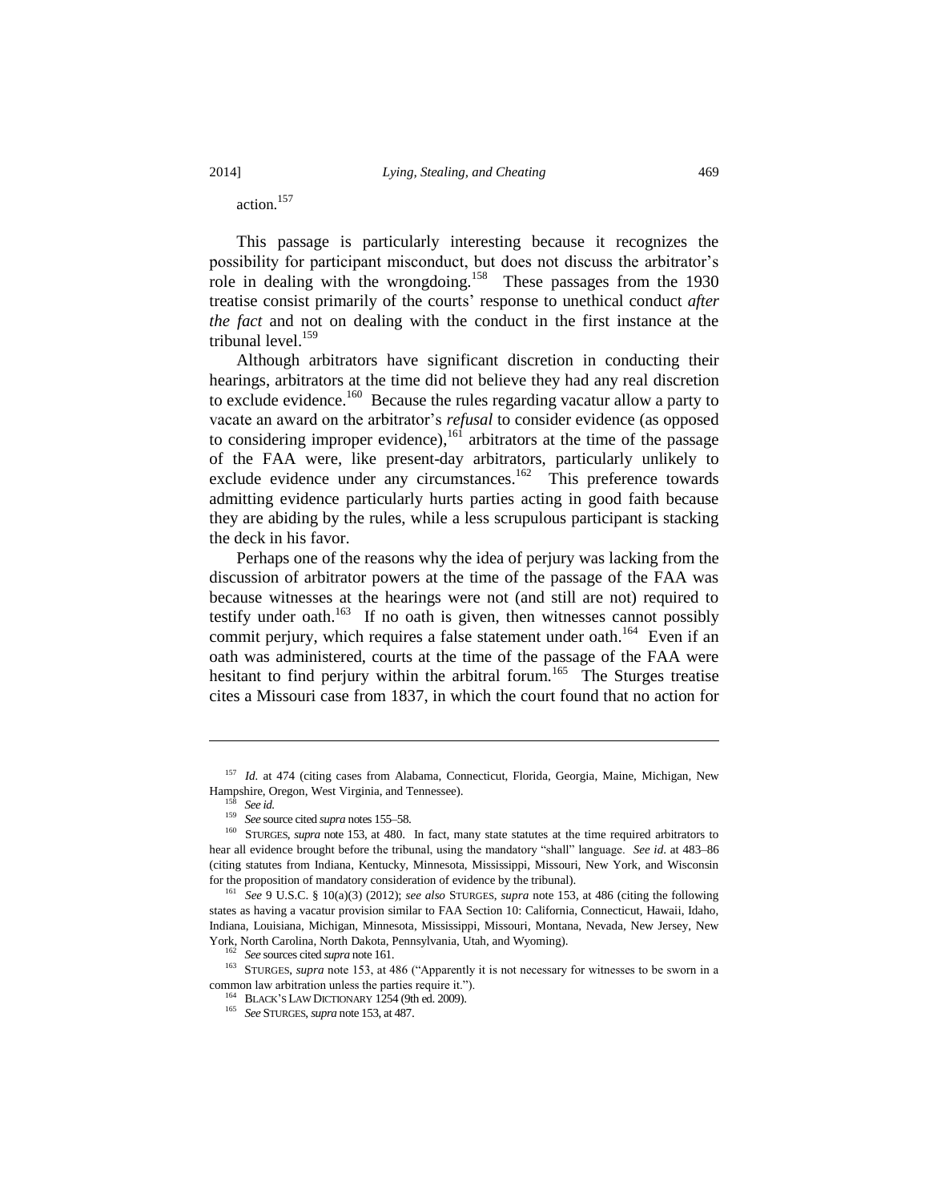action.[157]

This passage is particularly interesting because it recognizes the possibility for participant misconduct, but does not discuss the arbitrator's role in dealing with the wrongdoing.[158] These passages from the 1930 treatise consist primarily of the courts' response to unethical conduct *after the fact* and not on dealing with the conduct in the first instance at the tribunal level.[159]

Although arbitrators have significant discretion in conducting their hearings, arbitrators at the time did not believe they had any real discretion to exclude evidence.[160] Because the rules regarding vacatur allow a party to vacate an award on the arbitrator's *refusal* to consider evidence (as opposed to considering improper evidence),[161] arbitrators at the time of the passage of the FAA were, like present-day arbitrators, particularly unlikely to exclude evidence under any circumstances.[162] This preference towards admitting evidence particularly hurts parties acting in good faith because they are abiding by the rules, while a less scrupulous participant is stacking the deck in his favor.

Perhaps one of the reasons why the idea of perjury was lacking from the discussion of arbitrator powers at the time of the passage of the FAA was because witnesses at the hearings were not (and still are not) required to testify under oath.[163] If no oath is given, then witnesses cannot possibly commit perjury, which requires a false statement under oath.[164] Even if an oath was administered, courts at the time of the passage of the FAA were hesitant to find perjury within the arbitral forum.[165] The Sturges treatise cites a Missouri case from 1837, in which the court found that no action for

---

[157] *Id.* at 474 (citing cases from Alabama, Connecticut, Florida, Georgia, Maine, Michigan, New Hampshire, Oregon, West Virginia, and Tennessee).

[158] *See id.*

[159] *See* source cited *supra* notes 155–58.

[160] STURGES, *supra* note 153, at 480. In fact, many state statutes at the time required arbitrators to hear all evidence brought before the tribunal, using the mandatory "shall" language. *See id.* at 483–86 (citing statutes from Indiana, Kentucky, Minnesota, Mississippi, Missouri, New York, and Wisconsin for the proposition of mandatory consideration of evidence by the tribunal).

[161] *See* 9 U.S.C. § 10(a)(3) (2012); *see also* STURGES, *supra* note 153, at 486 (citing the following states as having a vacatur provision similar to FAA Section 10: California, Connecticut, Hawaii, Idaho, Indiana, Louisiana, Michigan, Minnesota, Mississippi, Missouri, Montana, Nevada, New Jersey, New York, North Carolina, North Dakota, Pennsylvania, Utah, and Wyoming).

[162] *See* sources cited *supra* note 161.

[163] STURGES, *supra* note 153, at 486 ("Apparently it is not necessary for witnesses to be sworn in a common law arbitration unless the parties require it.").

[164] BLACK'S LAW DICTIONARY 1254 (9th ed. 2009).

[165] *See* STURGES, *supra* note 153, at 487.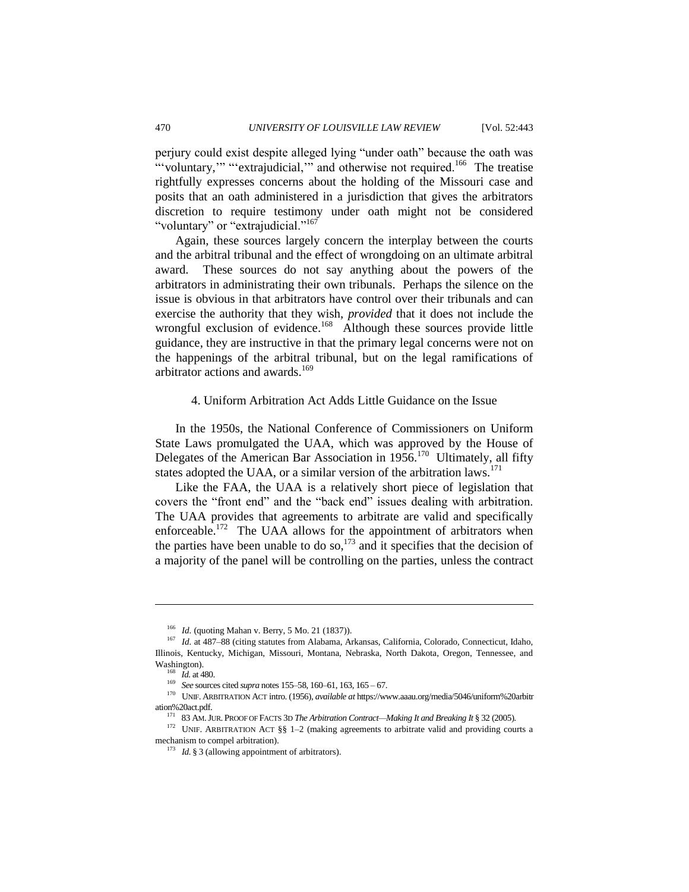perjury could exist despite alleged lying "under oath" because the oath was "'voluntary,'" "'extrajudicial,'" and otherwise not required.[166] The treatise rightfully expresses concerns about the holding of the Missouri case and posits that an oath administered in a jurisdiction that gives the arbitrators discretion to require testimony under oath might not be considered "voluntary" or "extrajudicial."[167]

Again, these sources largely concern the interplay between the courts and the arbitral tribunal and the effect of wrongdoing on an ultimate arbitral award. These sources do not say anything about the powers of the arbitrators in administrating their own tribunals. Perhaps the silence on the issue is obvious in that arbitrators have control over their tribunals and can exercise the authority that they wish, *provided* that it does not include the wrongful exclusion of evidence.[168] Although these sources provide little guidance, they are instructive in that the primary legal concerns were not on the happenings of the arbitral tribunal, but on the legal ramifications of arbitrator actions and awards.[169]

#### 4. Uniform Arbitration Act Adds Little Guidance on the Issue

In the 1950s, the National Conference of Commissioners on Uniform State Laws promulgated the UAA, which was approved by the House of Delegates of the American Bar Association in 1956.[170] Ultimately, all fifty states adopted the UAA, or a similar version of the arbitration laws.[171]

Like the FAA, the UAA is a relatively short piece of legislation that covers the "front end" and the "back end" issues dealing with arbitration. The UAA provides that agreements to arbitrate are valid and specifically enforceable.[172] The UAA allows for the appointment of arbitrators when the parties have been unable to do so,[173] and it specifies that the decision of a majority of the panel will be controlling on the parties, unless the contract

---

[166] *Id.* (quoting Mahan v. Berry, 5 Mo. 21 (1837)).

[167] *Id.* at 487–88 (citing statutes from Alabama, Arkansas, California, Colorado, Connecticut, Idaho, Illinois, Kentucky, Michigan, Missouri, Montana, Nebraska, North Dakota, Oregon, Tennessee, and Washington).

[168] *Id.* at 480.

[169] *See* sources cited *supra* notes 155–58, 160–61, 163, 165 – 67.

[170] UNIF. ARBITRATION ACT intro. (1956), *available at* https://www.aaau.org/media/5046/uniform%20arbitration%20act.pdf.

[171] 83 AM. JUR. PROOF OF FACTS 3D *The Arbitration Contract—Making It and Breaking It* § 32 (2005).

[172] UNIF. ARBITRATION ACT §§ 1–2 (making agreements to arbitrate valid and providing courts a mechanism to compel arbitration).

[173] *Id.* § 3 (allowing appointment of arbitrators).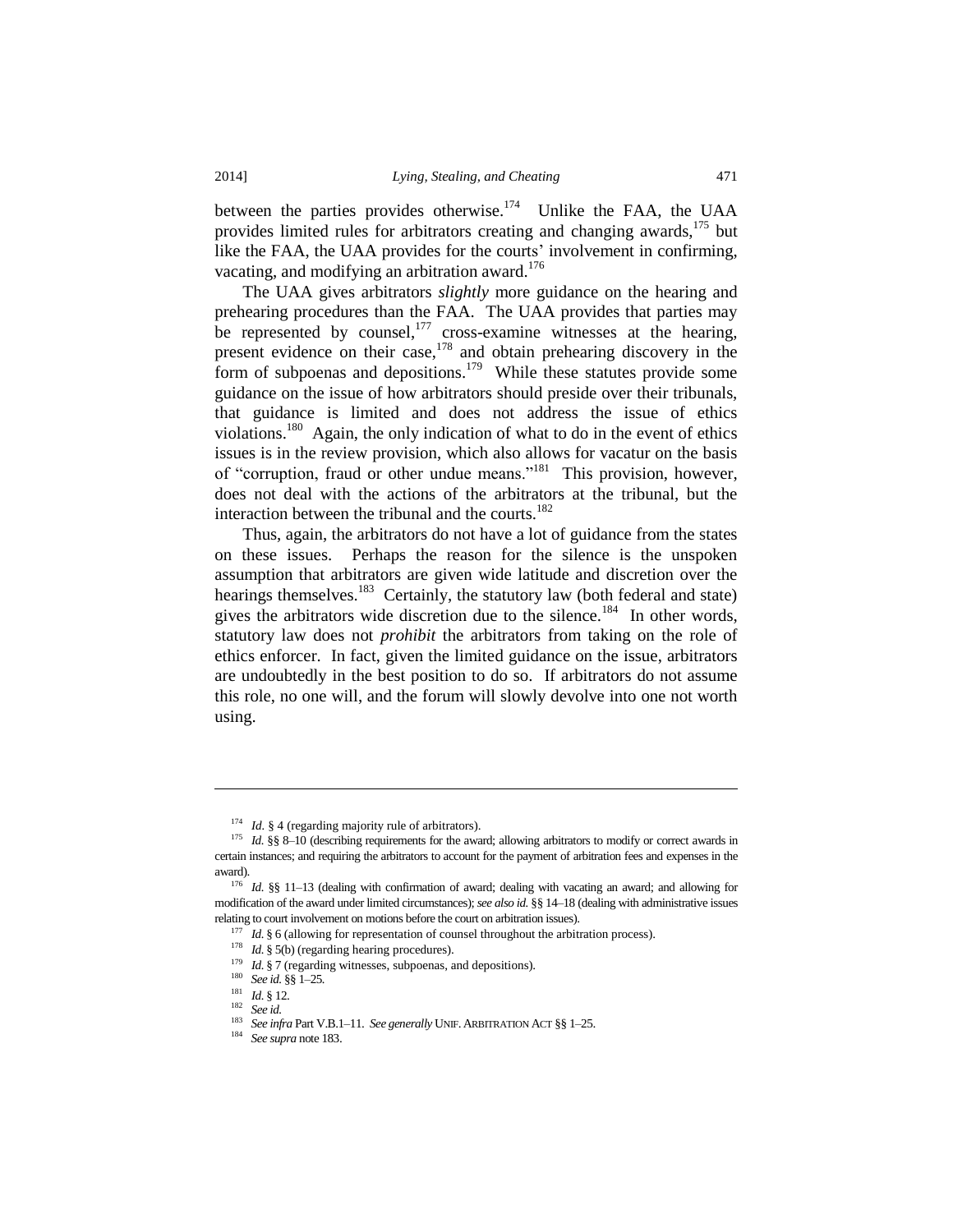between the parties provides otherwise.[174] Unlike the FAA, the UAA provides limited rules for arbitrators creating and changing awards,[175] but like the FAA, the UAA provides for the courts' involvement in confirming, vacating, and modifying an arbitration award.[176]

The UAA gives arbitrators *slightly* more guidance on the hearing and prehearing procedures than the FAA. The UAA provides that parties may be represented by counsel,[177] cross-examine witnesses at the hearing, present evidence on their case,[178] and obtain prehearing discovery in the form of subpoenas and depositions.[179] While these statutes provide some guidance on the issue of how arbitrators should preside over their tribunals, that guidance is limited and does not address the issue of ethics violations.[180] Again, the only indication of what to do in the event of ethics issues is in the review provision, which also allows for vacatur on the basis of "corruption, fraud or other undue means."[181] This provision, however, does not deal with the actions of the arbitrators at the tribunal, but the interaction between the tribunal and the courts.[182]

Thus, again, the arbitrators do not have a lot of guidance from the states on these issues. Perhaps the reason for the silence is the unspoken assumption that arbitrators are given wide latitude and discretion over the hearings themselves.[183] Certainly, the statutory law (both federal and state) gives the arbitrators wide discretion due to the silence.[184] In other words, statutory law does not *prohibit* the arbitrators from taking on the role of ethics enforcer. In fact, given the limited guidance on the issue, arbitrators are undoubtedly in the best position to do so. If arbitrators do not assume this role, no one will, and the forum will slowly devolve into one not worth using.

---

[174] *Id.* § 4 (regarding majority rule of arbitrators).

[175] *Id.* §§ 8–10 (describing requirements for the award; allowing arbitrators to modify or correct awards in certain instances; and requiring the arbitrators to account for the payment of arbitration fees and expenses in the award).

[176] *Id.* §§ 11–13 (dealing with confirmation of award; dealing with vacating an award; and allowing for modification of the award under limited circumstances); *see also id.* §§ 14–18 (dealing with administrative issues relating to court involvement on motions before the court on arbitration issues).

[177] *Id.* § 6 (allowing for representation of counsel throughout the arbitration process).

[178] *Id.* § 5(b) (regarding hearing procedures).

[179] *Id.* § 7 (regarding witnesses, subpoenas, and depositions).

[180] *See id.* §§ 1–25.

[181] *Id.* § 12.

[182] *See id.*

[183] *See infra* Part V.B.1–11. *See generally* UNIF. ARBITRATION ACT §§ 1–25.

[184] *See supra* note 183.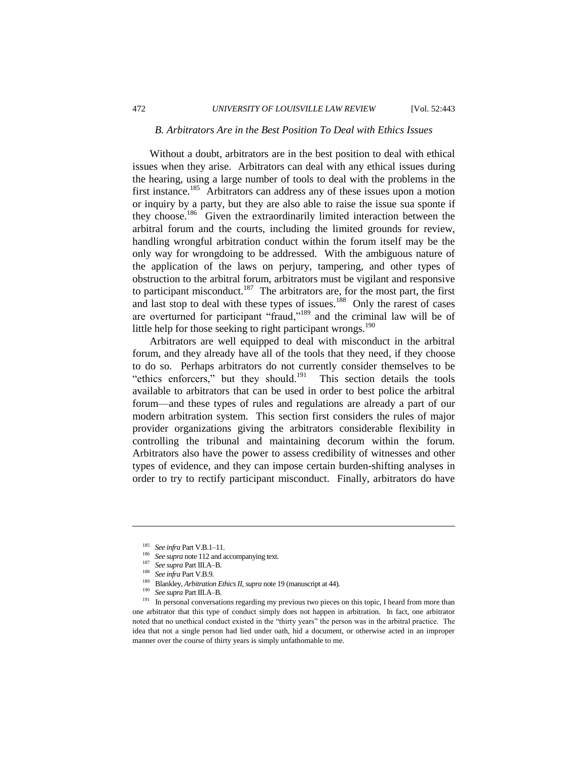### *B. Arbitrators Are in the Best Position To Deal with Ethics Issues*

Without a doubt, arbitrators are in the best position to deal with ethical issues when they arise. Arbitrators can deal with any ethical issues during the hearing, using a large number of tools to deal with the problems in the first instance.[185] Arbitrators can address any of these issues upon a motion or inquiry by a party, but they are also able to raise the issue sua sponte if they choose.[186] Given the extraordinarily limited interaction between the arbitral forum and the courts, including the limited grounds for review, handling wrongful arbitration conduct within the forum itself may be the only way for wrongdoing to be addressed. With the ambiguous nature of the application of the laws on perjury, tampering, and other types of obstruction to the arbitral forum, arbitrators must be vigilant and responsive to participant misconduct.[187] The arbitrators are, for the most part, the first and last stop to deal with these types of issues.[188] Only the rarest of cases are overturned for participant "fraud,"[189] and the criminal law will be of little help for those seeking to right participant wrongs.[190]

Arbitrators are well equipped to deal with misconduct in the arbitral forum, and they already have all of the tools that they need, if they choose to do so. Perhaps arbitrators do not currently consider themselves to be "ethics enforcers," but they should.[191] This section details the tools available to arbitrators that can be used in order to best police the arbitral forum—and these types of rules and regulations are already a part of our modern arbitration system. This section first considers the rules of major provider organizations giving the arbitrators considerable flexibility in controlling the tribunal and maintaining decorum within the forum. Arbitrators also have the power to assess credibility of witnesses and other types of evidence, and they can impose certain burden-shifting analyses in order to try to rectify participant misconduct. Finally, arbitrators do have

---

[185] *See infra* Part V.B.1–11.

[186] *See supra* note 112 and accompanying text.

[187] *See supra* Part III.A–B.

[188] *See infra* Part V.B.9.

[189] Blankley, *Arbitration Ethics II*, *supra* note 19 (manuscript at 44).

[190] *See supra* Part III.A–B.

[191] In personal conversations regarding my previous two pieces on this topic, I heard from more than one arbitrator that this type of conduct simply does not happen in arbitration. In fact, one arbitrator noted that no unethical conduct existed in the "thirty years" the person was in the arbitral practice. The idea that not a single person had lied under oath, hid a document, or otherwise acted in an improper manner over the course of thirty years is simply unfathomable to me.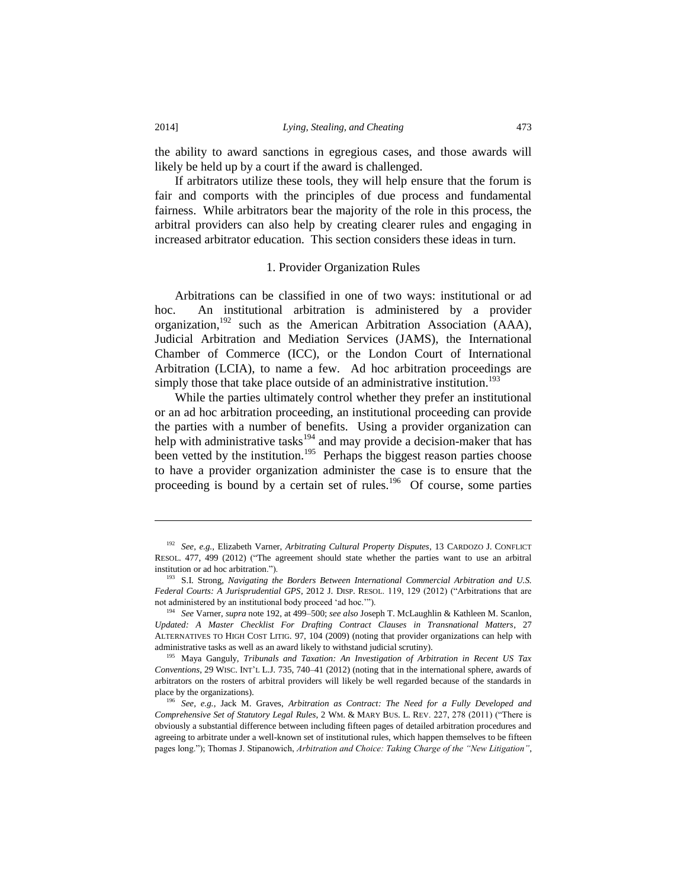the ability to award sanctions in egregious cases, and those awards will likely be held up by a court if the award is challenged.

If arbitrators utilize these tools, they will help ensure that the forum is fair and comports with the principles of due process and fundamental fairness. While arbitrators bear the majority of the role in this process, the arbitral providers can also help by creating clearer rules and engaging in increased arbitrator education. This section considers these ideas in turn.

### 1. Provider Organization Rules

Arbitrations can be classified in one of two ways: institutional or ad hoc. An institutional arbitration is administered by a provider organization,[192] such as the American Arbitration Association (AAA), Judicial Arbitration and Mediation Services (JAMS), the International Chamber of Commerce (ICC), or the London Court of International Arbitration (LCIA), to name a few. Ad hoc arbitration proceedings are simply those that take place outside of an administrative institution.[193]

While the parties ultimately control whether they prefer an institutional or an ad hoc arbitration proceeding, an institutional proceeding can provide the parties with a number of benefits. Using a provider organization can help with administrative tasks[194] and may provide a decision-maker that has been vetted by the institution.[195] Perhaps the biggest reason parties choose to have a provider organization administer the case is to ensure that the proceeding is bound by a certain set of rules.[196] Of course, some parties

---

[192] *See, e.g.*, Elizabeth Varner, *Arbitrating Cultural Property Disputes*, 13 CARDOZO J. CONFLICT RESOL. 477, 499 (2012) ("The agreement should state whether the parties want to use an arbitral institution or ad hoc arbitration.").

[193] S.I. Strong, *Navigating the Borders Between International Commercial Arbitration and U.S. Federal Courts: A Jurisprudential GPS*, 2012 J. DISP. RESOL. 119, 129 (2012) ("Arbitrations that are not administered by an institutional body proceed 'ad hoc.'").

[194] *See* Varner, *supra* note 192, at 499–500; *see also* Joseph T. McLaughlin & Kathleen M. Scanlon, *Updated: A Master Checklist For Drafting Contract Clauses in Transnational Matters*, 27 ALTERNATIVES TO HIGH COST LITIG. 97, 104 (2009) (noting that provider organizations can help with administrative tasks as well as an award likely to withstand judicial scrutiny).

[195] Maya Ganguly, *Tribunals and Taxation: An Investigation of Arbitration in Recent US Tax Conventions*, 29 WISC. INT'L L.J. 735, 740–41 (2012) (noting that in the international sphere, awards of arbitrators on the rosters of arbitral providers will likely be well regarded because of the standards in place by the organizations).

[196] *See, e.g.*, Jack M. Graves, *Arbitration as Contract: The Need for a Fully Developed and Comprehensive Set of Statutory Legal Rules*, 2 WM. & MARY BUS. L. REV. 227, 278 (2011) ("There is obviously a substantial difference between including fifteen pages of detailed arbitration procedures and agreeing to arbitrate under a well-known set of institutional rules, which happen themselves to be fifteen pages long."); Thomas J. Stipanowich, *Arbitration and Choice: Taking Charge of the "New Litigation"*,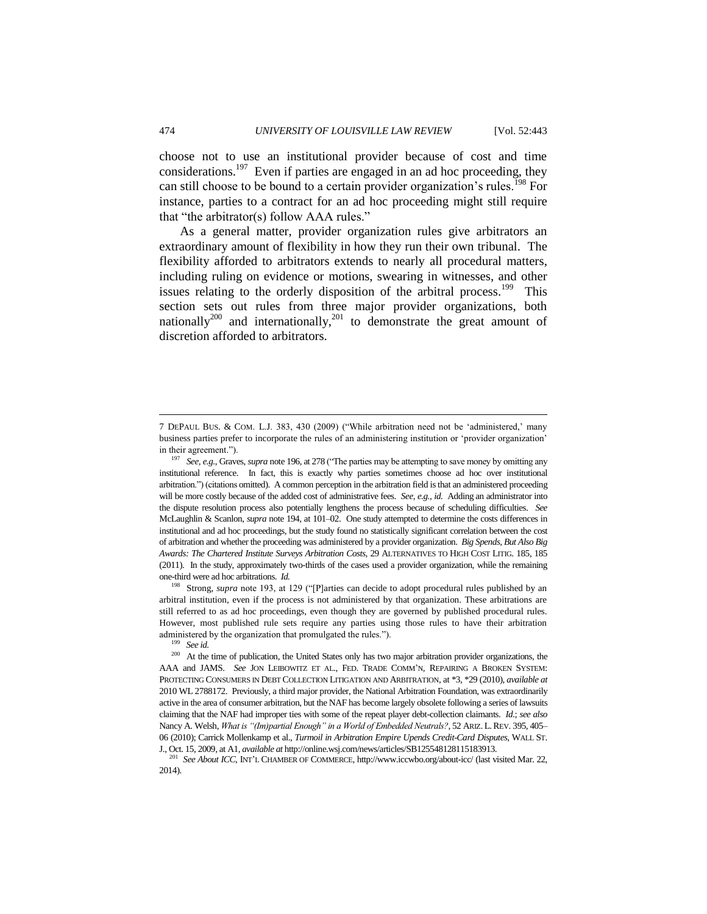choose not to use an institutional provider because of cost and time considerations.[197] Even if parties are engaged in an ad hoc proceeding, they can still choose to be bound to a certain provider organization's rules.[198] For instance, parties to a contract for an ad hoc proceeding might still require that "the arbitrator(s) follow AAA rules."

As a general matter, provider organization rules give arbitrators an extraordinary amount of flexibility in how they run their own tribunal. The flexibility afforded to arbitrators extends to nearly all procedural matters, including ruling on evidence or motions, swearing in witnesses, and other issues relating to the orderly disposition of the arbitral process.[199] This section sets out rules from three major provider organizations, both nationally[200] and internationally,[201] to demonstrate the great amount of discretion afforded to arbitrators.

---

7 DEPAUL BUS. & COM. L.J. 383, 430 (2009) ("While arbitration need not be 'administered,' many business parties prefer to incorporate the rules of an administering institution or 'provider organization' in their agreement.").

[197] *See, e.g.*, Graves, *supra* note 196, at 278 ("The parties may be attempting to save money by omitting any institutional reference. In fact, this is exactly why parties sometimes choose ad hoc over institutional arbitration.") (citations omitted). A common perception in the arbitration field is that an administered proceeding will be more costly because of the added cost of administrative fees. *See, e.g.*, *id.* Adding an administrator into the dispute resolution process also potentially lengthens the process because of scheduling difficulties. *See* McLaughlin & Scanlon, *supra* note 194, at 101–02. One study attempted to determine the costs differences in institutional and ad hoc proceedings, but the study found no statistically significant correlation between the cost of arbitration and whether the proceeding was administered by a provider organization. *Big Spends, But Also Big Awards: The Chartered Institute Surveys Arbitration Costs*, 29 ALTERNATIVES TO HIGH COST LITIG. 185, 185 (2011). In the study, approximately two-thirds of the cases used a provider organization, while the remaining one-third were ad hoc arbitrations. *Id.*

[198] Strong, *supra* note 193, at 129 ("[P]arties can decide to adopt procedural rules published by an arbitral institution, even if the process is not administered by that organization. These arbitrations are still referred to as ad hoc proceedings, even though they are governed by published procedural rules. However, most published rule sets require any parties using those rules to have their arbitration administered by the organization that promulgated the rules.").

[199] *See id.*

[200] At the time of publication, the United States only has two major arbitration provider organizations, the AAA and JAMS. *See* JON LEIBOWITZ ET AL., FED. TRADE COMM'N, REPAIRING A BROKEN SYSTEM: PROTECTING CONSUMERS IN DEBT COLLECTION LITIGATION AND ARBITRATION, at \*3, \*29 (2010), *available at* 2010 WL 2788172. Previously, a third major provider, the National Arbitration Foundation, was extraordinarily active in the area of consumer arbitration, but the NAF has become largely obsolete following a series of lawsuits claiming that the NAF had improper ties with some of the repeat player debt-collection claimants. *Id.*; *see also* Nancy A. Welsh, *What is "(Im)partial Enough" in a World of Embedded Neutrals?*, 52 ARIZ. L. REV. 395, 405–06 (2010); Carrick Mollenkamp et al., *Turmoil in Arbitration Empire Upends Credit-Card Disputes*, WALL ST. J., Oct. 15, 2009, at A1, *available at* http://online.wsj.com/news/articles/SB125548128115183913.

[201] *See About ICC*, INT'L CHAMBER OF COMMERCE, http://www.iccwbo.org/about-icc/ (last visited Mar. 22, 2014).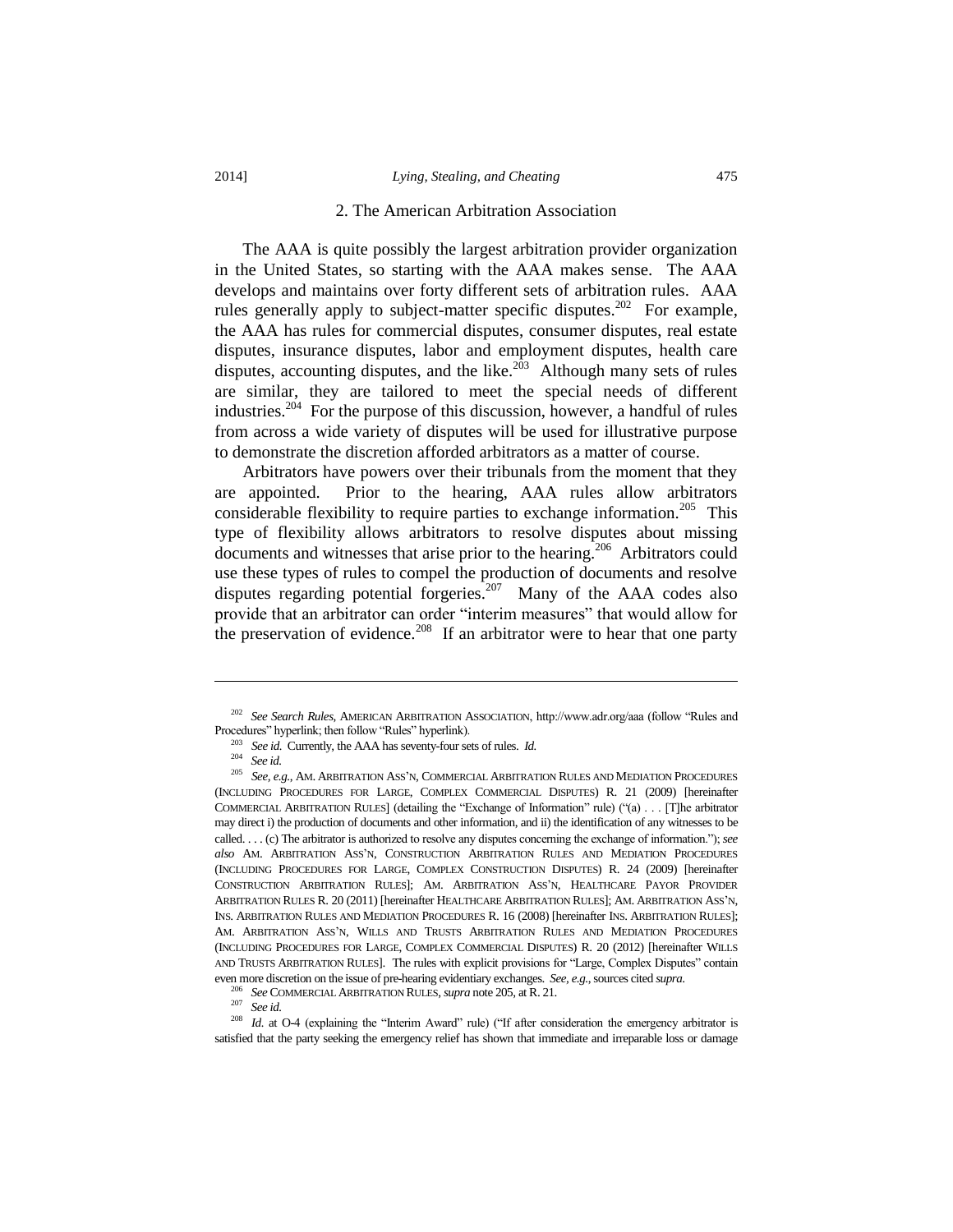### 2. The American Arbitration Association

The AAA is quite possibly the largest arbitration provider organization in the United States, so starting with the AAA makes sense. The AAA develops and maintains over forty different sets of arbitration rules. AAA rules generally apply to subject-matter specific disputes.[202] For example, the AAA has rules for commercial disputes, consumer disputes, real estate disputes, insurance disputes, labor and employment disputes, health care disputes, accounting disputes, and the like.[203] Although many sets of rules are similar, they are tailored to meet the special needs of different industries.[204] For the purpose of this discussion, however, a handful of rules from across a wide variety of disputes will be used for illustrative purpose to demonstrate the discretion afforded arbitrators as a matter of course.

Arbitrators have powers over their tribunals from the moment that they are appointed. Prior to the hearing, AAA rules allow arbitrators considerable flexibility to require parties to exchange information.[205] This type of flexibility allows arbitrators to resolve disputes about missing documents and witnesses that arise prior to the hearing.[206] Arbitrators could use these types of rules to compel the production of documents and resolve disputes regarding potential forgeries.[207] Many of the AAA codes also provide that an arbitrator can order "interim measures" that would allow for the preservation of evidence.[208] If an arbitrator were to hear that one party

---

[202] *See Search Rules*, AMERICAN ARBITRATION ASSOCIATION, http://www.adr.org/aaa (follow "Rules and Procedures" hyperlink; then follow "Rules" hyperlink).

[203] *See id.* Currently, the AAA has seventy-four sets of rules. *Id.*

[204] *See id.*

[205] *See, e.g.*, AM. ARBITRATION ASS'N, COMMERCIAL ARBITRATION RULES AND MEDIATION PROCEDURES (INCLUDING PROCEDURES FOR LARGE, COMPLEX COMMERCIAL DISPUTES) R. 21 (2009) [hereinafter COMMERCIAL ARBITRATION RULES] (detailing the "Exchange of Information" rule) ("(a) . . . [T]he arbitrator may direct i) the production of documents and other information, and ii) the identification of any witnesses to be called. . . . (c) The arbitrator is authorized to resolve any disputes concerning the exchange of information."); *see also* AM. ARBITRATION ASS'N, CONSTRUCTION ARBITRATION RULES AND MEDIATION PROCEDURES (INCLUDING PROCEDURES FOR LARGE, COMPLEX CONSTRUCTION DISPUTES) R. 24 (2009) [hereinafter CONSTRUCTION ARBITRATION RULES]; AM. ARBITRATION ASS'N, HEALTHCARE PAYOR PROVIDER ARBITRATION RULES R. 20 (2011) [hereinafter HEALTHCARE ARBITRATION RULES]; AM. ARBITRATION ASS'N, INS. ARBITRATION RULES AND MEDIATION PROCEDURES R. 16 (2008) [hereinafter INS. ARBITRATION RULES]; AM. ARBITRATION ASS'N, WILLS AND TRUSTS ARBITRATION RULES AND MEDIATION PROCEDURES (INCLUDING PROCEDURES FOR LARGE, COMPLEX COMMERCIAL DISPUTES) R. 20 (2012) [hereinafter WILLS AND TRUSTS ARBITRATION RULES]. The rules with explicit provisions for "Large, Complex Disputes" contain even more discretion on the issue of pre-hearing evidentiary exchanges. *See, e.g.*, sources cited *supra*.

[206] *See* COMMERCIAL ARBITRATION RULES, *supra* note 205, at R. 21.

[207] *See id.*

[208] *Id.* at O-4 (explaining the "Interim Award" rule) ("If after consideration the emergency arbitrator is satisfied that the party seeking the emergency relief has shown that immediate and irreparable loss or damage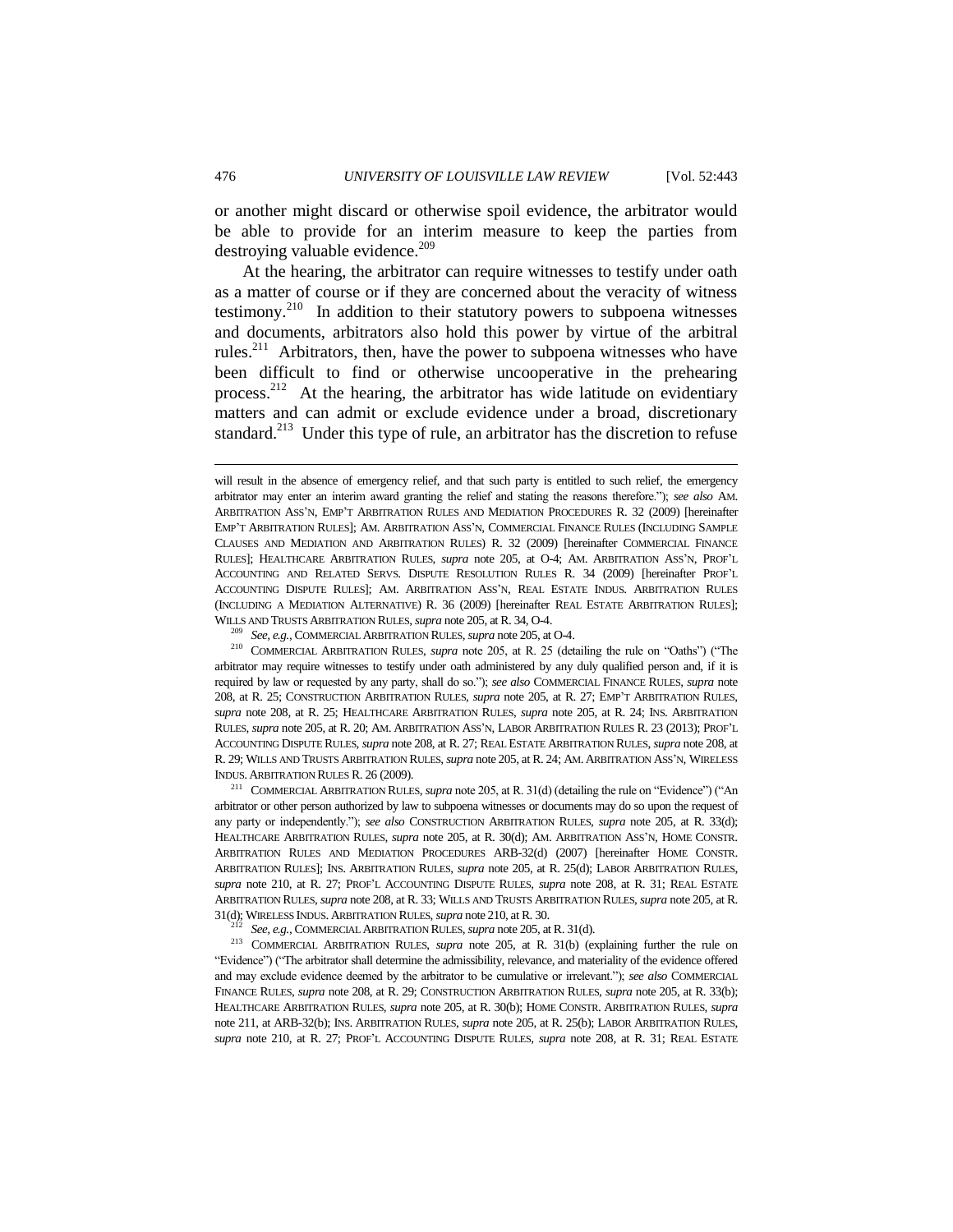or another might discard or otherwise spoil evidence, the arbitrator would be able to provide for an interim measure to keep the parties from destroying valuable evidence.[209]

At the hearing, the arbitrator can require witnesses to testify under oath as a matter of course or if they are concerned about the veracity of witness testimony.[210] In addition to their statutory powers to subpoena witnesses and documents, arbitrators also hold this power by virtue of the arbitral rules.[211] Arbitrators, then, have the power to subpoena witnesses who have been difficult to find or otherwise uncooperative in the prehearing process.[212] At the hearing, the arbitrator has wide latitude on evidentiary matters and can admit or exclude evidence under a broad, discretionary standard.[213] Under this type of rule, an arbitrator has the discretion to refuse

---

will result in the absence of emergency relief, and that such party is entitled to such relief, the emergency arbitrator may enter an interim award granting the relief and stating the reasons therefore."); *see also* AM. ARBITRATION ASS'N, EMP'T ARBITRATION RULES AND MEDIATION PROCEDURES R. 32 (2009) [hereinafter EMP'T ARBITRATION RULES]; AM. ARBITRATION ASS'N, COMMERCIAL FINANCE RULES (INCLUDING SAMPLE CLAUSES AND MEDIATION AND ARBITRATION RULES) R. 32 (2009) [hereinafter COMMERCIAL FINANCE RULES]; HEALTHCARE ARBITRATION RULES, *supra* note 205, at O-4; AM. ARBITRATION ASS'N, PROF'L ACCOUNTING AND RELATED SERVS. DISPUTE RESOLUTION RULES R. 34 (2009) [hereinafter PROF'L ACCOUNTING DISPUTE RULES]; AM. ARBITRATION ASS'N, REAL ESTATE INDUS. ARBITRATION RULES (INCLUDING A MEDIATION ALTERNATIVE) R. 36 (2009) [hereinafter REAL ESTATE ARBITRATION RULES]; WILLS AND TRUSTS ARBITRATION RULES, *supra* note 205, at R. 34, O-4.

[209] *See, e.g.*, COMMERCIAL ARBITRATION RULES, *supra* note 205, at O-4.

[210] COMMERCIAL ARBITRATION RULES, *supra* note 205, at R. 25 (detailing the rule on "Oaths") ("The arbitrator may require witnesses to testify under oath administered by any duly qualified person and, if it is required by law or requested by any party, shall do so."); *see also* COMMERCIAL FINANCE RULES, *supra* note 208, at R. 25; CONSTRUCTION ARBITRATION RULES, *supra* note 205, at R. 27; EMP'T ARBITRATION RULES, *supra* note 208, at R. 25; HEALTHCARE ARBITRATION RULES, *supra* note 205, at R. 24; INS. ARBITRATION RULES, *supra* note 205, at R. 20; AM. ARBITRATION ASS'N, LABOR ARBITRATION RULES R. 23 (2013); PROF'L ACCOUNTING DISPUTE RULES, *supra* note 208, at R. 27; REAL ESTATE ARBITRATION RULES, *supra* note 208, at R. 29; WILLS AND TRUSTS ARBITRATION RULES, *supra* note 205, at R. 24; AM. ARBITRATION ASS'N, WIRELESS INDUS. ARBITRATION RULES R. 26 (2009).

[211] COMMERCIAL ARBITRATION RULES, *supra* note 205, at R. 31(d) (detailing the rule on "Evidence") ("An arbitrator or other person authorized by law to subpoena witnesses or documents may do so upon the request of any party or independently."); *see also* CONSTRUCTION ARBITRATION RULES, *supra* note 205, at R. 33(d); HEALTHCARE ARBITRATION RULES, *supra* note 205, at R. 30(d); AM. ARBITRATION ASS'N, HOME CONSTR. ARBITRATION RULES AND MEDIATION PROCEDURES ARB-32(d) (2007) [hereinafter HOME CONSTR. ARBITRATION RULES]; INS. ARBITRATION RULES, *supra* note 205, at R. 25(d); LABOR ARBITRATION RULES, *supra* note 210, at R. 27; PROF'L ACCOUNTING DISPUTE RULES, *supra* note 208, at R. 31; REAL ESTATE ARBITRATION RULES, *supra* note 208, at R. 33; WILLS AND TRUSTS ARBITRATION RULES, *supra* note 205, at R. 31(d); WIRELESS INDUS. ARBITRATION RULES, *supra* note 210, at R. 30.

[212] *See, e.g.*, COMMERCIAL ARBITRATION RULES, *supra* note 205, at R. 31(d).

[213] COMMERCIAL ARBITRATION RULES, *supra* note 205, at R. 31(b) (explaining further the rule on "Evidence") ("The arbitrator shall determine the admissibility, relevance, and materiality of the evidence offered and may exclude evidence deemed by the arbitrator to be cumulative or irrelevant."); *see also* COMMERCIAL FINANCE RULES, *supra* note 208, at R. 29; CONSTRUCTION ARBITRATION RULES, *supra* note 205, at R. 33(b); HEALTHCARE ARBITRATION RULES, *supra* note 205, at R. 30(b); HOME CONSTR. ARBITRATION RULES, *supra* note 211, at ARB-32(b); INS. ARBITRATION RULES, *supra* note 205, at R. 25(b); LABOR ARBITRATION RULES, *supra* note 210, at R. 27; PROF'L ACCOUNTING DISPUTE RULES, *supra* note 208, at R. 31; REAL ESTATE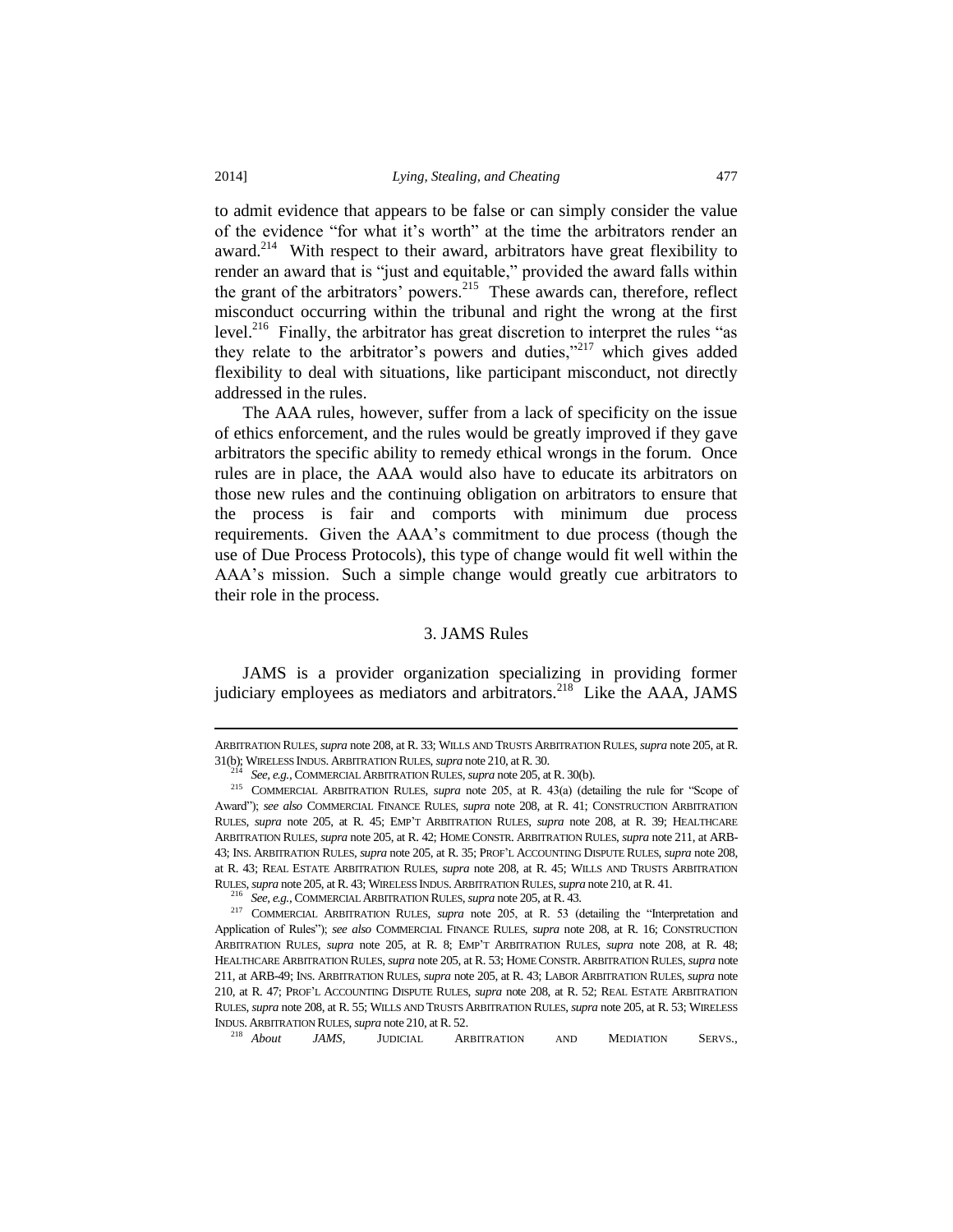to admit evidence that appears to be false or can simply consider the value of the evidence "for what it's worth" at the time the arbitrators render an award.[214] With respect to their award, arbitrators have great flexibility to render an award that is "just and equitable," provided the award falls within the grant of the arbitrators' powers.[215] These awards can, therefore, reflect misconduct occurring within the tribunal and right the wrong at the first level.[216] Finally, the arbitrator has great discretion to interpret the rules "as they relate to the arbitrator's powers and duties,"[217] which gives added flexibility to deal with situations, like participant misconduct, not directly addressed in the rules.

The AAA rules, however, suffer from a lack of specificity on the issue of ethics enforcement, and the rules would be greatly improved if they gave arbitrators the specific ability to remedy ethical wrongs in the forum. Once rules are in place, the AAA would also have to educate its arbitrators on those new rules and the continuing obligation on arbitrators to ensure that the process is fair and comports with minimum due process requirements. Given the AAA's commitment to due process (though the use of Due Process Protocols), this type of change would fit well within the AAA's mission. Such a simple change would greatly cue arbitrators to their role in the process.

### 3. JAMS Rules

JAMS is a provider organization specializing in providing former judiciary employees as mediators and arbitrators.[218] Like the AAA, JAMS

---

ARBITRATION RULES, *supra* note 208, at R. 33; WILLS AND TRUSTS ARBITRATION RULES, *supra* note 205, at R. 31(b); WIRELESS INDUS. ARBITRATION RULES, *supra* note 210, at R. 30.

[214] *See, e.g.*, COMMERCIAL ARBITRATION RULES, *supra* note 205, at R. 30(b).

[215] COMMERCIAL ARBITRATION RULES, *supra* note 205, at R. 43(a) (detailing the rule for "Scope of Award"); *see also* COMMERCIAL FINANCE RULES, *supra* note 208, at R. 41; CONSTRUCTION ARBITRATION RULES, *supra* note 205, at R. 45; EMP'T ARBITRATION RULES, *supra* note 208, at R. 39; HEALTHCARE ARBITRATION RULES, *supra* note 205, at R. 42; HOME CONSTR. ARBITRATION RULES, *supra* note 211, at ARB-43; INS. ARBITRATION RULES, *supra* note 205, at R. 35; PROF'L ACCOUNTING DISPUTE RULES, *supra* note 208, at R. 43; REAL ESTATE ARBITRATION RULES, *supra* note 208, at R. 45; WILLS AND TRUSTS ARBITRATION RULES, *supra* note 205, at R. 43; WIRELESS INDUS. ARBITRATION RULES, *supra* note 210, at R. 41.

[216] *See, e.g.*, COMMERCIAL ARBITRATION RULES, *supra* note 205, at R. 43.

[217] COMMERCIAL ARBITRATION RULES, *supra* note 205, at R. 53 (detailing the "Interpretation and Application of Rules"); *see also* COMMERCIAL FINANCE RULES, *supra* note 208, at R. 16; CONSTRUCTION ARBITRATION RULES, *supra* note 205, at R. 8; EMP'T ARBITRATION RULES, *supra* note 208, at R. 48; HEALTHCARE ARBITRATION RULES, *supra* note 205, at R. 53; HOME CONSTR. ARBITRATION RULES, *supra* note 211, at ARB-49; INS. ARBITRATION RULES, *supra* note 205, at R. 43; LABOR ARBITRATION RULES, *supra* note 210, at R. 47; PROF'L ACCOUNTING DISPUTE RULES, *supra* note 208, at R. 52; REAL ESTATE ARBITRATION RULES, *supra* note 208, at R. 55; WILLS AND TRUSTS ARBITRATION RULES, *supra* note 205, at R. 53; WIRELESS INDUS. ARBITRATION RULES, *supra* note 210, at R. 52.

[218] *About JAMS*, JUDICIAL ARBITRATION AND MEDIATION SERVS.,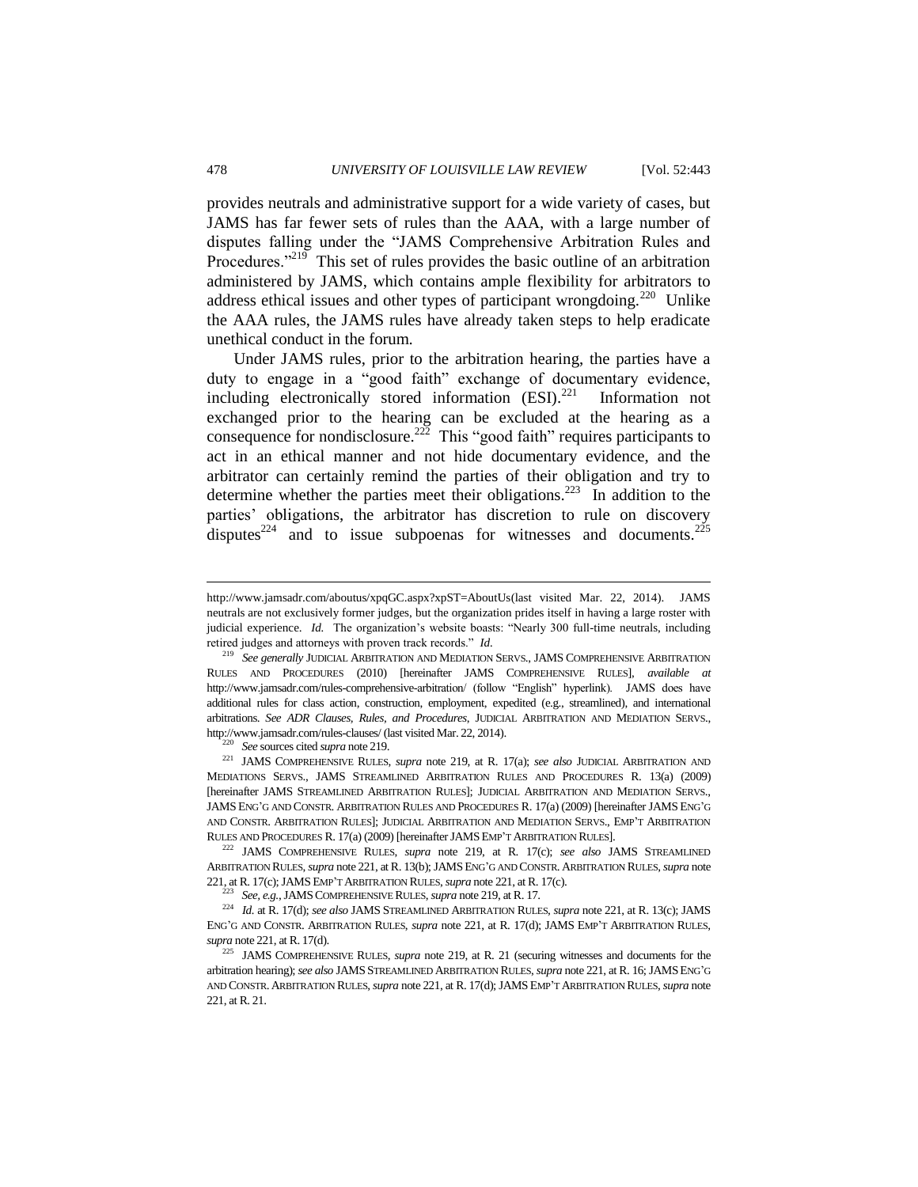provides neutrals and administrative support for a wide variety of cases, but JAMS has far fewer sets of rules than the AAA, with a large number of disputes falling under the "JAMS Comprehensive Arbitration Rules and Procedures."[219] This set of rules provides the basic outline of an arbitration administered by JAMS, which contains ample flexibility for arbitrators to address ethical issues and other types of participant wrongdoing.[220] Unlike the AAA rules, the JAMS rules have already taken steps to help eradicate unethical conduct in the forum.

Under JAMS rules, prior to the arbitration hearing, the parties have a duty to engage in a "good faith" exchange of documentary evidence, including electronically stored information (ESI).[221] Information not exchanged prior to the hearing can be excluded at the hearing as a consequence for nondisclosure.[222] This "good faith" requires participants to act in an ethical manner and not hide documentary evidence, and the arbitrator can certainly remind the parties of their obligation and try to determine whether the parties meet their obligations.[223] In addition to the parties' obligations, the arbitrator has discretion to rule on discovery disputes[224] and to issue subpoenas for witnesses and documents.[225]

---

http://www.jamsadr.com/aboutus/xpqGC.aspx?xpST=AboutUs(last visited Mar. 22, 2014). JAMS neutrals are not exclusively former judges, but the organization prides itself in having a large roster with judicial experience. *Id.* The organization's website boasts: "Nearly 300 full-time neutrals, including retired judges and attorneys with proven track records." *Id.*

[219] *See generally* JUDICIAL ARBITRATION AND MEDIATION SERVS., JAMS COMPREHENSIVE ARBITRATION RULES AND PROCEDURES (2010) [hereinafter JAMS COMPREHENSIVE RULES], *available at* http://www.jamsadr.com/rules-comprehensive-arbitration/ (follow "English" hyperlink). JAMS does have additional rules for class action, construction, employment, expedited (e.g., streamlined), and international arbitrations. *See ADR Clauses, Rules, and Procedures*, JUDICIAL ARBITRATION AND MEDIATION SERVS., http://www.jamsadr.com/rules-clauses/ (last visited Mar. 22, 2014).

[220] *See* sources cited *supra* note 219.

[221] JAMS COMPREHENSIVE RULES, *supra* note 219, at R. 17(a); *see also* JUDICIAL ARBITRATION AND MEDIATIONS SERVS., JAMS STREAMLINED ARBITRATION RULES AND PROCEDURES R. 13(a) (2009) [hereinafter JAMS STREAMLINED ARBITRATION RULES]; JUDICIAL ARBITRATION AND MEDIATION SERVS., JAMS ENG'G AND CONSTR. ARBITRATION RULES AND PROCEDURES R. 17(a) (2009) [hereinafter JAMS ENG'G AND CONSTR. ARBITRATION RULES]; JUDICIAL ARBITRATION AND MEDIATION SERVS., EMP'T ARBITRATION RULES AND PROCEDURES R. 17(a) (2009) [hereinafter JAMS EMP'T ARBITRATION RULES].

[222] JAMS COMPREHENSIVE RULES, *supra* note 219, at R. 17(c); *see also* JAMS STREAMLINED ARBITRATION RULES, *supra* note 221, at R. 13(b); JAMS ENG'G AND CONSTR. ARBITRATION RULES, *supra* note 221, at R. 17(c); JAMS EMP'T ARBITRATION RULES, *supra* note 221, at R. 17(c).

[223] *See, e.g.*, JAMS COMPREHENSIVE RULES, *supra* note 219, at R. 17.

[224] *Id.* at R. 17(d); *see also* JAMS STREAMLINED ARBITRATION RULES, *supra* note 221, at R. 13(c); JAMS ENG'G AND CONSTR. ARBITRATION RULES, *supra* note 221, at R. 17(d); JAMS EMP'T ARBITRATION RULES, *supra* note 221, at R. 17(d).

[225] JAMS COMPREHENSIVE RULES, *supra* note 219, at R. 21 (securing witnesses and documents for the arbitration hearing); *see also* JAMS STREAMLINED ARBITRATION RULES, *supra* note 221, at R. 16; JAMS ENG'G AND CONSTR. ARBITRATION RULES, *supra* note 221, at R. 17(d); JAMS EMP'T ARBITRATION RULES, *supra* note 221, at R. 21.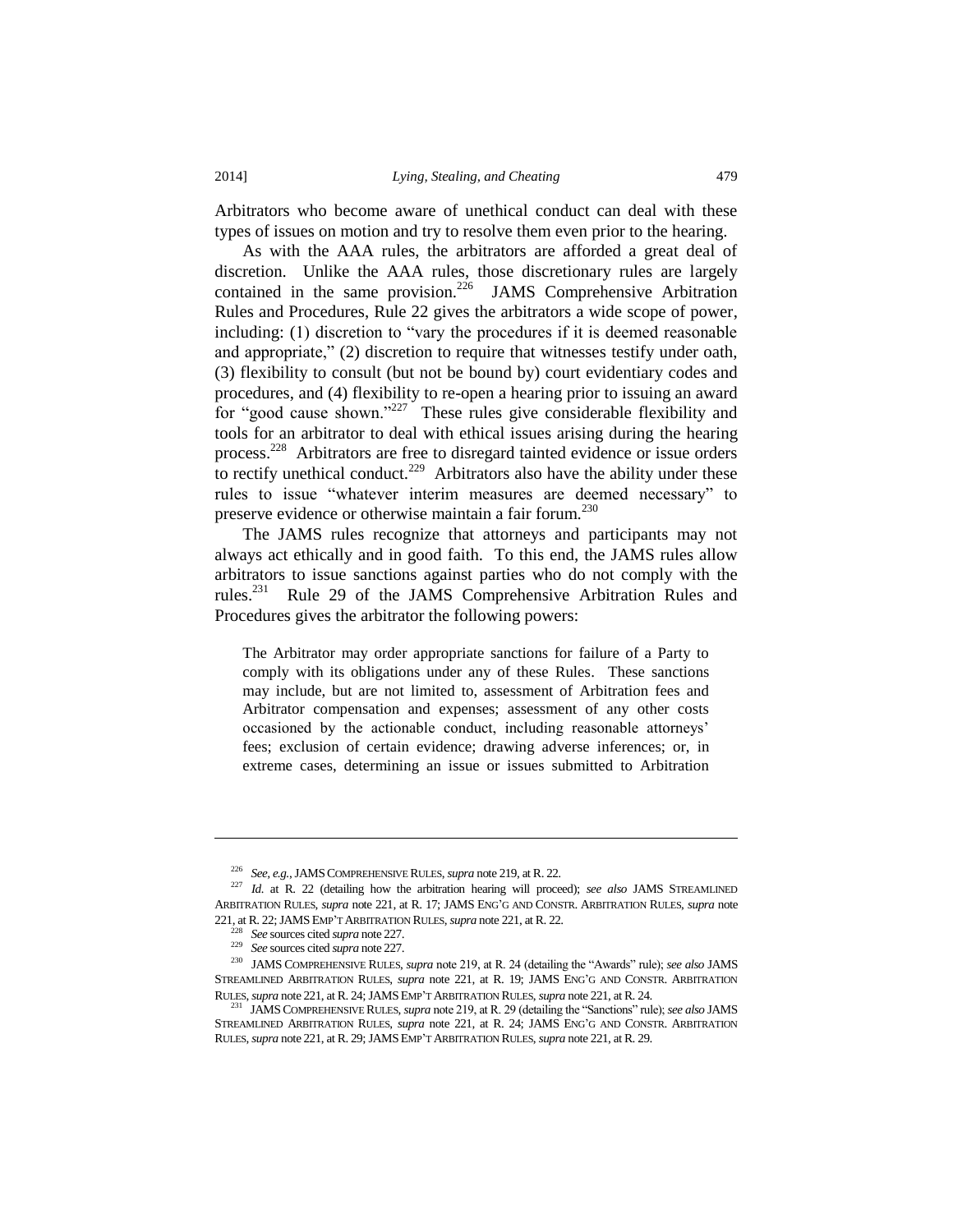Arbitrators who become aware of unethical conduct can deal with these types of issues on motion and try to resolve them even prior to the hearing.

As with the AAA rules, the arbitrators are afforded a great deal of discretion. Unlike the AAA rules, those discretionary rules are largely contained in the same provision.[226] JAMS Comprehensive Arbitration Rules and Procedures, Rule 22 gives the arbitrators a wide scope of power, including: (1) discretion to "vary the procedures if it is deemed reasonable and appropriate," (2) discretion to require that witnesses testify under oath, (3) flexibility to consult (but not be bound by) court evidentiary codes and procedures, and (4) flexibility to re-open a hearing prior to issuing an award for "good cause shown."[227] These rules give considerable flexibility and tools for an arbitrator to deal with ethical issues arising during the hearing process.[228] Arbitrators are free to disregard tainted evidence or issue orders to rectify unethical conduct.[229] Arbitrators also have the ability under these rules to issue "whatever interim measures are deemed necessary" to preserve evidence or otherwise maintain a fair forum.[230]

The JAMS rules recognize that attorneys and participants may not always act ethically and in good faith. To this end, the JAMS rules allow arbitrators to issue sanctions against parties who do not comply with the rules.[231] Rule 29 of the JAMS Comprehensive Arbitration Rules and Procedures gives the arbitrator the following powers:

> The Arbitrator may order appropriate sanctions for failure of a Party to comply with its obligations under any of these Rules. These sanctions may include, but are not limited to, assessment of Arbitration fees and Arbitrator compensation and expenses; assessment of any other costs occasioned by the actionable conduct, including reasonable attorneys' fees; exclusion of certain evidence; drawing adverse inferences; or, in extreme cases, determining an issue or issues submitted to Arbitration

---

[226] *See, e.g.*, JAMS COMPREHENSIVE RULES, *supra* note 219, at R. 22.

[227] *Id.* at R. 22 (detailing how the arbitration hearing will proceed); *see also* JAMS STREAMLINED ARBITRATION RULES, *supra* note 221, at R. 17; JAMS ENG'G AND CONSTR. ARBITRATION RULES, *supra* note 221, at R. 22; JAMS EMP'T ARBITRATION RULES, *supra* note 221, at R. 22.

[228] *See* sources cited *supra* note 227.

[229] *See* sources cited *supra* note 227.

[230] JAMS COMPREHENSIVE RULES, *supra* note 219, at R. 24 (detailing the "Awards" rule); *see also* JAMS STREAMLINED ARBITRATION RULES, *supra* note 221, at R. 19; JAMS ENG'G AND CONSTR. ARBITRATION RULES, *supra* note 221, at R. 24; JAMS EMP'T ARBITRATION RULES, *supra* note 221, at R. 24.

[231] JAMS COMPREHENSIVE RULES, *supra* note 219, at R. 29 (detailing the "Sanctions" rule); *see also* JAMS STREAMLINED ARBITRATION RULES, *supra* note 221, at R. 24; JAMS ENG'G AND CONSTR. ARBITRATION RULES, *supra* note 221, at R. 29; JAMS EMP'T ARBITRATION RULES, *supra* note 221, at R. 29.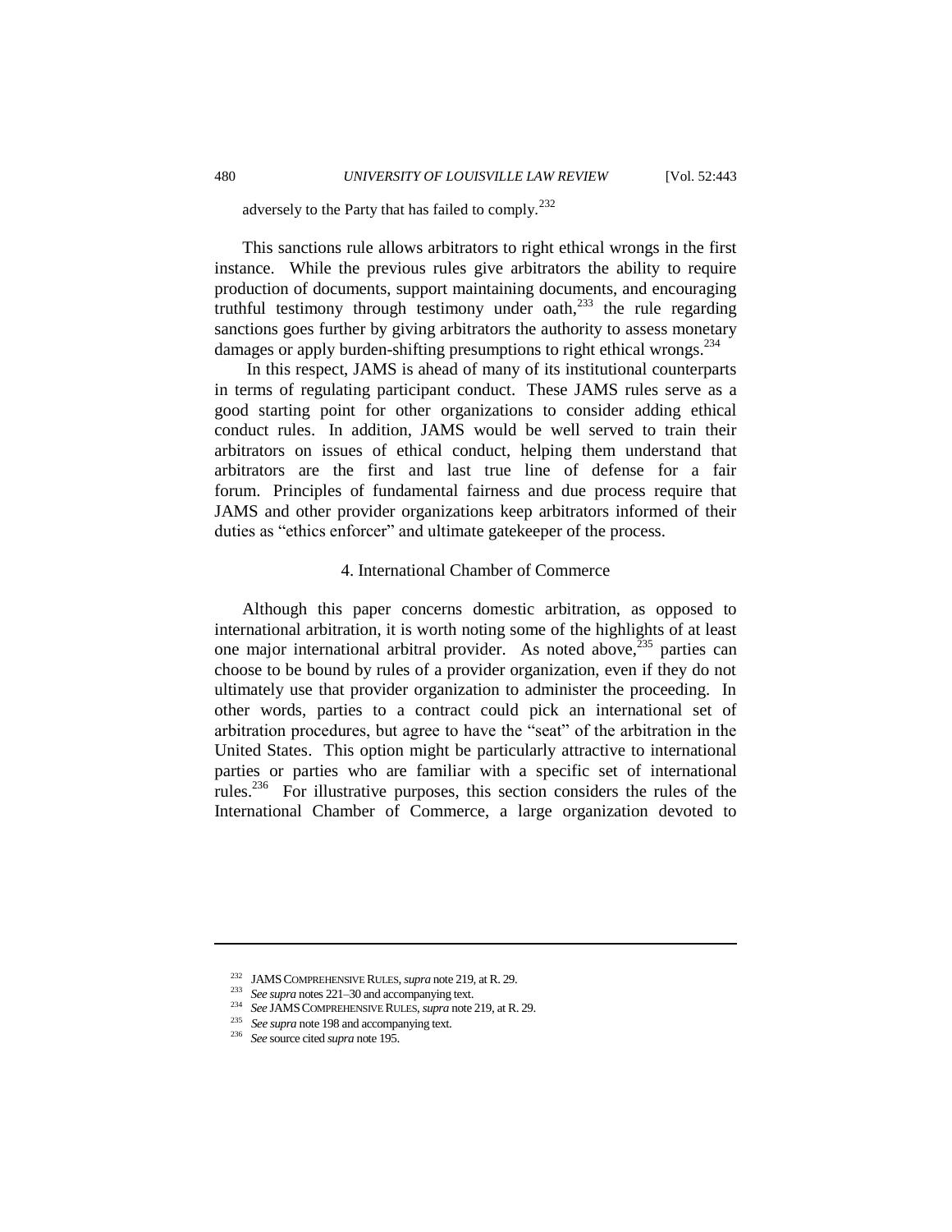adversely to the Party that has failed to comply.[232]

This sanctions rule allows arbitrators to right ethical wrongs in the first instance. While the previous rules give arbitrators the ability to require production of documents, support maintaining documents, and encouraging truthful testimony through testimony under oath,[233] the rule regarding sanctions goes further by giving arbitrators the authority to assess monetary damages or apply burden-shifting presumptions to right ethical wrongs.[234]

In this respect, JAMS is ahead of many of its institutional counterparts in terms of regulating participant conduct. These JAMS rules serve as a good starting point for other organizations to consider adding ethical conduct rules. In addition, JAMS would be well served to train their arbitrators on issues of ethical conduct, helping them understand that arbitrators are the first and last true line of defense for a fair forum. Principles of fundamental fairness and due process require that JAMS and other provider organizations keep arbitrators informed of their duties as "ethics enforcer" and ultimate gatekeeper of the process.

#### 4. International Chamber of Commerce

Although this paper concerns domestic arbitration, as opposed to international arbitration, it is worth noting some of the highlights of at least one major international arbitral provider. As noted above,[235] parties can choose to be bound by rules of a provider organization, even if they do not ultimately use that provider organization to administer the proceeding. In other words, parties to a contract could pick an international set of arbitration procedures, but agree to have the "seat" of the arbitration in the United States. This option might be particularly attractive to international parties or parties who are familiar with a specific set of international rules.[236] For illustrative purposes, this section considers the rules of the International Chamber of Commerce, a large organization devoted to

---

[232] JAMS COMPREHENSIVE RULES, *supra* note 219, at R. 29.

[233] *See supra* notes 221–30 and accompanying text.

[234] *See* JAMS COMPREHENSIVE RULES, *supra* note 219, at R. 29.

[235] *See supra* note 198 and accompanying text.

[236] *See* source cited *supra* note 195.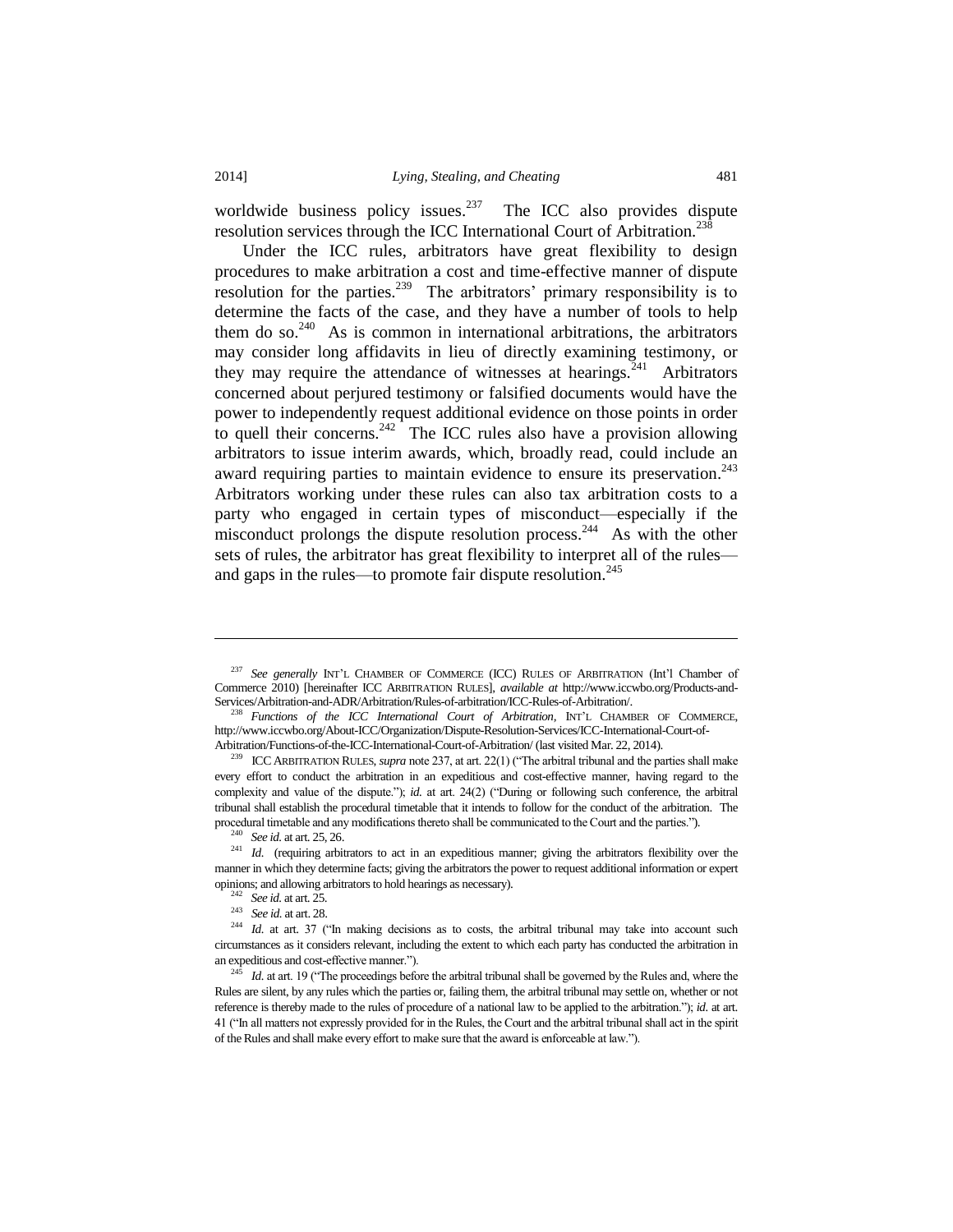worldwide business policy issues.[237] The ICC also provides dispute resolution services through the ICC International Court of Arbitration.[238]

Under the ICC rules, arbitrators have great flexibility to design procedures to make arbitration a cost and time-effective manner of dispute resolution for the parties.[239] The arbitrators' primary responsibility is to determine the facts of the case, and they have a number of tools to help them do so.[240] As is common in international arbitrations, the arbitrators may consider long affidavits in lieu of directly examining testimony, or they may require the attendance of witnesses at hearings.[241] Arbitrators concerned about perjured testimony or falsified documents would have the power to independently request additional evidence on those points in order to quell their concerns.[242] The ICC rules also have a provision allowing arbitrators to issue interim awards, which, broadly read, could include an award requiring parties to maintain evidence to ensure its preservation.[243] Arbitrators working under these rules can also tax arbitration costs to a party who engaged in certain types of misconduct—especially if the misconduct prolongs the dispute resolution process.[244] As with the other sets of rules, the arbitrator has great flexibility to interpret all of the rules—and gaps in the rules—to promote fair dispute resolution.[245]

---

[237] *See generally* INT'L CHAMBER OF COMMERCE (ICC) RULES OF ARBITRATION (Int'l Chamber of Commerce 2010) [hereinafter ICC ARBITRATION RULES], *available at* http://www.iccwbo.org/Products-and-Services/Arbitration-and-ADR/Arbitration/Rules-of-arbitration/ICC-Rules-of-Arbitration/.

[238] *Functions of the ICC International Court of Arbitration*, INT'L CHAMBER OF COMMERCE, http://www.iccwbo.org/About-ICC/Organization/Dispute-Resolution-Services/ICC-International-Court-of-Arbitration/Functions-of-the-ICC-International-Court-of-Arbitration/ (last visited Mar. 22, 2014).

[239] ICC ARBITRATION RULES, *supra* note 237, at art. 22(1) ("The arbitral tribunal and the parties shall make every effort to conduct the arbitration in an expeditious and cost-effective manner, having regard to the complexity and value of the dispute."); *id.* at art. 24(2) ("During or following such conference, the arbitral tribunal shall establish the procedural timetable that it intends to follow for the conduct of the arbitration. The procedural timetable and any modifications thereto shall be communicated to the Court and the parties.").

[240] *See id.* at art. 25, 26.

[241] *Id.* (requiring arbitrators to act in an expeditious manner; giving the arbitrators flexibility over the manner in which they determine facts; giving the arbitrators the power to request additional information or expert opinions; and allowing arbitrators to hold hearings as necessary).

[242] *See id.* at art. 25.

[243] *See id.* at art. 28.

[244] *Id.* at art. 37 ("In making decisions as to costs, the arbitral tribunal may take into account such circumstances as it considers relevant, including the extent to which each party has conducted the arbitration in an expeditious and cost-effective manner.").

[245] *Id.* at art. 19 ("The proceedings before the arbitral tribunal shall be governed by the Rules and, where the Rules are silent, by any rules which the parties or, failing them, the arbitral tribunal may settle on, whether or not reference is thereby made to the rules of procedure of a national law to be applied to the arbitration."); *id.* at art. 41 ("In all matters not expressly provided for in the Rules, the Court and the arbitral tribunal shall act in the spirit of the Rules and shall make every effort to make sure that the award is enforceable at law.").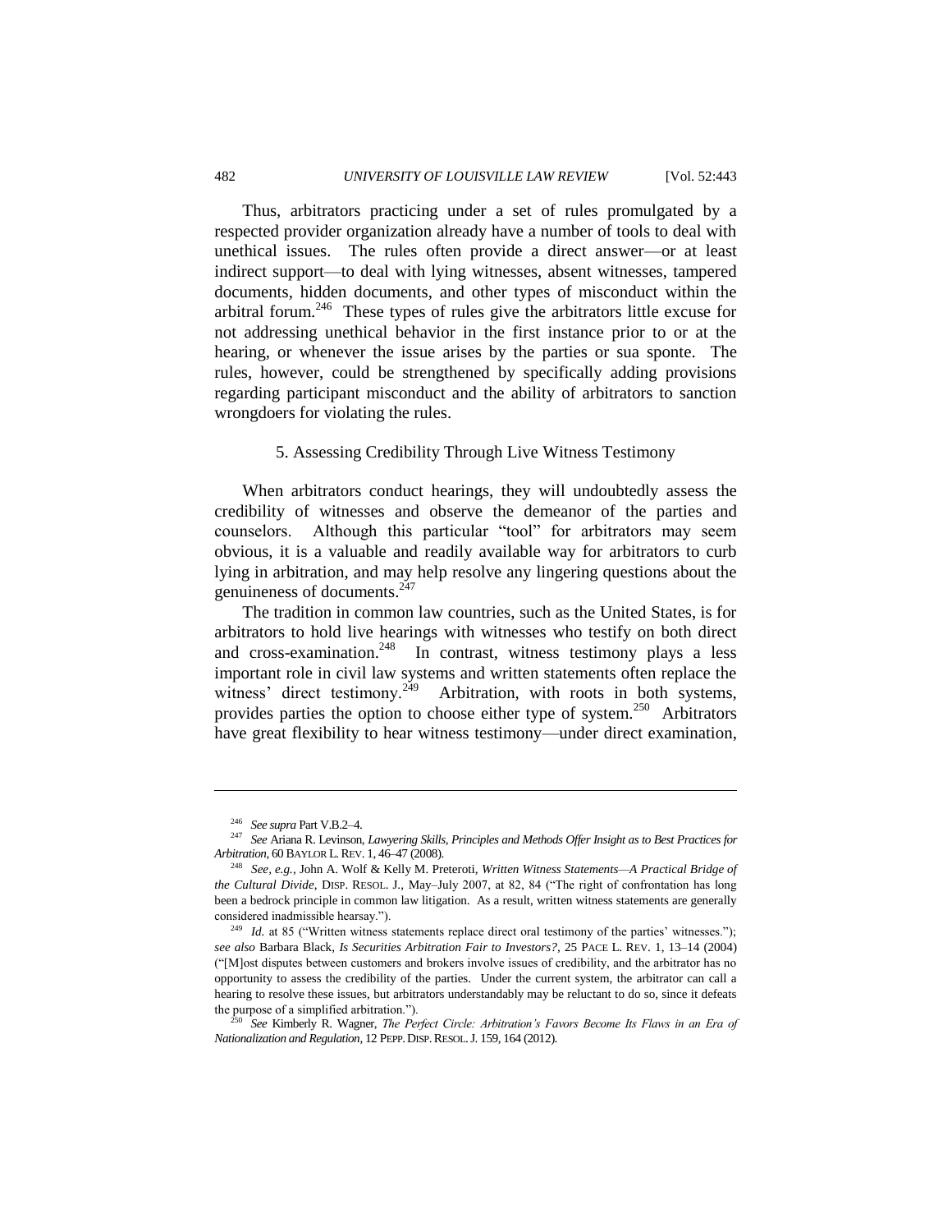Thus, arbitrators practicing under a set of rules promulgated by a respected provider organization already have a number of tools to deal with unethical issues. The rules often provide a direct answer—or at least indirect support—to deal with lying witnesses, absent witnesses, tampered documents, hidden documents, and other types of misconduct within the arbitral forum.[246] These types of rules give the arbitrators little excuse for not addressing unethical behavior in the first instance prior to or at the hearing, or whenever the issue arises by the parties or sua sponte. The rules, however, could be strengthened by specifically adding provisions regarding participant misconduct and the ability of arbitrators to sanction wrongdoers for violating the rules.

### 5. Assessing Credibility Through Live Witness Testimony

When arbitrators conduct hearings, they will undoubtedly assess the credibility of witnesses and observe the demeanor of the parties and counselors. Although this particular "tool" for arbitrators may seem obvious, it is a valuable and readily available way for arbitrators to curb lying in arbitration, and may help resolve any lingering questions about the genuineness of documents.[247]

The tradition in common law countries, such as the United States, is for arbitrators to hold live hearings with witnesses who testify on both direct and cross-examination.[248] In contrast, witness testimony plays a less important role in civil law systems and written statements often replace the witness' direct testimony.[249] Arbitration, with roots in both systems, provides parties the option to choose either type of system.[250] Arbitrators have great flexibility to hear witness testimony—under direct examination,

---

[246] *See supra* Part V.B.2–4.

[247] *See* Ariana R. Levinson, *Lawyering Skills, Principles and Methods Offer Insight as to Best Practices for Arbitration*, 60 BAYLOR L. REV. 1, 46–47 (2008).

[248] *See, e.g.*, John A. Wolf & Kelly M. Preteroti, *Written Witness Statements—A Practical Bridge of the Cultural Divide*, DISP. RESOL. J., May–July 2007, at 82, 84 ("The right of confrontation has long been a bedrock principle in common law litigation. As a result, written witness statements are generally considered inadmissible hearsay.").

[249] *Id.* at 85 ("Written witness statements replace direct oral testimony of the parties' witnesses."); *see also* Barbara Black, *Is Securities Arbitration Fair to Investors?*, 25 PACE L. REV. 1, 13–14 (2004) ("[M]ost disputes between customers and brokers involve issues of credibility, and the arbitrator has no opportunity to assess the credibility of the parties. Under the current system, the arbitrator can call a hearing to resolve these issues, but arbitrators understandably may be reluctant to do so, since it defeats the purpose of a simplified arbitration.").

[250] *See* Kimberly R. Wagner, *The Perfect Circle: Arbitration's Favors Become Its Flaws in an Era of Nationalization and Regulation*, 12 PEPP. DISP. RESOL. J. 159, 164 (2012).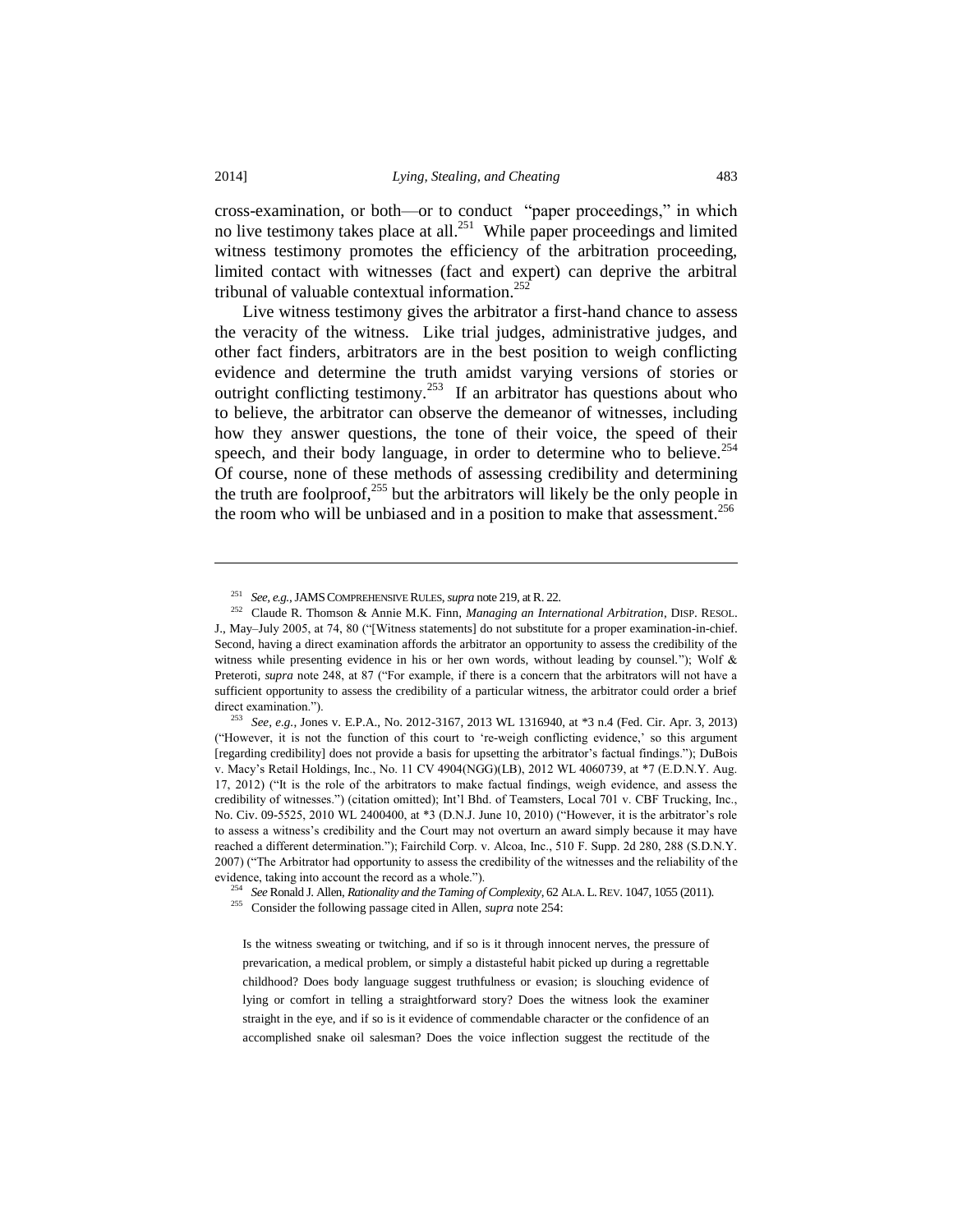cross-examination, or both—or to conduct "paper proceedings," in which no live testimony takes place at all.[251] While paper proceedings and limited witness testimony promotes the efficiency of the arbitration proceeding, limited contact with witnesses (fact and expert) can deprive the arbitral tribunal of valuable contextual information.[252]

Live witness testimony gives the arbitrator a first-hand chance to assess the veracity of the witness. Like trial judges, administrative judges, and other fact finders, arbitrators are in the best position to weigh conflicting evidence and determine the truth amidst varying versions of stories or outright conflicting testimony.[253] If an arbitrator has questions about who to believe, the arbitrator can observe the demeanor of witnesses, including how they answer questions, the tone of their voice, the speed of their speech, and their body language, in order to determine who to believe.[254] Of course, none of these methods of assessing credibility and determining the truth are foolproof,[255] but the arbitrators will likely be the only people in the room who will be unbiased and in a position to make that assessment.[256]

---

[251] *See, e.g.*, JAMS COMPREHENSIVE RULES, *supra* note 219, at R. 22.

[252] Claude R. Thomson & Annie M.K. Finn, *Managing an International Arbitration*, DISP. RESOL. J., May–July 2005, at 74, 80 ("[Witness statements] do not substitute for a proper examination-in-chief. Second, having a direct examination affords the arbitrator an opportunity to assess the credibility of the witness while presenting evidence in his or her own words, without leading by counsel."); Wolf & Preteroti, *supra* note 248, at 87 ("For example, if there is a concern that the arbitrators will not have a sufficient opportunity to assess the credibility of a particular witness, the arbitrator could order a brief direct examination.").

[253] *See, e.g.*, Jones v. E.P.A., No. 2012-3167, 2013 WL 1316940, at *3 n.4 (Fed. Cir. Apr. 3, 2013) ("However, it is not the function of this court to 're-weigh conflicting evidence,' so this argument [regarding credibility] does not provide a basis for upsetting the arbitrator's factual findings."); DuBois v. Macy's Retail Holdings, Inc., No. 11 CV 4904(NGG)(LB), 2012 WL 4060739, at *7 (E.D.N.Y. Aug. 17, 2012) ("It is the role of the arbitrators to make factual findings, weigh evidence, and assess the credibility of witnesses.") (citation omitted); Int'l Bhd. of Teamsters, Local 701 v. CBF Trucking, Inc., No. Civ. 09-5525, 2010 WL 2400400, at *3 (D.N.J. June 10, 2010) ("However, it is the arbitrator's role to assess a witness's credibility and the Court may not overturn an award simply because it may have reached a different determination."); Fairchild Corp. v. Alcoa, Inc., 510 F. Supp. 2d 280, 288 (S.D.N.Y. 2007) ("The Arbitrator had opportunity to assess the credibility of the witnesses and the reliability of the evidence, taking into account the record as a whole.").

[254] *See* Ronald J. Allen, *Rationality and the Taming of Complexity*, 62 ALA. L. REV. 1047, 1055 (2011).

[255] Consider the following passage cited in Allen, *supra* note 254:

> Is the witness sweating or twitching, and if so is it through innocent nerves, the pressure of prevarication, a medical problem, or simply a distasteful habit picked up during a regrettable childhood? Does body language suggest truthfulness or evasion; is slouching evidence of lying or comfort in telling a straightforward story? Does the witness look the examiner straight in the eye, and if so is it evidence of commendable character or the confidence of an accomplished snake oil salesman? Does the voice inflection suggest the rectitude of the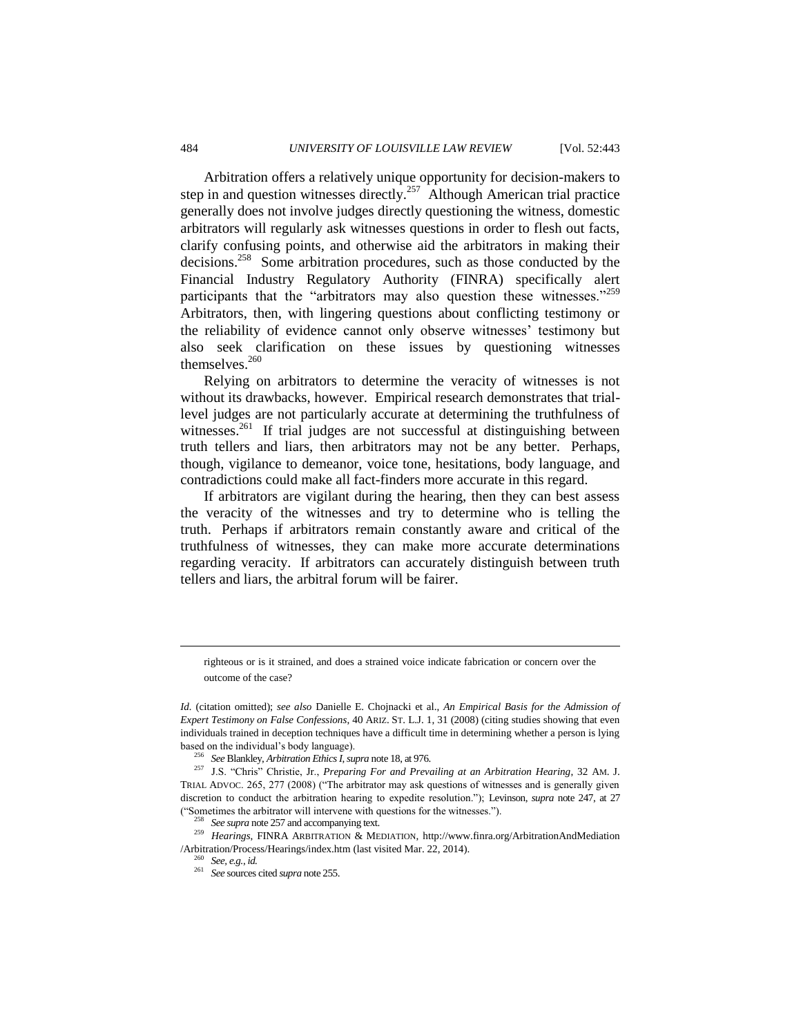Arbitration offers a relatively unique opportunity for decision-makers to step in and question witnesses directly.[257] Although American trial practice generally does not involve judges directly questioning the witness, domestic arbitrators will regularly ask witnesses questions in order to flesh out facts, clarify confusing points, and otherwise aid the arbitrators in making their decisions.[258] Some arbitration procedures, such as those conducted by the Financial Industry Regulatory Authority (FINRA) specifically alert participants that the "arbitrators may also question these witnesses."[259] Arbitrators, then, with lingering questions about conflicting testimony or the reliability of evidence cannot only observe witnesses' testimony but also seek clarification on these issues by questioning witnesses themselves.[260]

Relying on arbitrators to determine the veracity of witnesses is not without its drawbacks, however. Empirical research demonstrates that trial-level judges are not particularly accurate at determining the truthfulness of witnesses.[261] If trial judges are not successful at distinguishing between truth tellers and liars, then arbitrators may not be any better. Perhaps, though, vigilance to demeanor, voice tone, hesitations, body language, and contradictions could make all fact-finders more accurate in this regard.

If arbitrators are vigilant during the hearing, then they can best assess the veracity of the witnesses and try to determine who is telling the truth. Perhaps if arbitrators remain constantly aware and critical of the truthfulness of witnesses, they can make more accurate determinations regarding veracity. If arbitrators can accurately distinguish between truth tellers and liars, the arbitral forum will be fairer.

---

> righteous or is it strained, and does a strained voice indicate fabrication or concern over the outcome of the case?

*Id.* (citation omitted); *see also* Danielle E. Chojnacki et al., *An Empirical Basis for the Admission of Expert Testimony on False Confessions*, 40 ARIZ. ST. L.J. 1, 31 (2008) (citing studies showing that even individuals trained in deception techniques have a difficult time in determining whether a person is lying based on the individual's body language).

[256] *See* Blankley, *Arbitration Ethics I*, *supra* note 18, at 976.

[257] J.S. "Chris" Christie, Jr., *Preparing For and Prevailing at an Arbitration Hearing*, 32 AM. J. TRIAL ADVOC. 265, 277 (2008) ("The arbitrator may ask questions of witnesses and is generally given discretion to conduct the arbitration hearing to expedite resolution."); Levinson, *supra* note 247, at 27 ("Sometimes the arbitrator will intervene with questions for the witnesses.").

[258] *See supra* note 257 and accompanying text.

[259] *Hearings*, FINRA ARBITRATION & MEDIATION, http://www.finra.org/ArbitrationAndMediation/Arbitration/Process/Hearings/index.htm (last visited Mar. 22, 2014).

[260] *See, e.g.*, *id.*

[261] *See* sources cited *supra* note 255.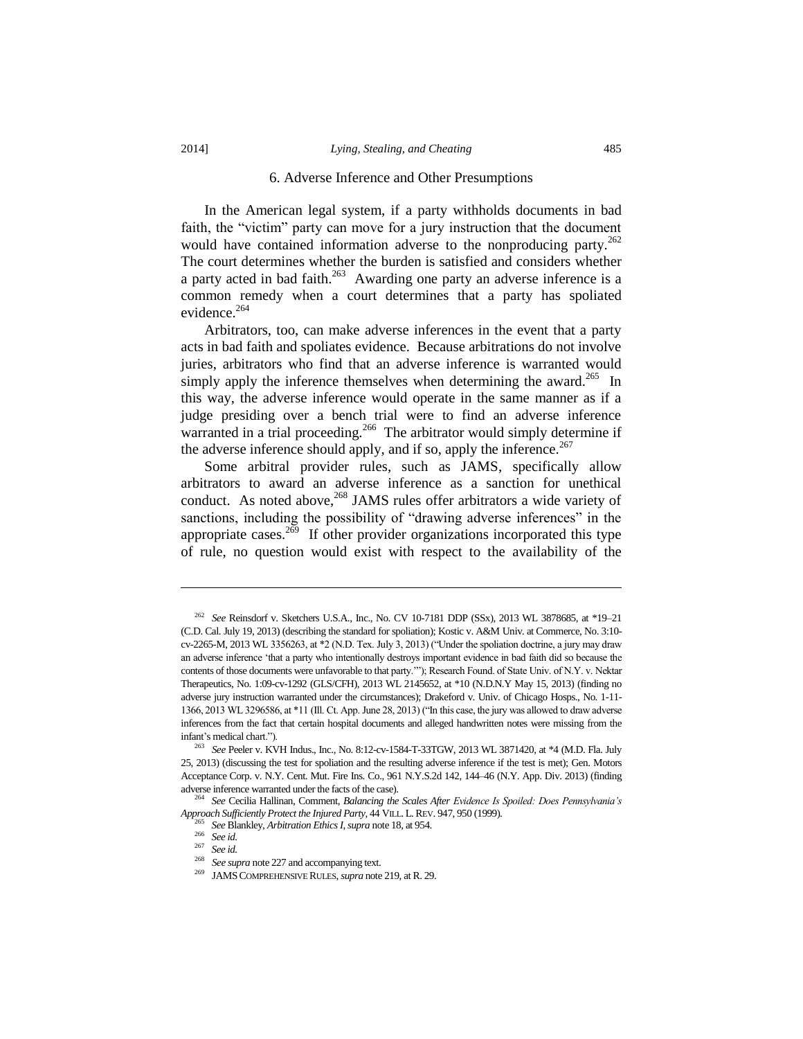### 6. Adverse Inference and Other Presumptions

In the American legal system, if a party withholds documents in bad faith, the "victim" party can move for a jury instruction that the document would have contained information adverse to the nonproducing party.[262] The court determines whether the burden is satisfied and considers whether a party acted in bad faith.[263] Awarding one party an adverse inference is a common remedy when a court determines that a party has spoliated evidence.[264]

Arbitrators, too, can make adverse inferences in the event that a party acts in bad faith and spoliates evidence. Because arbitrations do not involve juries, arbitrators who find that an adverse inference is warranted would simply apply the inference themselves when determining the award.[265] In this way, the adverse inference would operate in the same manner as if a judge presiding over a bench trial were to find an adverse inference warranted in a trial proceeding.[266] The arbitrator would simply determine if the adverse inference should apply, and if so, apply the inference.[267]

Some arbitral provider rules, such as JAMS, specifically allow arbitrators to award an adverse inference as a sanction for unethical conduct. As noted above,[268] JAMS rules offer arbitrators a wide variety of sanctions, including the possibility of "drawing adverse inferences" in the appropriate cases.[269] If other provider organizations incorporated this type of rule, no question would exist with respect to the availability of the

---

[262] *See* Reinsdorf v. Sketchers U.S.A., Inc., No. CV 10-7181 DDP (SSx), 2013 WL 3878685, at *19–21 (C.D. Cal. July 19, 2013) (describing the standard for spoliation); Kostic v. A&M Univ. at Commerce, No. 3:10-cv-2265-M, 2013 WL 3356263, at *2 (N.D. Tex. July 3, 2013) ("Under the spoliation doctrine, a jury may draw an adverse inference 'that a party who intentionally destroys important evidence in bad faith did so because the contents of those documents were unfavorable to that party.'"); Research Found. of State Univ. of N.Y. v. Nektar Therapeutics, No. 1:09-cv-1292 (GLS/CFH), 2013 WL 2145652, at *10 (N.D.N.Y May 15, 2013) (finding no adverse jury instruction warranted under the circumstances); Drakeford v. Univ. of Chicago Hosps., No. 1-11-1366, 2013 WL 3296586, at *11 (Ill. Ct. App. June 28, 2013) ("In this case, the jury was allowed to draw adverse inferences from the fact that certain hospital documents and alleged handwritten notes were missing from the infant's medical chart.").

[263] *See* Peeler v. KVH Indus., Inc., No. 8:12-cv-1584-T-33TGW, 2013 WL 3871420, at *4 (M.D. Fla. July 25, 2013) (discussing the test for spoliation and the resulting adverse inference if the test is met); Gen. Motors Acceptance Corp. v. N.Y. Cent. Mut. Fire Ins. Co., 961 N.Y.S.2d 142, 144–46 (N.Y. App. Div. 2013) (finding adverse inference warranted under the facts of the case).

[264] *See* Cecilia Hallinan, Comment, *Balancing the Scales After Evidence Is Spoiled: Does Pennsylvania's Approach Sufficiently Protect the Injured Party*, 44 VILL. L. REV. 947, 950 (1999).

[265] *See* Blankley, *Arbitration Ethics I*, *supra* note 18, at 954.

[266] *See id.*

[267] *See id.*

[268] *See supra* note 227 and accompanying text.

[269] JAMS COMPREHENSIVE RULES, *supra* note 219, at R. 29.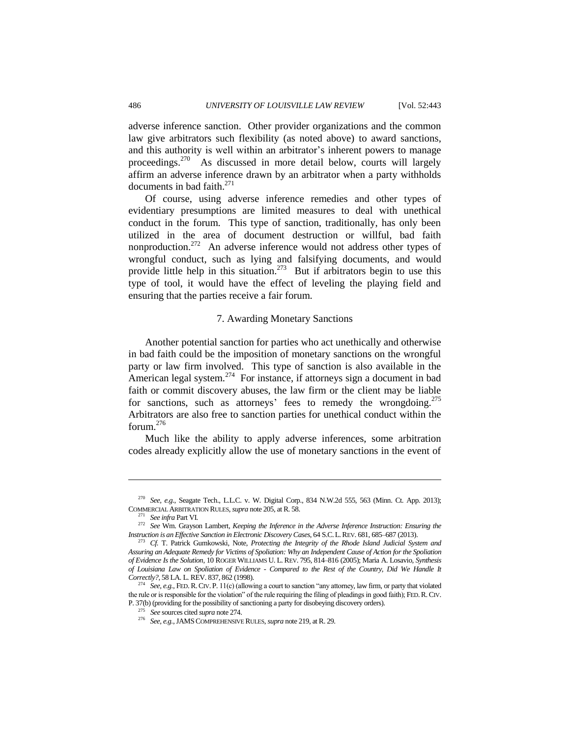adverse inference sanction. Other provider organizations and the common law give arbitrators such flexibility (as noted above) to award sanctions, and this authority is well within an arbitrator's inherent powers to manage proceedings.[270] As discussed in more detail below, courts will largely affirm an adverse inference drawn by an arbitrator when a party withholds documents in bad faith.[271]

Of course, using adverse inference remedies and other types of evidentiary presumptions are limited measures to deal with unethical conduct in the forum. This type of sanction, traditionally, has only been utilized in the area of document destruction or willful, bad faith nonproduction.[272] An adverse inference would not address other types of wrongful conduct, such as lying and falsifying documents, and would provide little help in this situation.[273] But if arbitrators begin to use this type of tool, it would have the effect of leveling the playing field and ensuring that the parties receive a fair forum.

### 7. Awarding Monetary Sanctions

Another potential sanction for parties who act unethically and otherwise in bad faith could be the imposition of monetary sanctions on the wrongful party or law firm involved. This type of sanction is also available in the American legal system.[274] For instance, if attorneys sign a document in bad faith or commit discovery abuses, the law firm or the client may be liable for sanctions, such as attorneys' fees to remedy the wrongdoing.[275] Arbitrators are also free to sanction parties for unethical conduct within the forum.[276]

Much like the ability to apply adverse inferences, some arbitration codes already explicitly allow the use of monetary sanctions in the event of

---

[270] *See, e.g.*, Seagate Tech., L.L.C. v. W. Digital Corp., 834 N.W.2d 555, 563 (Minn. Ct. App. 2013); COMMERCIAL ARBITRATION RULES, *supra* note 205, at R. 58.

[271] *See infra* Part VI.

[272] *See* Wm. Grayson Lambert, *Keeping the Inference in the Adverse Inference Instruction: Ensuring the Instruction is an Effective Sanction in Electronic Discovery Cases*, 64 S.C. L. REV. 681, 685–687 (2013).

[273] *Cf.* T. Patrick Gumkowski, Note, *Protecting the Integrity of the Rhode Island Judicial System and Assuring an Adequate Remedy for Victims of Spoliation: Why an Independent Cause of Action for the Spoliation of Evidence Is the Solution*, 10 ROGER WILLIAMS U. L. REV. 795, 814–816 (2005); Maria A. Losavio, *Synthesis of Louisiana Law on Spoliation of Evidence - Compared to the Rest of the Country, Did We Handle It Correctly?*, 58 LA. L. REV. 837, 862 (1998).

[274] *See, e.g.*, FED. R. CIV. P. 11(c) (allowing a court to sanction "any attorney, law firm, or party that violated the rule or is responsible for the violation" of the rule requiring the filing of pleadings in good faith); FED. R. CIV. P. 37(b) (providing for the possibility of sanctioning a party for disobeying discovery orders).

[275] *See* sources cited *supra* note 274.

[276] *See, e.g.*, JAMS COMPREHENSIVE RULES, *supra* note 219, at R. 29.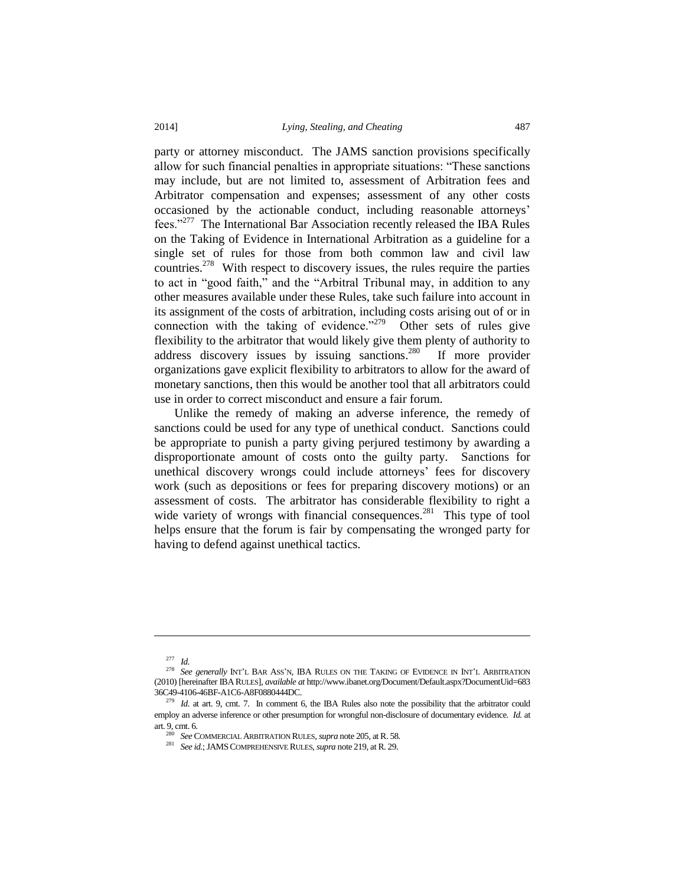party or attorney misconduct. The JAMS sanction provisions specifically allow for such financial penalties in appropriate situations: "These sanctions may include, but are not limited to, assessment of Arbitration fees and Arbitrator compensation and expenses; assessment of any other costs occasioned by the actionable conduct, including reasonable attorneys' fees."[277] The International Bar Association recently released the IBA Rules on the Taking of Evidence in International Arbitration as a guideline for a single set of rules for those from both common law and civil law countries.[278] With respect to discovery issues, the rules require the parties to act in "good faith," and the "Arbitral Tribunal may, in addition to any other measures available under these Rules, take such failure into account in its assignment of the costs of arbitration, including costs arising out of or in connection with the taking of evidence."[279] Other sets of rules give flexibility to the arbitrator that would likely give them plenty of authority to address discovery issues by issuing sanctions.[280] If more provider organizations gave explicit flexibility to arbitrators to allow for the award of monetary sanctions, then this would be another tool that all arbitrators could use in order to correct misconduct and ensure a fair forum.

Unlike the remedy of making an adverse inference, the remedy of sanctions could be used for any type of unethical conduct. Sanctions could be appropriate to punish a party giving perjured testimony by awarding a disproportionate amount of costs onto the guilty party. Sanctions for unethical discovery wrongs could include attorneys' fees for discovery work (such as depositions or fees for preparing discovery motions) or an assessment of costs. The arbitrator has considerable flexibility to right a wide variety of wrongs with financial consequences.[281] This type of tool helps ensure that the forum is fair by compensating the wronged party for having to defend against unethical tactics.

---

[277] *Id.*

[278] *See generally* INT'L BAR ASS'N, IBA RULES ON THE TAKING OF EVIDENCE IN INT'L ARBITRATION (2010) [hereinafter IBA RULES], *available at* http://www.ibanet.org/Document/Default.aspx?DocumentUid=68336C49-4106-46BF-A1C6-A8F0880444DC.

[279] *Id.* at art. 9, cmt. 7. In comment 6, the IBA Rules also note the possibility that the arbitrator could employ an adverse inference or other presumption for wrongful non-disclosure of documentary evidence. *Id.* at art. 9, cmt. 6.

[280] *See* COMMERCIAL ARBITRATION RULES, *supra* note 205, at R. 58.

[281] *See id.*; JAMS COMPREHENSIVE RULES, *supra* note 219, at R. 29.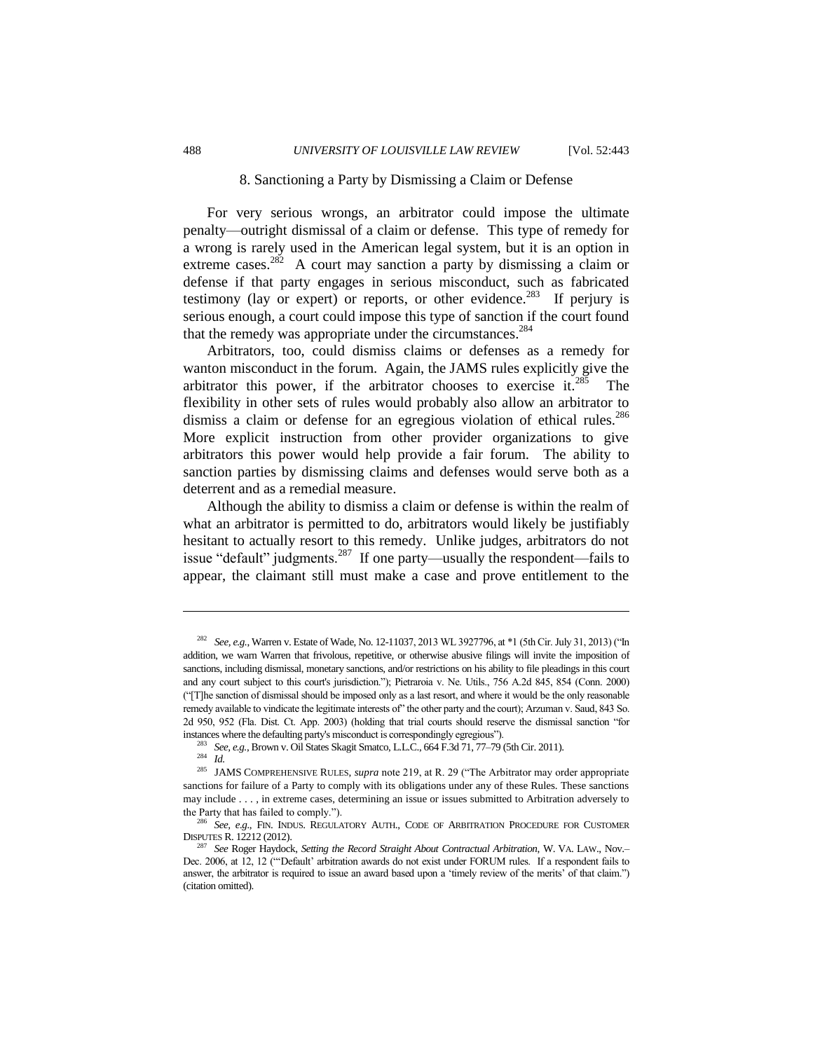### 8. Sanctioning a Party by Dismissing a Claim or Defense

For very serious wrongs, an arbitrator could impose the ultimate penalty—outright dismissal of a claim or defense. This type of remedy for a wrong is rarely used in the American legal system, but it is an option in extreme cases.[282] A court may sanction a party by dismissing a claim or defense if that party engages in serious misconduct, such as fabricated testimony (lay or expert) or reports, or other evidence.[283] If perjury is serious enough, a court could impose this type of sanction if the court found that the remedy was appropriate under the circumstances.[284]

Arbitrators, too, could dismiss claims or defenses as a remedy for wanton misconduct in the forum. Again, the JAMS rules explicitly give the arbitrator this power, if the arbitrator chooses to exercise it.[285] The flexibility in other sets of rules would probably also allow an arbitrator to dismiss a claim or defense for an egregious violation of ethical rules.[286] More explicit instruction from other provider organizations to give arbitrators this power would help provide a fair forum. The ability to sanction parties by dismissing claims and defenses would serve both as a deterrent and as a remedial measure.

Although the ability to dismiss a claim or defense is within the realm of what an arbitrator is permitted to do, arbitrators would likely be justifiably hesitant to actually resort to this remedy. Unlike judges, arbitrators do not issue "default" judgments.[287] If one party—usually the respondent—fails to appear, the claimant still must make a case and prove entitlement to the

---

[282] *See, e.g.*, Warren v. Estate of Wade, No. 12-11037, 2013 WL 3927796, at *1 (5th Cir. July 31, 2013) ("In addition, we warn Warren that frivolous, repetitive, or otherwise abusive filings will invite the imposition of sanctions, including dismissal, monetary sanctions, and/or restrictions on his ability to file pleadings in this court and any court subject to this court's jurisdiction."); Pietraroia v. Ne. Utils., 756 A.2d 845, 854 (Conn. 2000) ("[T]he sanction of dismissal should be imposed only as a last resort, and where it would be the only reasonable remedy available to vindicate the legitimate interests of" the other party and the court); Arzuman v. Saud, 843 So. 2d 950, 952 (Fla. Dist. Ct. App. 2003) (holding that trial courts should reserve the dismissal sanction "for instances where the defaulting party's misconduct is correspondingly egregious").

[283] *See, e.g.*, Brown v. Oil States Skagit Smatco, L.L.C., 664 F.3d 71, 77–79 (5th Cir. 2011).

[284] *Id.*

[285] JAMS COMPREHENSIVE RULES, *supra* note 219, at R. 29 ("The Arbitrator may order appropriate sanctions for failure of a Party to comply with its obligations under any of these Rules. These sanctions may include . . . , in extreme cases, determining an issue or issues submitted to Arbitration adversely to the Party that has failed to comply.").

[286] *See, e.g.*, FIN. INDUS. REGULATORY AUTH., CODE OF ARBITRATION PROCEDURE FOR CUSTOMER DISPUTES R. 12212 (2012).

[287] *See* Roger Haydock, *Setting the Record Straight About Contractual Arbitration*, W. VA. LAW., Nov.–Dec. 2006, at 12, 12 ("'Default' arbitration awards do not exist under FORUM rules. If a respondent fails to answer, the arbitrator is required to issue an award based upon a 'timely review of the merits' of that claim.") (citation omitted).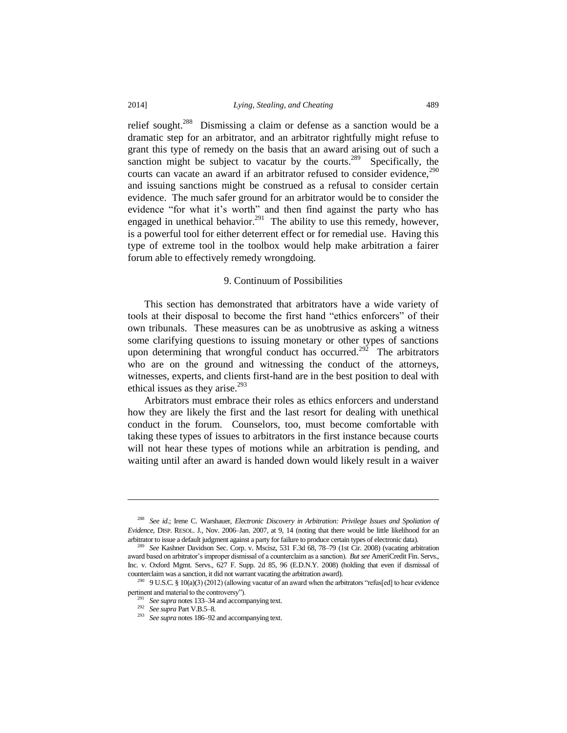relief sought.[288] Dismissing a claim or defense as a sanction would be a dramatic step for an arbitrator, and an arbitrator rightfully might refuse to grant this type of remedy on the basis that an award arising out of such a sanction might be subject to vacatur by the courts.[289] Specifically, the courts can vacate an award if an arbitrator refused to consider evidence,[290] and issuing sanctions might be construed as a refusal to consider certain evidence. The much safer ground for an arbitrator would be to consider the evidence "for what it's worth" and then find against the party who has engaged in unethical behavior.[291] The ability to use this remedy, however, is a powerful tool for either deterrent effect or for remedial use. Having this type of extreme tool in the toolbox would help make arbitration a fairer forum able to effectively remedy wrongdoing.

### 9. Continuum of Possibilities

This section has demonstrated that arbitrators have a wide variety of tools at their disposal to become the first hand "ethics enforcers" of their own tribunals. These measures can be as unobtrusive as asking a witness some clarifying questions to issuing monetary or other types of sanctions upon determining that wrongful conduct has occurred.[292] The arbitrators who are on the ground and witnessing the conduct of the attorneys, witnesses, experts, and clients first-hand are in the best position to deal with ethical issues as they arise.[293]

Arbitrators must embrace their roles as ethics enforcers and understand how they are likely the first and the last resort for dealing with unethical conduct in the forum. Counselors, too, must become comfortable with taking these types of issues to arbitrators in the first instance because courts will not hear these types of motions while an arbitration is pending, and waiting until after an award is handed down would likely result in a waiver

---

[288] *See id.*; Irene C. Warshauer, *Electronic Discovery in Arbitration: Privilege Issues and Spoliation of Evidence*, DISP. RESOL. J., Nov. 2006–Jan. 2007, at 9, 14 (noting that there would be little likelihood for an arbitrator to issue a default judgment against a party for failure to produce certain types of electronic data).

[289] *See* Kashner Davidson Sec. Corp. v. Mscisz, 531 F.3d 68, 78–79 (1st Cir. 2008) (vacating arbitration award based on arbitrator's improper dismissal of a counterclaim as a sanction). *But see* AmeriCredit Fin. Servs., Inc. v. Oxford Mgmt. Servs., 627 F. Supp. 2d 85, 96 (E.D.N.Y. 2008) (holding that even if dismissal of counterclaim was a sanction, it did not warrant vacating the arbitration award).

[290] 9 U.S.C. § 10(a)(3) (2012) (allowing vacatur of an award when the arbitrators "refus[ed] to hear evidence pertinent and material to the controversy").

[291] *See supra* notes 133–34 and accompanying text.

[292] *See supra* Part V.B.5–8.

[293] *See supra* notes 186–92 and accompanying text.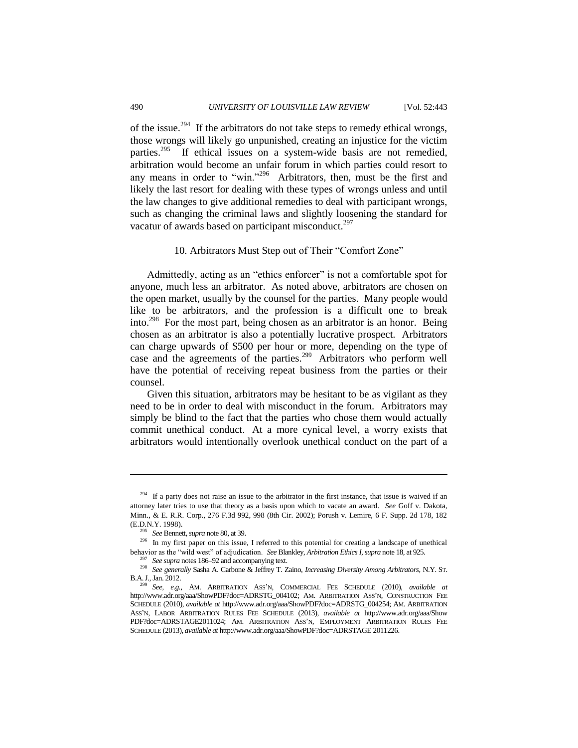of the issue.[294] If the arbitrators do not take steps to remedy ethical wrongs, those wrongs will likely go unpunished, creating an injustice for the victim parties.[295] If ethical issues on a system-wide basis are not remedied, arbitration would become an unfair forum in which parties could resort to any means in order to "win."[296] Arbitrators, then, must be the first and likely the last resort for dealing with these types of wrongs unless and until the law changes to give additional remedies to deal with participant wrongs, such as changing the criminal laws and slightly loosening the standard for vacatur of awards based on participant misconduct.[297]

### 10. Arbitrators Must Step out of Their "Comfort Zone"

Admittedly, acting as an "ethics enforcer" is not a comfortable spot for anyone, much less an arbitrator. As noted above, arbitrators are chosen on the open market, usually by the counsel for the parties. Many people would like to be arbitrators, and the profession is a difficult one to break into.[298] For the most part, being chosen as an arbitrator is an honor. Being chosen as an arbitrator is also a potentially lucrative prospect. Arbitrators can charge upwards of $500 per hour or more, depending on the type of case and the agreements of the parties.[299] Arbitrators who perform well have the potential of receiving repeat business from the parties or their counsel.

Given this situation, arbitrators may be hesitant to be as vigilant as they need to be in order to deal with misconduct in the forum. Arbitrators may simply be blind to the fact that the parties who chose them would actually commit unethical conduct. At a more cynical level, a worry exists that arbitrators would intentionally overlook unethical conduct on the part of a

---

[294] If a party does not raise an issue to the arbitrator in the first instance, that issue is waived if an attorney later tries to use that theory as a basis upon which to vacate an award. *See* Goff v. Dakota, Minn., & E. R.R. Corp., 276 F.3d 992, 998 (8th Cir. 2002); Porush v. Lemire, 6 F. Supp. 2d 178, 182 (E.D.N.Y. 1998).

[295] *See* Bennett, *supra* note 80, at 39.

[296] In my first paper on this issue, I referred to this potential for creating a landscape of unethical behavior as the "wild west" of adjudication. *See* Blankley, *Arbitration Ethics I*, *supra* note 18, at 925.

[297] *See supra* notes 186–92 and accompanying text.

[298] *See generally* Sasha A. Carbone & Jeffrey T. Zaino, *Increasing Diversity Among Arbitrators*, N.Y. ST. B.A. J., Jan. 2012.

[299] *See, e.g.*, AM. ARBITRATION ASS'N, COMMERCIAL FEE SCHEDULE (2010), *available at* http://www.adr.org/aaa/ShowPDF?doc=ADRSTG_004102; AM. ARBITRATION ASS'N, CONSTRUCTION FEE SCHEDULE (2010), *available at* http://www.adr.org/aaa/ShowPDF?doc=ADRSTG_004254; AM. ARBITRATION ASS'N, LABOR ARBITRATION RULES FEE SCHEDULE (2013), *available at* http://www.adr.org/aaa/ShowPDF?doc=ADRSTAGE2011024; AM. ARBITRATION ASS'N, EMPLOYMENT ARBITRATION RULES FEE SCHEDULE (2013), *available at* http://www.adr.org/aaa/ShowPDF?doc=ADRSTAGE 2011226.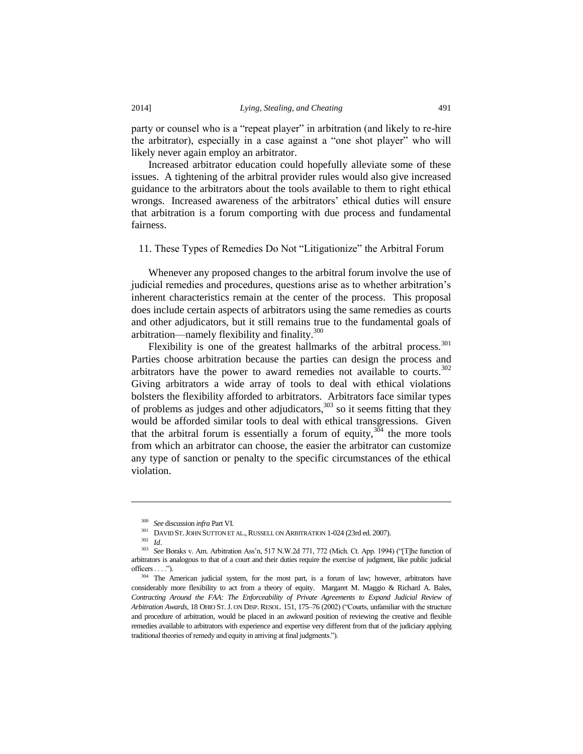party or counsel who is a "repeat player" in arbitration (and likely to re-hire the arbitrator), especially in a case against a "one shot player" who will likely never again employ an arbitrator.

Increased arbitrator education could hopefully alleviate some of these issues. A tightening of the arbitral provider rules would also give increased guidance to the arbitrators about the tools available to them to right ethical wrongs. Increased awareness of the arbitrators' ethical duties will ensure that arbitration is a forum comporting with due process and fundamental fairness.

### 11. These Types of Remedies Do Not "Litigationize" the Arbitral Forum

Whenever any proposed changes to the arbitral forum involve the use of judicial remedies and procedures, questions arise as to whether arbitration's inherent characteristics remain at the center of the process. This proposal does include certain aspects of arbitrators using the same remedies as courts and other adjudicators, but it still remains true to the fundamental goals of arbitration—namely flexibility and finality.[300]

Flexibility is one of the greatest hallmarks of the arbitral process.[301] Parties choose arbitration because the parties can design the process and arbitrators have the power to award remedies not available to courts.[302] Giving arbitrators a wide array of tools to deal with ethical violations bolsters the flexibility afforded to arbitrators. Arbitrators face similar types of problems as judges and other adjudicators,[303] so it seems fitting that they would be afforded similar tools to deal with ethical transgressions. Given that the arbitral forum is essentially a forum of equity,[304] the more tools from which an arbitrator can choose, the easier the arbitrator can customize any type of sanction or penalty to the specific circumstances of the ethical violation.

---

[300] *See* discussion *infra* Part VI.

[301] DAVID ST. JOHN SUTTON ET AL., RUSSELL ON ARBITRATION 1-024 (23rd ed. 2007).

[302] *Id*.

[303] *See* Boraks v. Am. Arbitration Ass'n, 517 N.W.2d 771, 772 (Mich. Ct. App. 1994) ("[T]he function of arbitrators is analogous to that of a court and their duties require the exercise of judgment, like public judicial officers . . . .").

[304] The American judicial system, for the most part, is a forum of law; however, arbitrators have considerably more flexibility to act from a theory of equity. Margaret M. Maggio & Richard A. Bales, *Contracting Around the FAA: The Enforceability of Private Agreements to Expand Judicial Review of Arbitration Awards*, 18 OHIO ST. J. ON DISP. RESOL. 151, 175–76 (2002) ("Courts, unfamiliar with the structure and procedure of arbitration, would be placed in an awkward position of reviewing the creative and flexible remedies available to arbitrators with experience and expertise very different from that of the judiciary applying traditional theories of remedy and equity in arriving at final judgments.").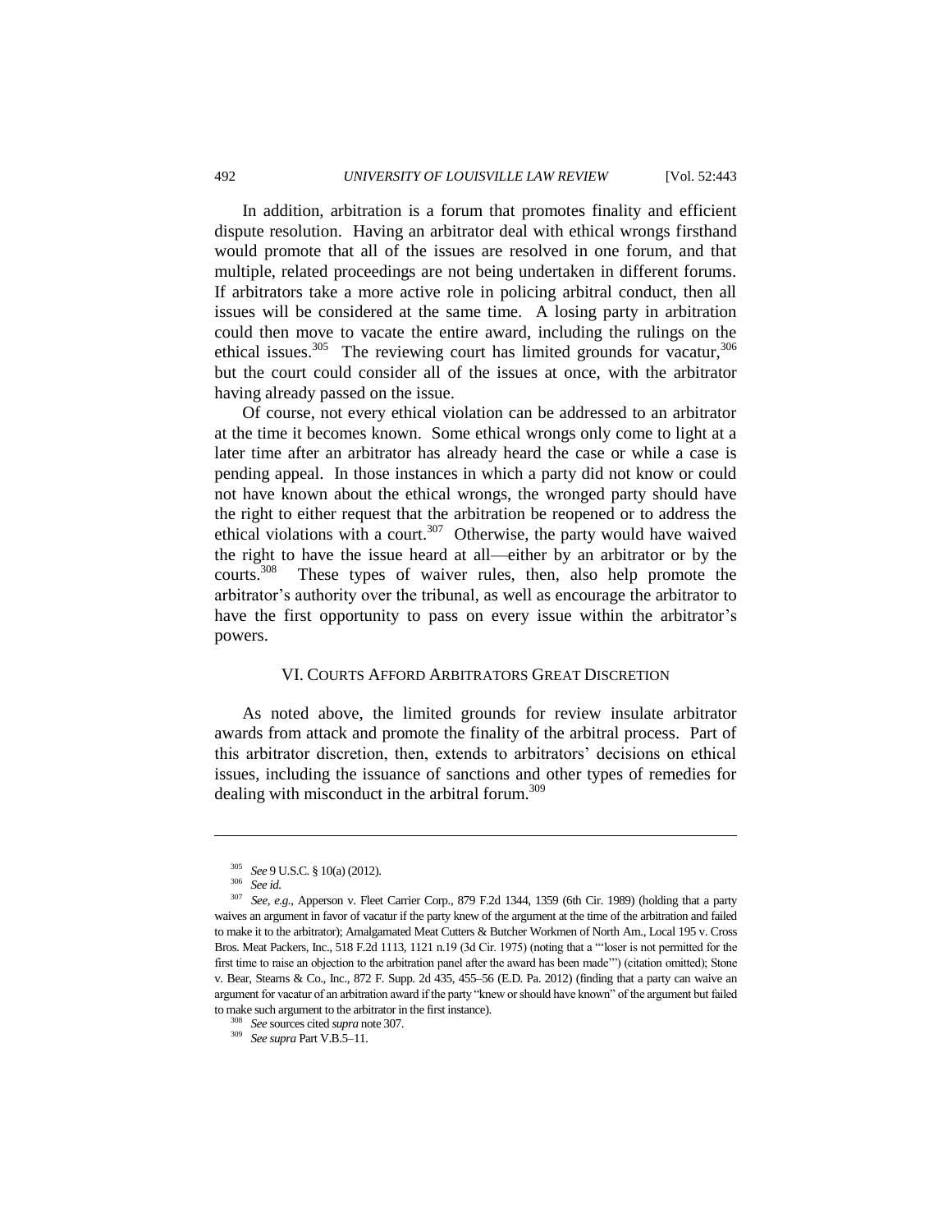In addition, arbitration is a forum that promotes finality and efficient dispute resolution. Having an arbitrator deal with ethical wrongs firsthand would promote that all of the issues are resolved in one forum, and that multiple, related proceedings are not being undertaken in different forums. If arbitrators take a more active role in policing arbitral conduct, then all issues will be considered at the same time. A losing party in arbitration could then move to vacate the entire award, including the rulings on the ethical issues.[305] The reviewing court has limited grounds for vacatur,[306] but the court could consider all of the issues at once, with the arbitrator having already passed on the issue.

Of course, not every ethical violation can be addressed to an arbitrator at the time it becomes known. Some ethical wrongs only come to light at a later time after an arbitrator has already heard the case or while a case is pending appeal. In those instances in which a party did not know or could not have known about the ethical wrongs, the wronged party should have the right to either request that the arbitration be reopened or to address the ethical violations with a court.[307] Otherwise, the party would have waived the right to have the issue heard at all—either by an arbitrator or by the courts.[308] These types of waiver rules, then, also help promote the arbitrator's authority over the tribunal, as well as encourage the arbitrator to have the first opportunity to pass on every issue within the arbitrator's powers.

## VI. Courts Afford Arbitrators Great Discretion

As noted above, the limited grounds for review insulate arbitrator awards from attack and promote the finality of the arbitral process. Part of this arbitrator discretion, then, extends to arbitrators' decisions on ethical issues, including the issuance of sanctions and other types of remedies for dealing with misconduct in the arbitral forum.[309]

---

[305] *See* 9 U.S.C. § 10(a) (2012).

[306] *See id.*

[307] *See, e.g.*, Apperson v. Fleet Carrier Corp., 879 F.2d 1344, 1359 (6th Cir. 1989) (holding that a party waives an argument in favor of vacatur if the party knew of the argument at the time of the arbitration and failed to make it to the arbitrator); Amalgamated Meat Cutters & Butcher Workmen of North Am., Local 195 v. Cross Bros. Meat Packers, Inc., 518 F.2d 1113, 1121 n.19 (3d Cir. 1975) (noting that a "'loser is not permitted for the first time to raise an objection to the arbitration panel after the award has been made'") (citation omitted); Stone v. Bear, Stearns & Co., Inc., 872 F. Supp. 2d 435, 455–56 (E.D. Pa. 2012) (finding that a party can waive an argument for vacatur of an arbitration award if the party "knew or should have known" of the argument but failed to make such argument to the arbitrator in the first instance).

[308] *See* sources cited *supra* note 307.

[309] *See supra* Part V.B.5–11.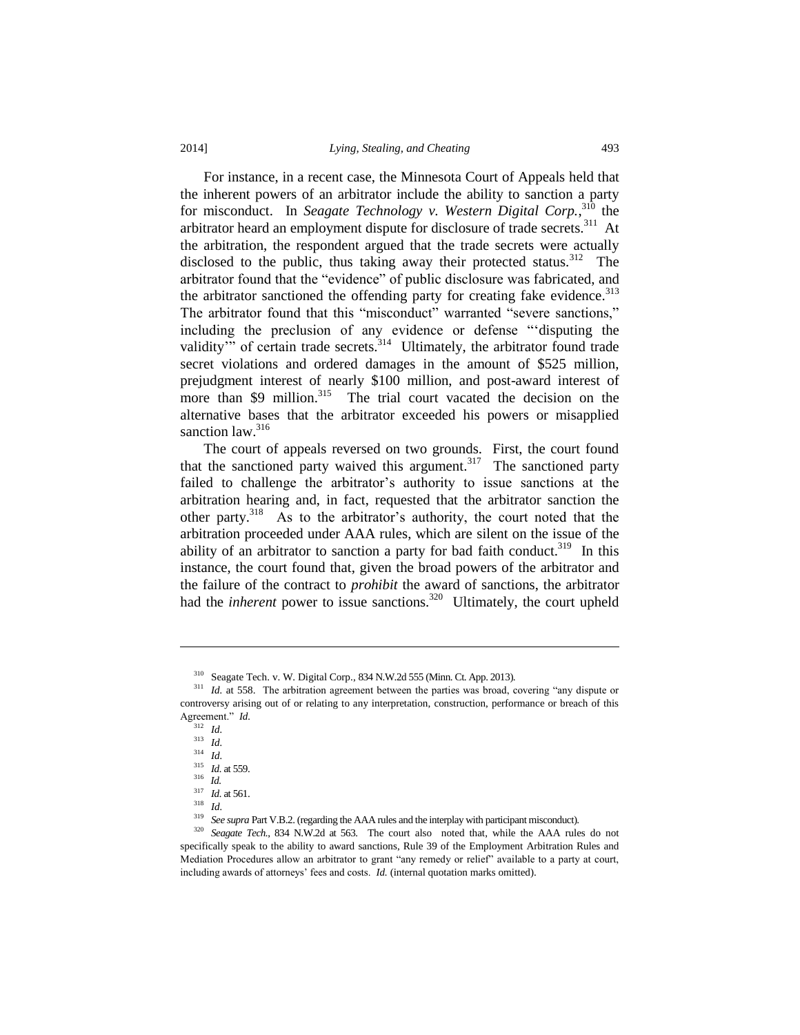For instance, in a recent case, the Minnesota Court of Appeals held that the inherent powers of an arbitrator include the ability to sanction a party for misconduct. In *Seagate Technology v. Western Digital Corp.*,[310] the arbitrator heard an employment dispute for disclosure of trade secrets.[311] At the arbitration, the respondent argued that the trade secrets were actually disclosed to the public, thus taking away their protected status.[312] The arbitrator found that the "evidence" of public disclosure was fabricated, and the arbitrator sanctioned the offending party for creating fake evidence.[313] The arbitrator found that this "misconduct" warranted "severe sanctions," including the preclusion of any evidence or defense "'disputing the validity'" of certain trade secrets.[314] Ultimately, the arbitrator found trade secret violations and ordered damages in the amount of \$525 million, prejudgment interest of nearly \$100 million, and post-award interest of more than \$9 million.[315] The trial court vacated the decision on the alternative bases that the arbitrator exceeded his powers or misapplied sanction law.[316]

The court of appeals reversed on two grounds. First, the court found that the sanctioned party waived this argument.[317] The sanctioned party failed to challenge the arbitrator's authority to issue sanctions at the arbitration hearing and, in fact, requested that the arbitrator sanction the other party.[318] As to the arbitrator's authority, the court noted that the arbitration proceeded under AAA rules, which are silent on the issue of the ability of an arbitrator to sanction a party for bad faith conduct.[319] In this instance, the court found that, given the broad powers of the arbitrator and the failure of the contract to *prohibit* the award of sanctions, the arbitrator had the *inherent* power to issue sanctions.[320] Ultimately, the court upheld

---

[310] Seagate Tech. v. W. Digital Corp., 834 N.W.2d 555 (Minn. Ct. App. 2013).

[311] *Id.* at 558. The arbitration agreement between the parties was broad, covering "any dispute or controversy arising out of or relating to any interpretation, construction, performance or breach of this Agreement." *Id.*

[312] *Id.*

[313] *Id.*

[314] *Id.*

[315] *Id.* at 559.

[316] *Id.*

[317] *Id.* at 561.

[318] *Id.*

[319] *See supra* Part V.B.2. (regarding the AAA rules and the interplay with participant misconduct).

[320] *Seagate Tech.*, 834 N.W.2d at 563. The court also noted that, while the AAA rules do not specifically speak to the ability to award sanctions, Rule 39 of the Employment Arbitration Rules and Mediation Procedures allow an arbitrator to grant "any remedy or relief" available to a party at court, including awards of attorneys' fees and costs. *Id.* (internal quotation marks omitted).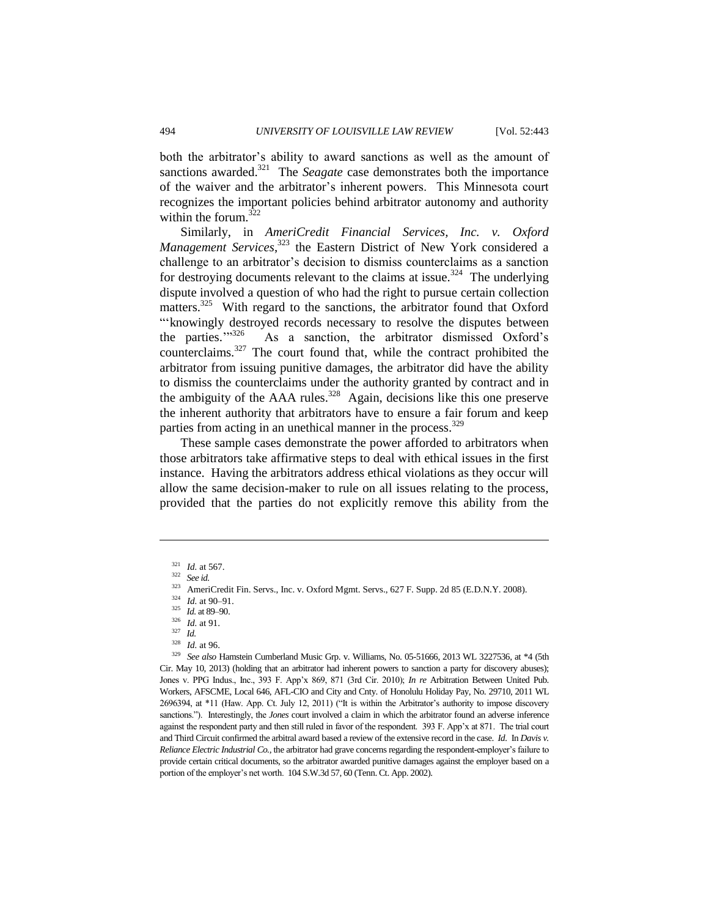both the arbitrator's ability to award sanctions as well as the amount of sanctions awarded.[321] The *Seagate* case demonstrates both the importance of the waiver and the arbitrator's inherent powers. This Minnesota court recognizes the important policies behind arbitrator autonomy and authority within the forum.[322]

Similarly, in *AmeriCredit Financial Services, Inc. v. Oxford Management Services*,[323] the Eastern District of New York considered a challenge to an arbitrator's decision to dismiss counterclaims as a sanction for destroying documents relevant to the claims at issue.[324] The underlying dispute involved a question of who had the right to pursue certain collection matters.[325] With regard to the sanctions, the arbitrator found that Oxford "'knowingly destroyed records necessary to resolve the disputes between the parties.'"[326] As a sanction, the arbitrator dismissed Oxford's counterclaims.[327] The court found that, while the contract prohibited the arbitrator from issuing punitive damages, the arbitrator did have the ability to dismiss the counterclaims under the authority granted by contract and in the ambiguity of the AAA rules.[328] Again, decisions like this one preserve the inherent authority that arbitrators have to ensure a fair forum and keep parties from acting in an unethical manner in the process.[329]

These sample cases demonstrate the power afforded to arbitrators when those arbitrators take affirmative steps to deal with ethical issues in the first instance. Having the arbitrators address ethical violations as they occur will allow the same decision-maker to rule on all issues relating to the process, provided that the parties do not explicitly remove this ability from the

---

[321] *Id.* at 567.

[322] *See id.*

[323] AmeriCredit Fin. Servs., Inc. v. Oxford Mgmt. Servs., 627 F. Supp. 2d 85 (E.D.N.Y. 2008).

[324] *Id.* at 90–91.

[325] *Id.* at 89–90.

[326] *Id.* at 91.

[327] *Id.*

[328] *Id.* at 96.

[329] *See also* Harnstein Cumberland Music Grp. v. Williams, No. 05-51666, 2013 WL 3227536, at *4 (5th Cir. May 10, 2013) (holding that an arbitrator had inherent powers to sanction a party for discovery abuses); Jones v. PPG Indus., Inc., 393 F. App'x 869, 871 (3rd Cir. 2010); *In re* Arbitration Between United Pub. Workers, AFSCME, Local 646, AFL-CIO and City and Cnty. of Honolulu Holiday Pay, No. 29710, 2011 WL 2696394, at *11 (Haw. App. Ct. July 12, 2011) ("It is within the Arbitrator's authority to impose discovery sanctions."). Interestingly, the *Jones* court involved a claim in which the arbitrator found an adverse inference against the respondent party and then still ruled in favor of the respondent. 393 F. App'x at 871. The trial court and Third Circuit confirmed the arbitral award based a review of the extensive record in the case. *Id.* In *Davis v. Reliance Electric Industrial Co.*, the arbitrator had grave concerns regarding the respondent-employer's failure to provide certain critical documents, so the arbitrator awarded punitive damages against the employer based on a portion of the employer's net worth. 104 S.W.3d 57, 60 (Tenn. Ct. App. 2002).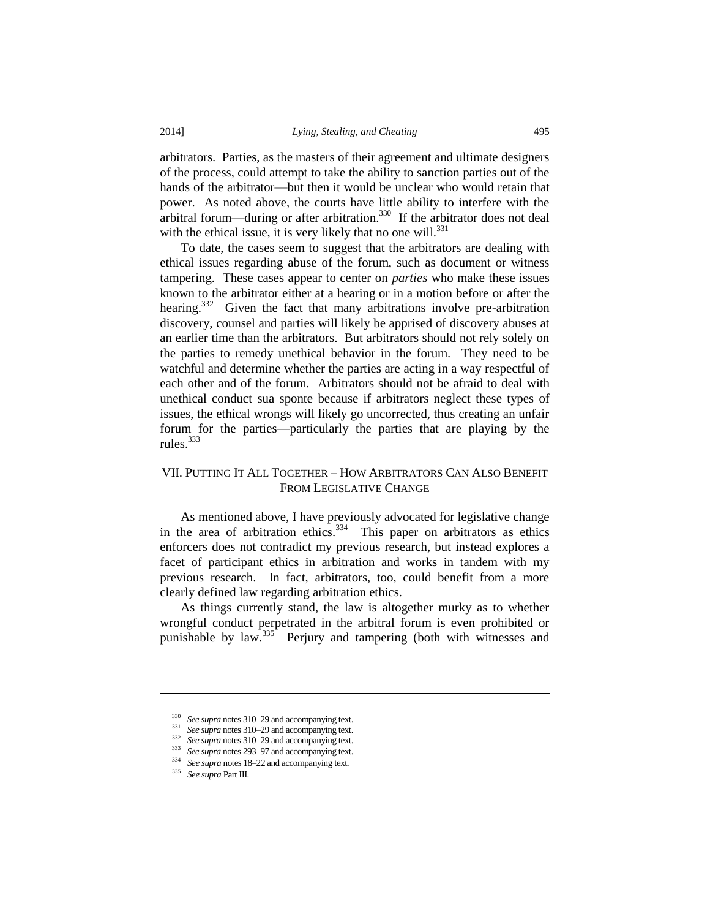arbitrators. Parties, as the masters of their agreement and ultimate designers of the process, could attempt to take the ability to sanction parties out of the hands of the arbitrator—but then it would be unclear who would retain that power. As noted above, the courts have little ability to interfere with the arbitral forum—during or after arbitration.[330] If the arbitrator does not deal with the ethical issue, it is very likely that no one will.[331]

To date, the cases seem to suggest that the arbitrators are dealing with ethical issues regarding abuse of the forum, such as document or witness tampering. These cases appear to center on *parties* who make these issues known to the arbitrator either at a hearing or in a motion before or after the hearing.[332] Given the fact that many arbitrations involve pre-arbitration discovery, counsel and parties will likely be apprised of discovery abuses at an earlier time than the arbitrators. But arbitrators should not rely solely on the parties to remedy unethical behavior in the forum. They need to be watchful and determine whether the parties are acting in a way respectful of each other and of the forum. Arbitrators should not be afraid to deal with unethical conduct sua sponte because if arbitrators neglect these types of issues, the ethical wrongs will likely go uncorrected, thus creating an unfair forum for the parties—particularly the parties that are playing by the rules.[333]

## VII. Putting It All Together – How Arbitrators Can Also Benefit From Legislative Change

As mentioned above, I have previously advocated for legislative change in the area of arbitration ethics.[334] This paper on arbitrators as ethics enforcers does not contradict my previous research, but instead explores a facet of participant ethics in arbitration and works in tandem with my previous research. In fact, arbitrators, too, could benefit from a more clearly defined law regarding arbitration ethics.

As things currently stand, the law is altogether murky as to whether wrongful conduct perpetrated in the arbitral forum is even prohibited or punishable by law.[335] Perjury and tampering (both with witnesses and

---

[330] *See supra* notes 310–29 and accompanying text.

[331] *See supra* notes 310–29 and accompanying text.

[332] *See supra* notes 310–29 and accompanying text.

[333] *See supra* notes 293–97 and accompanying text.

[334] *See supra* notes 18–22 and accompanying text.

[335] *See supra* Part III.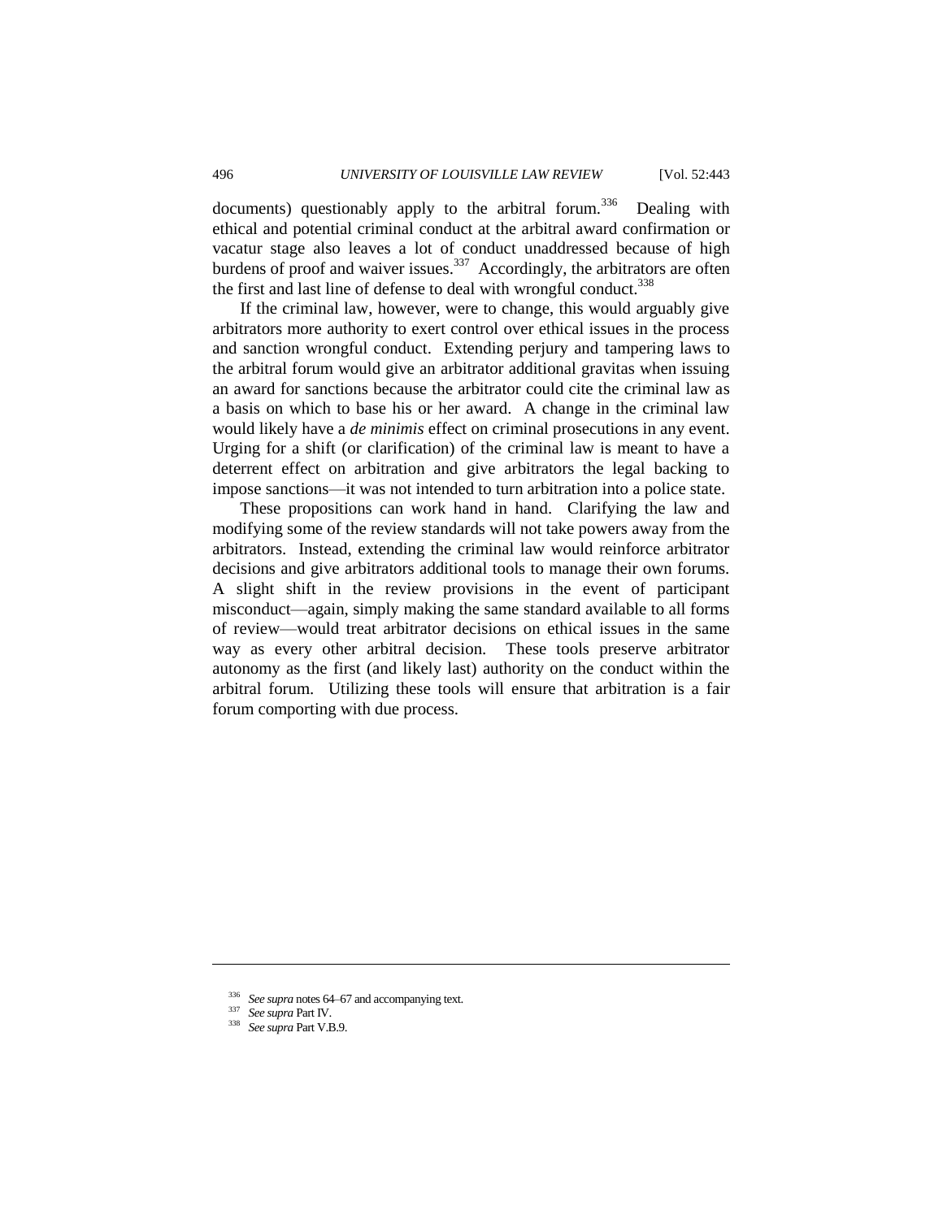documents) questionably apply to the arbitral forum.[336] Dealing with ethical and potential criminal conduct at the arbitral award confirmation or vacatur stage also leaves a lot of conduct unaddressed because of high burdens of proof and waiver issues.[337] Accordingly, the arbitrators are often the first and last line of defense to deal with wrongful conduct.[338]

If the criminal law, however, were to change, this would arguably give arbitrators more authority to exert control over ethical issues in the process and sanction wrongful conduct. Extending perjury and tampering laws to the arbitral forum would give an arbitrator additional gravitas when issuing an award for sanctions because the arbitrator could cite the criminal law as a basis on which to base his or her award. A change in the criminal law would likely have a *de minimis* effect on criminal prosecutions in any event. Urging for a shift (or clarification) of the criminal law is meant to have a deterrent effect on arbitration and give arbitrators the legal backing to impose sanctions—it was not intended to turn arbitration into a police state.

These propositions can work hand in hand. Clarifying the law and modifying some of the review standards will not take powers away from the arbitrators. Instead, extending the criminal law would reinforce arbitrator decisions and give arbitrators additional tools to manage their own forums. A slight shift in the review provisions in the event of participant misconduct—again, simply making the same standard available to all forms of review—would treat arbitrator decisions on ethical issues in the same way as every other arbitral decision. These tools preserve arbitrator autonomy as the first (and likely last) authority on the conduct within the arbitral forum. Utilizing these tools will ensure that arbitration is a fair forum comporting with due process.

---

[336] *See supra* notes 64–67 and accompanying text.

[337] *See supra* Part IV.

[338] *See supra* Part V.B.9.